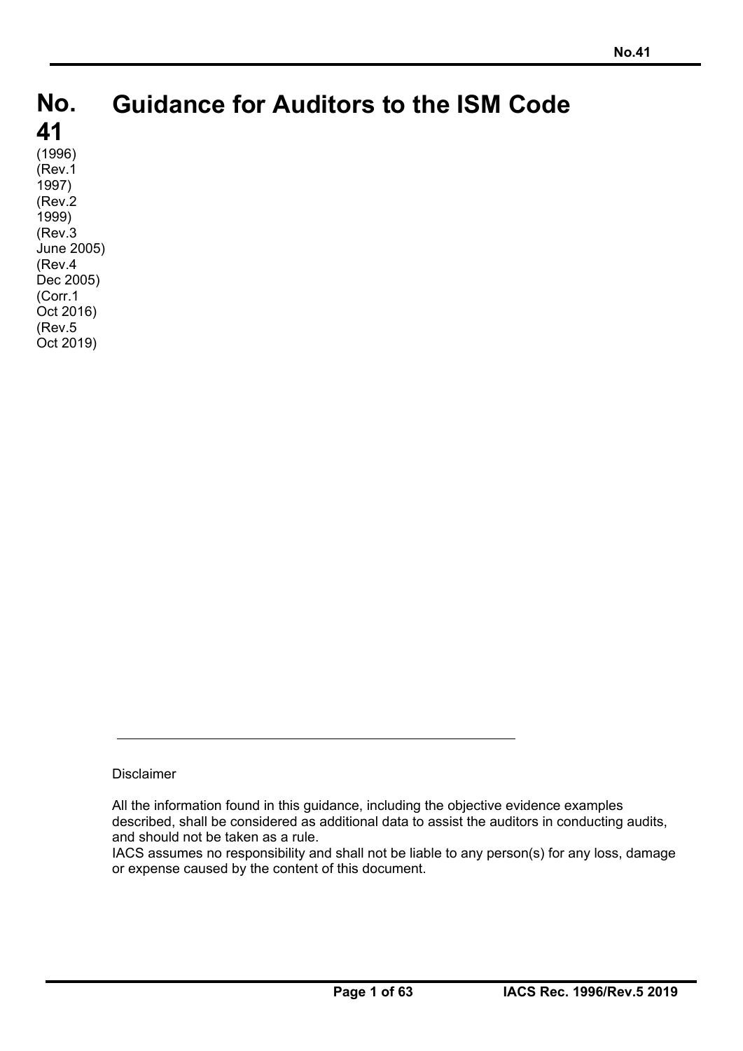# No. 41 Guidance for Auditors to the ISM Code

(1996)
(Rev.1 1997)
(Rev.2 1999)
(Rev.3 June 2005)
(Rev.4 Dec 2005)
(Corr.1 Oct 2016)
(Rev.5 Oct 2019)

---

Disclaimer

All the information found in this guidance, including the objective evidence examples described, shall be considered as additional data to assist the auditors in conducting audits, and should not be taken as a rule.

IACS assumes no responsibility and shall not be liable to any person(s) for any loss, damage or expense caused by the content of this document.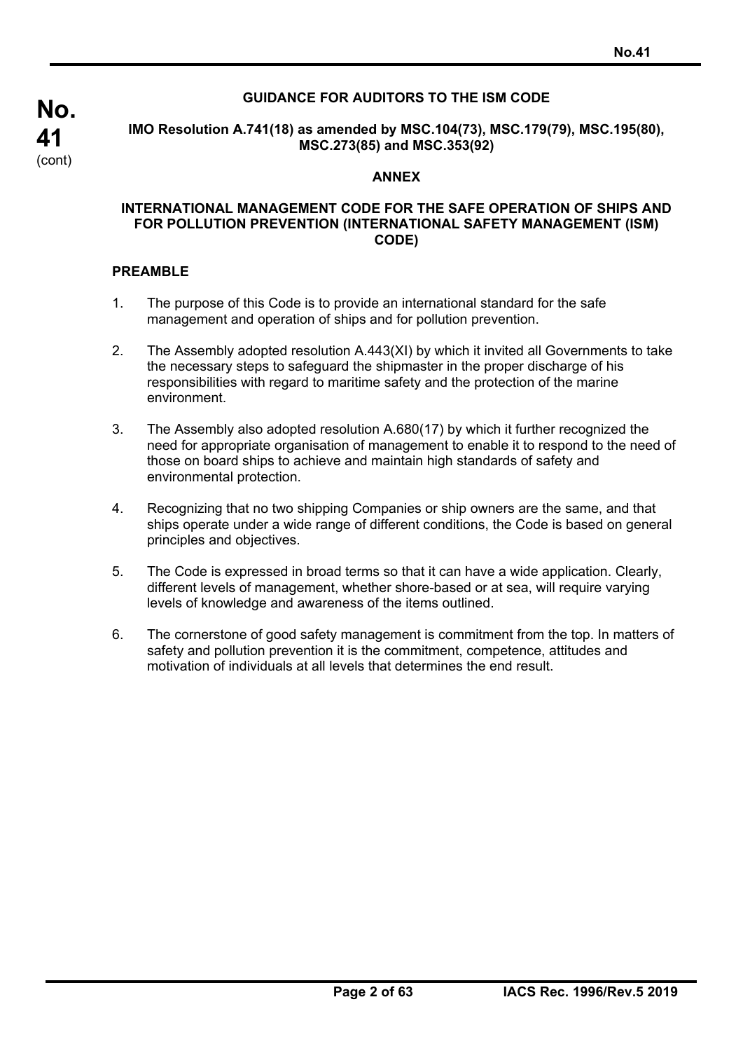## GUIDANCE FOR AUDITORS TO THE ISM CODE

### IMO Resolution A.741(18) as amended by MSC.104(73), MSC.179(79), MSC.195(80), MSC.273(85) and MSC.353(92)

### ANNEX

### INTERNATIONAL MANAGEMENT CODE FOR THE SAFE OPERATION OF SHIPS AND FOR POLLUTION PREVENTION (INTERNATIONAL SAFETY MANAGEMENT (ISM) CODE)

#### PREAMBLE

1. The purpose of this Code is to provide an international standard for the safe management and operation of ships and for pollution prevention.

2. The Assembly adopted resolution A.443(XI) by which it invited all Governments to take the necessary steps to safeguard the shipmaster in the proper discharge of his responsibilities with regard to maritime safety and the protection of the marine environment.

3. The Assembly also adopted resolution A.680(17) by which it further recognized the need for appropriate organisation of management to enable it to respond to the need of those on board ships to achieve and maintain high standards of safety and environmental protection.

4. Recognizing that no two shipping Companies or ship owners are the same, and that ships operate under a wide range of different conditions, the Code is based on general principles and objectives.

5. The Code is expressed in broad terms so that it can have a wide application. Clearly, different levels of management, whether shore-based or at sea, will require varying levels of knowledge and awareness of the items outlined.

6. The cornerstone of good safety management is commitment from the top. In matters of safety and pollution prevention it is the commitment, competence, attitudes and motivation of individuals at all levels that determines the end result.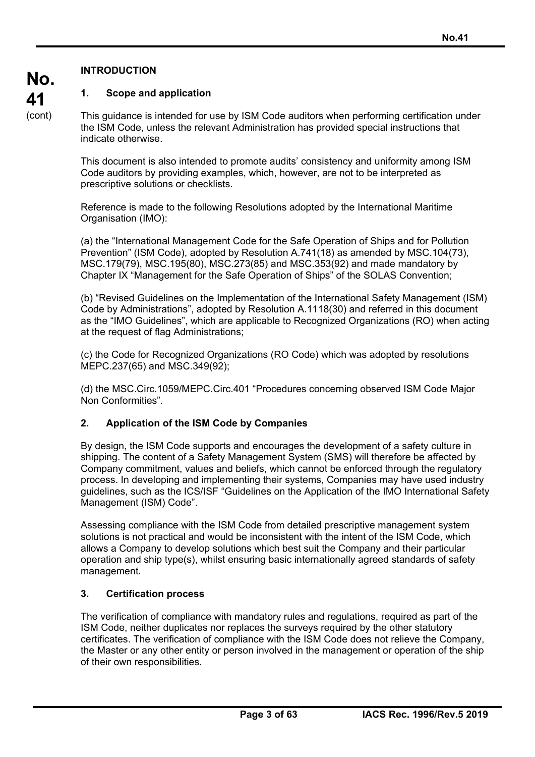# INTRODUCTION

## 1. Scope and application

This guidance is intended for use by ISM Code auditors when performing certification under the ISM Code, unless the relevant Administration has provided special instructions that indicate otherwise.

This document is also intended to promote audits' consistency and uniformity among ISM Code auditors by providing examples, which, however, are not to be interpreted as prescriptive solutions or checklists.

Reference is made to the following Resolutions adopted by the International Maritime Organisation (IMO):

(a) the "International Management Code for the Safe Operation of Ships and for Pollution Prevention" (ISM Code), adopted by Resolution A.741(18) as amended by MSC.104(73), MSC.179(79), MSC.195(80), MSC.273(85) and MSC.353(92) and made mandatory by Chapter IX "Management for the Safe Operation of Ships" of the SOLAS Convention;

(b) "Revised Guidelines on the Implementation of the International Safety Management (ISM) Code by Administrations", adopted by Resolution A.1118(30) and referred in this document as the "IMO Guidelines", which are applicable to Recognized Organizations (RO) when acting at the request of flag Administrations;

(c) the Code for Recognized Organizations (RO Code) which was adopted by resolutions MEPC.237(65) and MSC.349(92);

(d) the MSC.Circ.1059/MEPC.Circ.401 "Procedures concerning observed ISM Code Major Non Conformities".

## 2. Application of the ISM Code by Companies

By design, the ISM Code supports and encourages the development of a safety culture in shipping. The content of a Safety Management System (SMS) will therefore be affected by Company commitment, values and beliefs, which cannot be enforced through the regulatory process. In developing and implementing their systems, Companies may have used industry guidelines, such as the ICS/ISF "Guidelines on the Application of the IMO International Safety Management (ISM) Code".

Assessing compliance with the ISM Code from detailed prescriptive management system solutions is not practical and would be inconsistent with the intent of the ISM Code, which allows a Company to develop solutions which best suit the Company and their particular operation and ship type(s), whilst ensuring basic internationally agreed standards of safety management.

## 3. Certification process

The verification of compliance with mandatory rules and regulations, required as part of the ISM Code, neither duplicates nor replaces the surveys required by the other statutory certificates. The verification of compliance with the ISM Code does not relieve the Company, the Master or any other entity or person involved in the management or operation of the ship of their own responsibilities.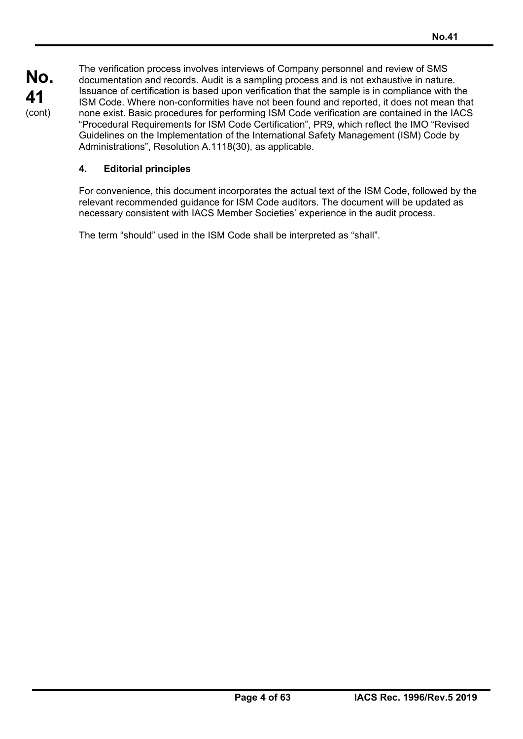The verification process involves interviews of Company personnel and review of SMS documentation and records. Audit is a sampling process and is not exhaustive in nature. Issuance of certification is based upon verification that the sample is in compliance with the ISM Code. Where non-conformities have not been found and reported, it does not mean that none exist. Basic procedures for performing ISM Code verification are contained in the IACS "Procedural Requirements for ISM Code Certification", PR9, which reflect the IMO "Revised Guidelines on the Implementation of the International Safety Management (ISM) Code by Administrations", Resolution A.1118(30), as applicable.

#### 4. Editorial principles

For convenience, this document incorporates the actual text of the ISM Code, followed by the relevant recommended guidance for ISM Code auditors. The document will be updated as necessary consistent with IACS Member Societies' experience in the audit process.

The term "should" used in the ISM Code shall be interpreted as "shall".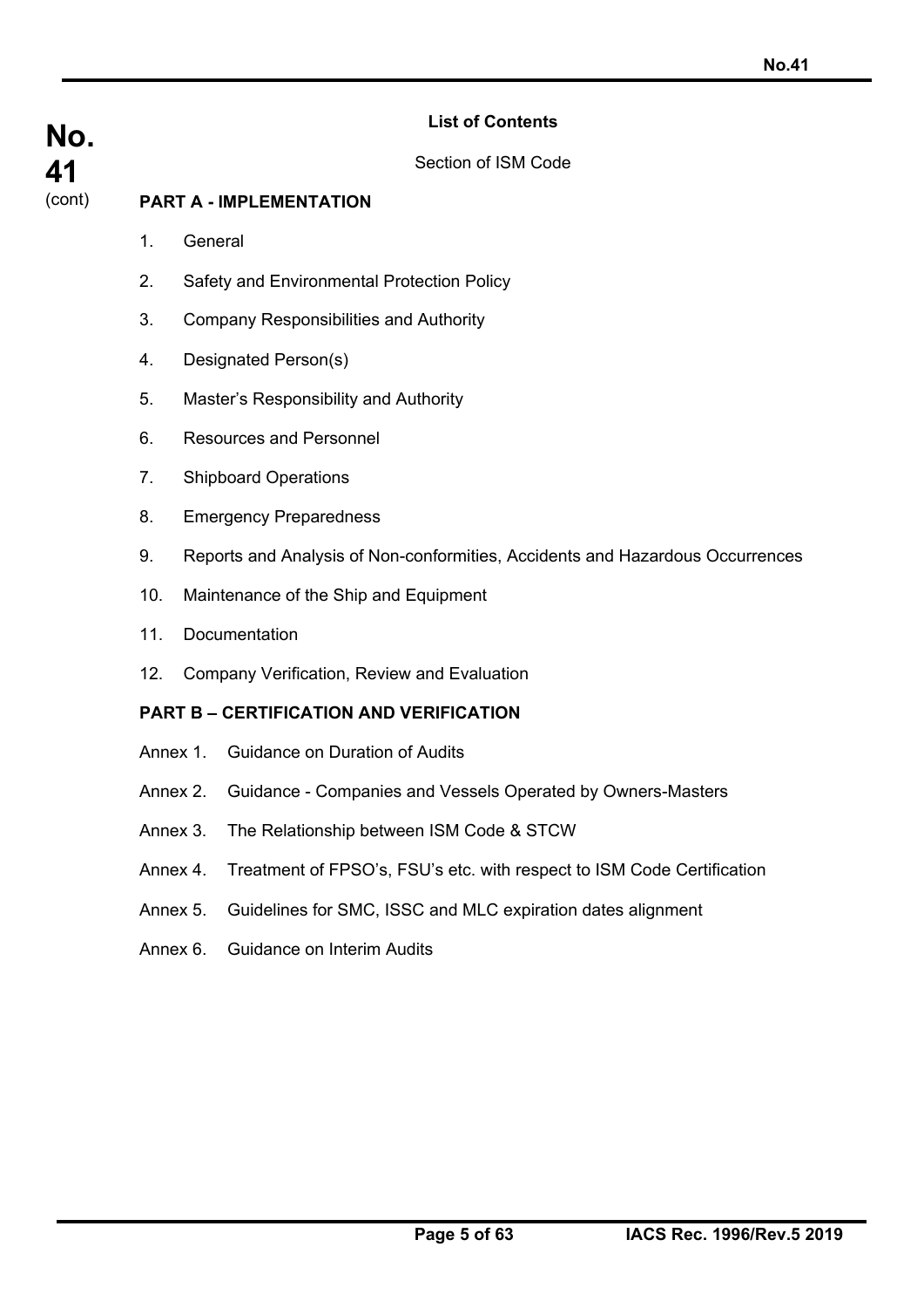## List of Contents

Section of ISM Code

**PART A - IMPLEMENTATION**

1. General
2. Safety and Environmental Protection Policy
3. Company Responsibilities and Authority
4. Designated Person(s)
5. Master's Responsibility and Authority
6. Resources and Personnel
7. Shipboard Operations
8. Emergency Preparedness
9. Reports and Analysis of Non-conformities, Accidents and Hazardous Occurrences
10. Maintenance of the Ship and Equipment
11. Documentation
12. Company Verification, Review and Evaluation

**PART B – CERTIFICATION AND VERIFICATION**

Annex 1. Guidance on Duration of Audits

Annex 2. Guidance - Companies and Vessels Operated by Owners-Masters

Annex 3. The Relationship between ISM Code & STCW

Annex 4. Treatment of FPSO's, FSU's etc. with respect to ISM Code Certification

Annex 5. Guidelines for SMC, ISSC and MLC expiration dates alignment

Annex 6. Guidance on Interim Audits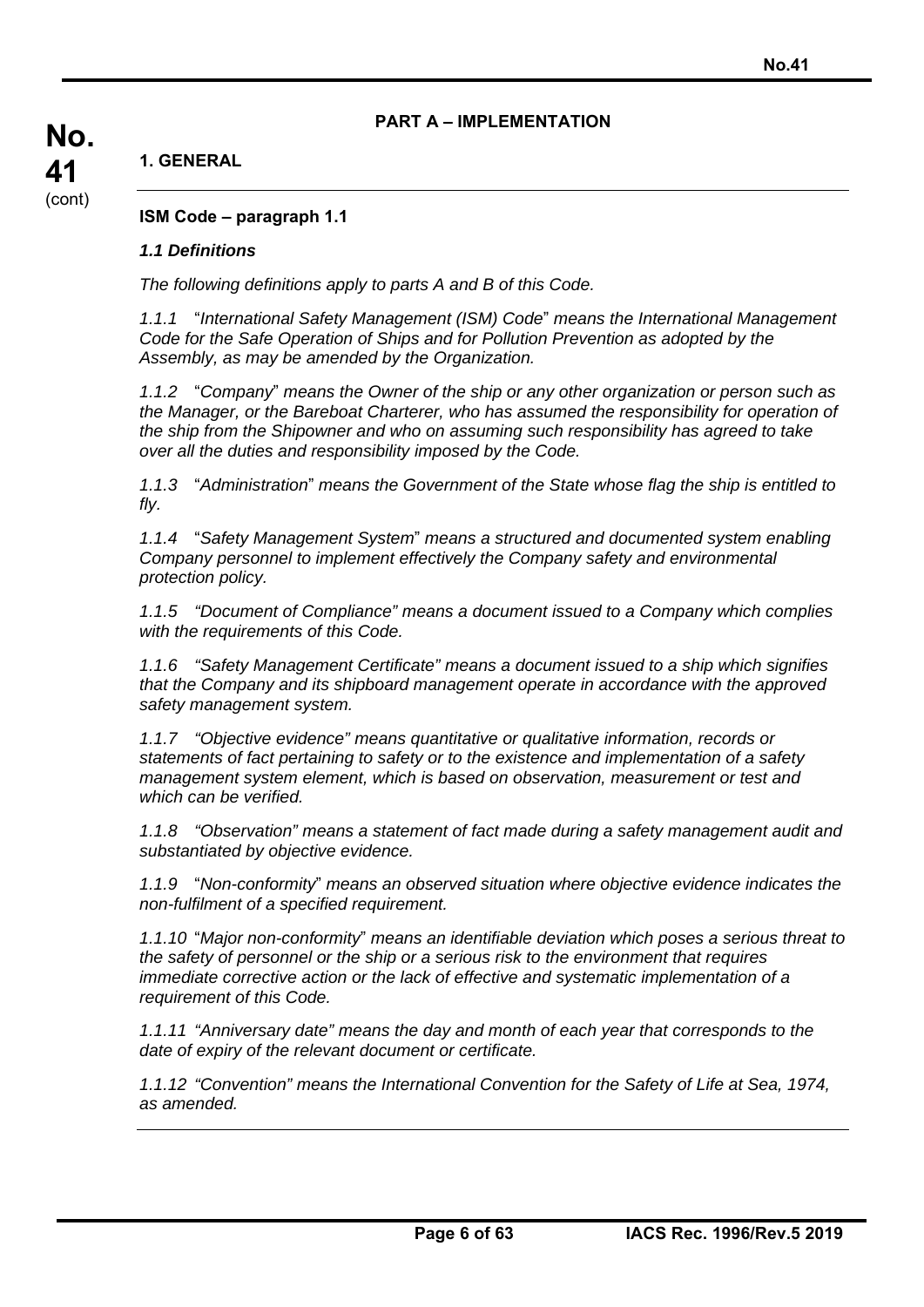## PART A – IMPLEMENTATION

### 1. GENERAL

**ISM Code – paragraph 1.1**

***1.1 Definitions***

*The following definitions apply to parts A and B of this Code.*

*1.1.1 "International Safety Management (ISM) Code" means the International Management Code for the Safe Operation of Ships and for Pollution Prevention as adopted by the Assembly, as may be amended by the Organization.*

*1.1.2 "Company" means the Owner of the ship or any other organization or person such as the Manager, or the Bareboat Charterer, who has assumed the responsibility for operation of the ship from the Shipowner and who on assuming such responsibility has agreed to take over all the duties and responsibility imposed by the Code.*

*1.1.3 "Administration" means the Government of the State whose flag the ship is entitled to fly.*

*1.1.4 "Safety Management System" means a structured and documented system enabling Company personnel to implement effectively the Company safety and environmental protection policy.*

*1.1.5 "Document of Compliance" means a document issued to a Company which complies with the requirements of this Code.*

*1.1.6 "Safety Management Certificate" means a document issued to a ship which signifies that the Company and its shipboard management operate in accordance with the approved safety management system.*

*1.1.7 "Objective evidence" means quantitative or qualitative information, records or statements of fact pertaining to safety or to the existence and implementation of a safety management system element, which is based on observation, measurement or test and which can be verified.*

*1.1.8 "Observation" means a statement of fact made during a safety management audit and substantiated by objective evidence.*

*1.1.9 "Non-conformity" means an observed situation where objective evidence indicates the non-fulfilment of a specified requirement.*

*1.1.10 "Major non-conformity" means an identifiable deviation which poses a serious threat to the safety of personnel or the ship or a serious risk to the environment that requires immediate corrective action or the lack of effective and systematic implementation of a requirement of this Code.*

*1.1.11 "Anniversary date" means the day and month of each year that corresponds to the date of expiry of the relevant document or certificate.*

*1.1.12 "Convention" means the International Convention for the Safety of Life at Sea, 1974, as amended.*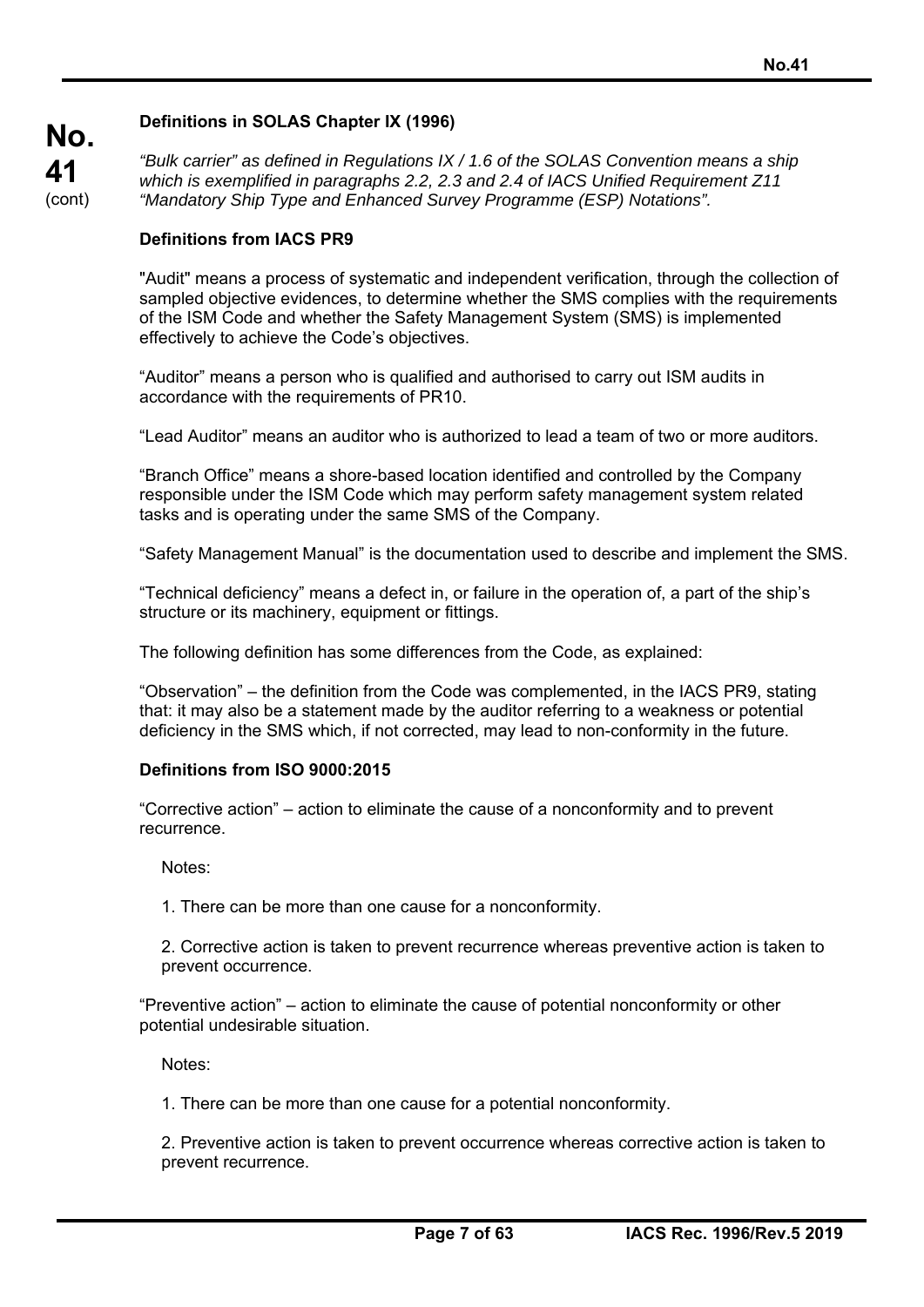**Definitions in SOLAS Chapter IX (1996)**

*"Bulk carrier" as defined in Regulations IX / 1.6 of the SOLAS Convention means a ship which is exemplified in paragraphs 2.2, 2.3 and 2.4 of IACS Unified Requirement Z11 "Mandatory Ship Type and Enhanced Survey Programme (ESP) Notations".*

**Definitions from IACS PR9**

"Audit" means a process of systematic and independent verification, through the collection of sampled objective evidences, to determine whether the SMS complies with the requirements of the ISM Code and whether the Safety Management System (SMS) is implemented effectively to achieve the Code's objectives.

"Auditor" means a person who is qualified and authorised to carry out ISM audits in accordance with the requirements of PR10.

"Lead Auditor" means an auditor who is authorized to lead a team of two or more auditors.

"Branch Office" means a shore-based location identified and controlled by the Company responsible under the ISM Code which may perform safety management system related tasks and is operating under the same SMS of the Company.

"Safety Management Manual" is the documentation used to describe and implement the SMS.

"Technical deficiency" means a defect in, or failure in the operation of, a part of the ship's structure or its machinery, equipment or fittings.

The following definition has some differences from the Code, as explained:

"Observation" – the definition from the Code was complemented, in the IACS PR9, stating that: it may also be a statement made by the auditor referring to a weakness or potential deficiency in the SMS which, if not corrected, may lead to non-conformity in the future.

**Definitions from ISO 9000:2015**

"Corrective action" – action to eliminate the cause of a nonconformity and to prevent recurrence.

Notes:

1. There can be more than one cause for a nonconformity.

2. Corrective action is taken to prevent recurrence whereas preventive action is taken to prevent occurrence.

"Preventive action" – action to eliminate the cause of potential nonconformity or other potential undesirable situation.

Notes:

1. There can be more than one cause for a potential nonconformity.

2. Preventive action is taken to prevent occurrence whereas corrective action is taken to prevent recurrence.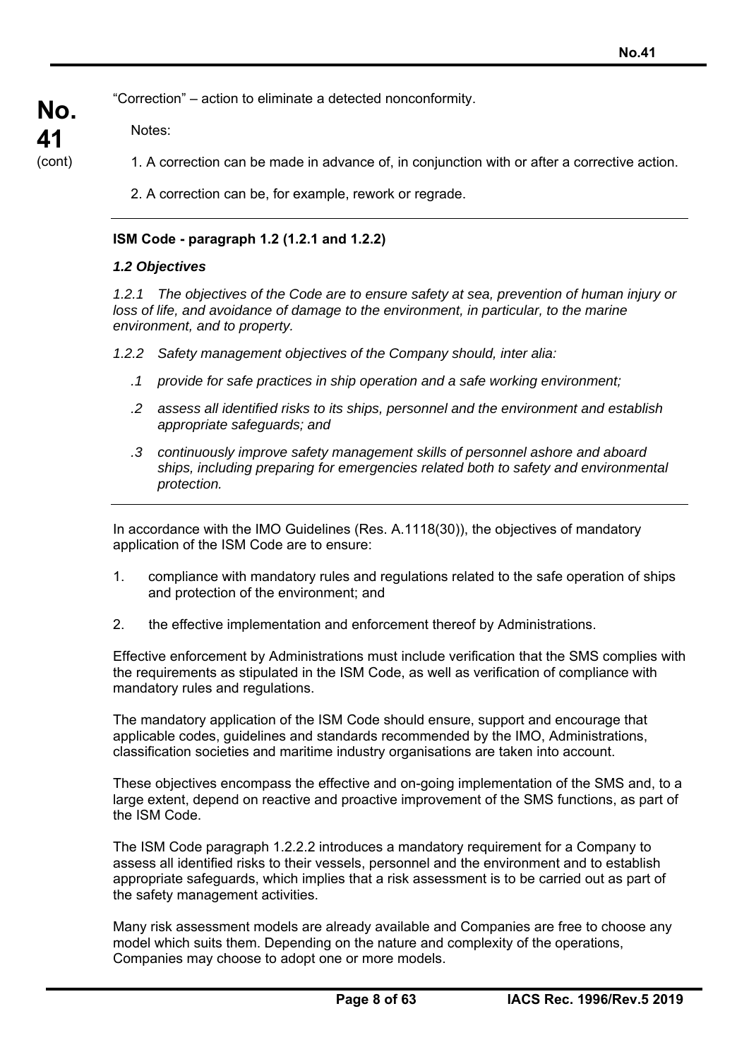"Correction" – action to eliminate a detected nonconformity.

Notes:

1. A correction can be made in advance of, in conjunction with or after a corrective action.

2. A correction can be, for example, rework or regrade.

---

**ISM Code - paragraph 1.2 (1.2.1 and 1.2.2)**

***1.2 Objectives***

*1.2.1 The objectives of the Code are to ensure safety at sea, prevention of human injury or loss of life, and avoidance of damage to the environment, in particular, to the marine environment, and to property.*

*1.2.2 Safety management objectives of the Company should, inter alia:*

*.1 provide for safe practices in ship operation and a safe working environment;*

*.2 assess all identified risks to its ships, personnel and the environment and establish appropriate safeguards; and*

*.3 continuously improve safety management skills of personnel ashore and aboard ships, including preparing for emergencies related both to safety and environmental protection.*

---

In accordance with the IMO Guidelines (Res. A.1118(30)), the objectives of mandatory application of the ISM Code are to ensure:

1. compliance with mandatory rules and regulations related to the safe operation of ships and protection of the environment; and

2. the effective implementation and enforcement thereof by Administrations.

Effective enforcement by Administrations must include verification that the SMS complies with the requirements as stipulated in the ISM Code, as well as verification of compliance with mandatory rules and regulations.

The mandatory application of the ISM Code should ensure, support and encourage that applicable codes, guidelines and standards recommended by the IMO, Administrations, classification societies and maritime industry organisations are taken into account.

These objectives encompass the effective and on-going implementation of the SMS and, to a large extent, depend on reactive and proactive improvement of the SMS functions, as part of the ISM Code.

The ISM Code paragraph 1.2.2.2 introduces a mandatory requirement for a Company to assess all identified risks to their vessels, personnel and the environment and to establish appropriate safeguards, which implies that a risk assessment is to be carried out as part of the safety management activities.

Many risk assessment models are already available and Companies are free to choose any model which suits them. Depending on the nature and complexity of the operations, Companies may choose to adopt one or more models.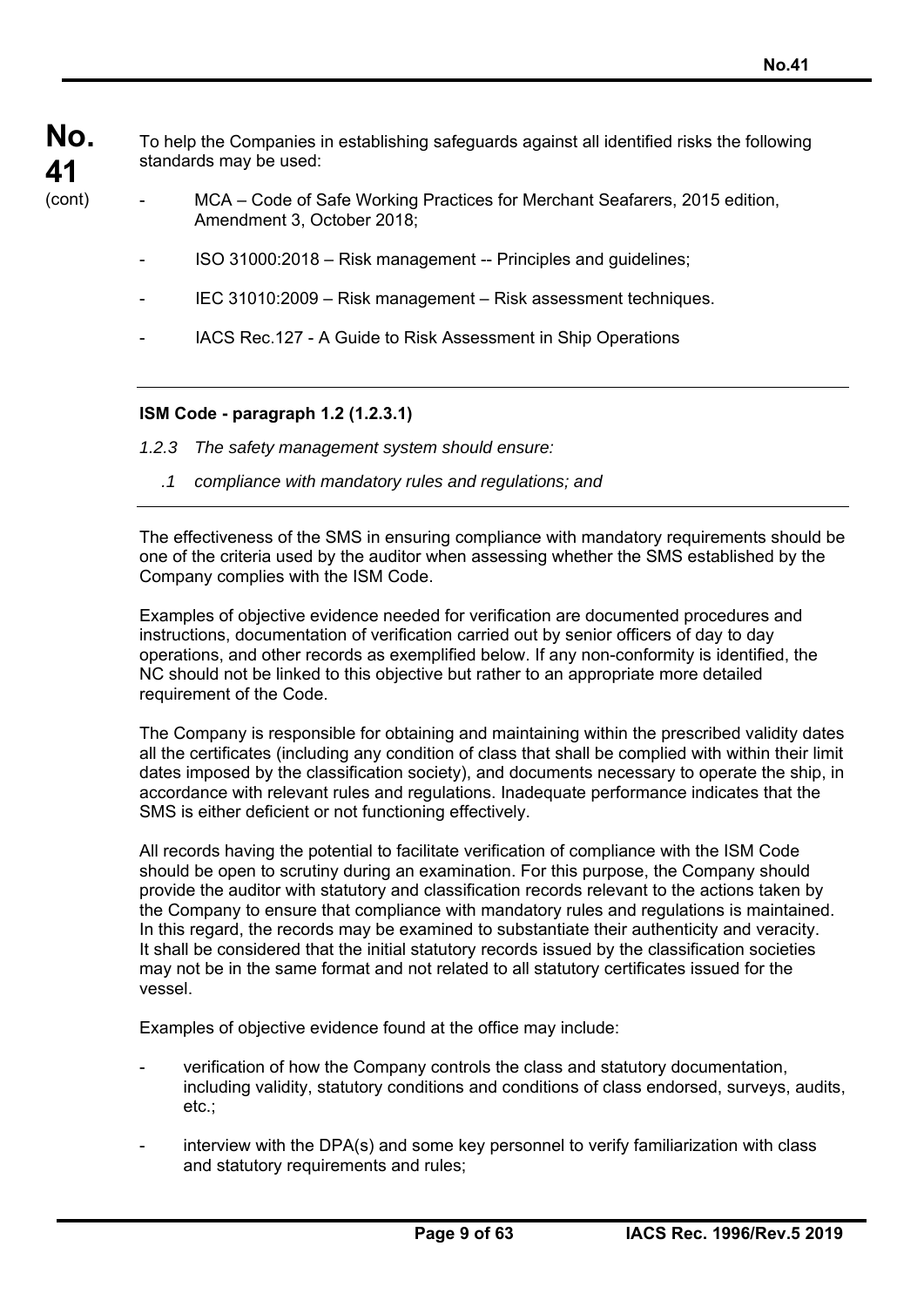To help the Companies in establishing safeguards against all identified risks the following standards may be used:

- MCA – Code of Safe Working Practices for Merchant Seafarers, 2015 edition, Amendment 3, October 2018;
- ISO 31000:2018 – Risk management -- Principles and guidelines;
- IEC 31010:2009 – Risk management – Risk assessment techniques.
- IACS Rec.127 - A Guide to Risk Assessment in Ship Operations

---

**ISM Code - paragraph 1.2 (1.2.3.1)**

*1.2.3 The safety management system should ensure:*

*.1 compliance with mandatory rules and regulations; and*

---

The effectiveness of the SMS in ensuring compliance with mandatory requirements should be one of the criteria used by the auditor when assessing whether the SMS established by the Company complies with the ISM Code.

Examples of objective evidence needed for verification are documented procedures and instructions, documentation of verification carried out by senior officers of day to day operations, and other records as exemplified below. If any non-conformity is identified, the NC should not be linked to this objective but rather to an appropriate more detailed requirement of the Code.

The Company is responsible for obtaining and maintaining within the prescribed validity dates all the certificates (including any condition of class that shall be complied with within their limit dates imposed by the classification society), and documents necessary to operate the ship, in accordance with relevant rules and regulations. Inadequate performance indicates that the SMS is either deficient or not functioning effectively.

All records having the potential to facilitate verification of compliance with the ISM Code should be open to scrutiny during an examination. For this purpose, the Company should provide the auditor with statutory and classification records relevant to the actions taken by the Company to ensure that compliance with mandatory rules and regulations is maintained. In this regard, the records may be examined to substantiate their authenticity and veracity. It shall be considered that the initial statutory records issued by the classification societies may not be in the same format and not related to all statutory certificates issued for the vessel.

Examples of objective evidence found at the office may include:

- verification of how the Company controls the class and statutory documentation, including validity, statutory conditions and conditions of class endorsed, surveys, audits, etc.;
- interview with the DPA(s) and some key personnel to verify familiarization with class and statutory requirements and rules;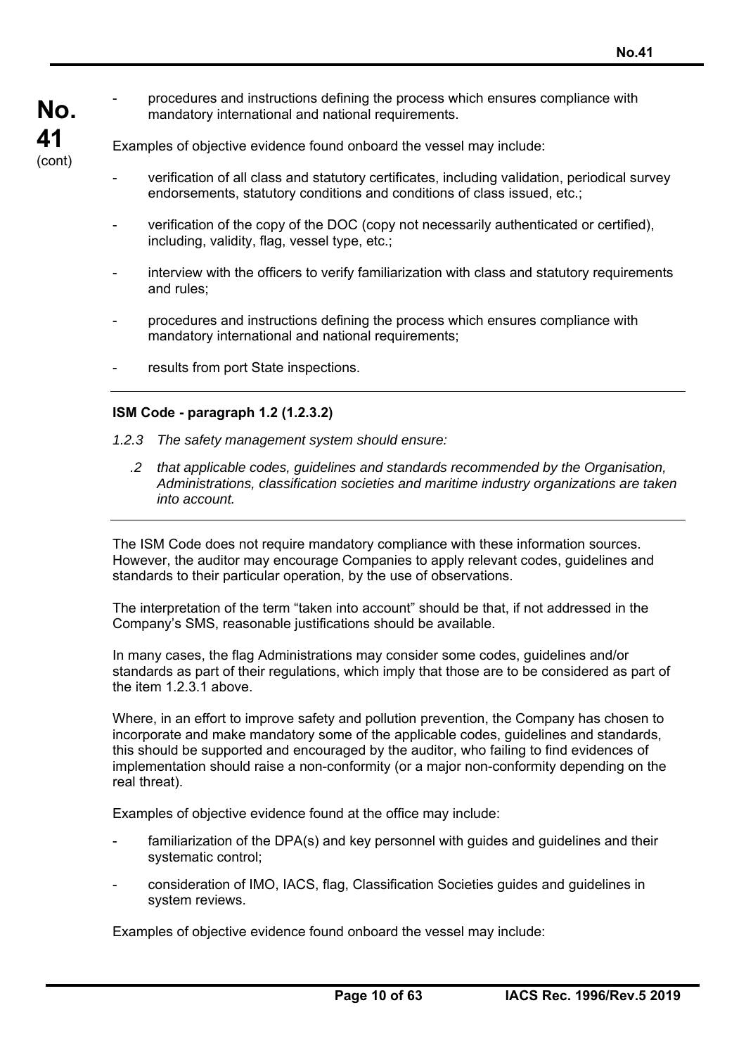- procedures and instructions defining the process which ensures compliance with mandatory international and national requirements.

Examples of objective evidence found onboard the vessel may include:

- verification of all class and statutory certificates, including validation, periodical survey endorsements, statutory conditions and conditions of class issued, etc.;
- verification of the copy of the DOC (copy not necessarily authenticated or certified), including, validity, flag, vessel type, etc.;
- interview with the officers to verify familiarization with class and statutory requirements and rules;
- procedures and instructions defining the process which ensures compliance with mandatory international and national requirements;
- results from port State inspections.

---

**ISM Code - paragraph 1.2 (1.2.3.2)**

*1.2.3 The safety management system should ensure:*

*.2 that applicable codes, guidelines and standards recommended by the Organisation, Administrations, classification societies and maritime industry organizations are taken into account.*

---

The ISM Code does not require mandatory compliance with these information sources. However, the auditor may encourage Companies to apply relevant codes, guidelines and standards to their particular operation, by the use of observations.

The interpretation of the term "taken into account" should be that, if not addressed in the Company's SMS, reasonable justifications should be available.

In many cases, the flag Administrations may consider some codes, guidelines and/or standards as part of their regulations, which imply that those are to be considered as part of the item 1.2.3.1 above.

Where, in an effort to improve safety and pollution prevention, the Company has chosen to incorporate and make mandatory some of the applicable codes, guidelines and standards, this should be supported and encouraged by the auditor, who failing to find evidences of implementation should raise a non-conformity (or a major non-conformity depending on the real threat).

Examples of objective evidence found at the office may include:

- familiarization of the DPA(s) and key personnel with guides and guidelines and their systematic control;
- consideration of IMO, IACS, flag, Classification Societies guides and guidelines in system reviews.

Examples of objective evidence found onboard the vessel may include: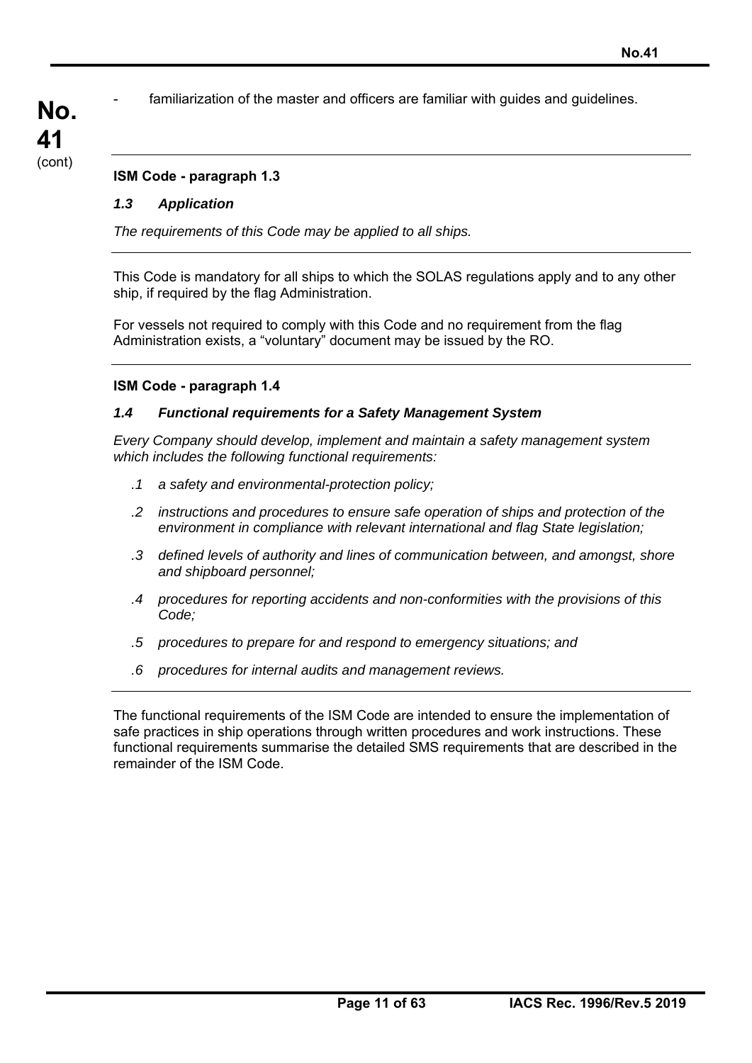- familiarization of the master and officers are familiar with guides and guidelines.

---

**ISM Code - paragraph 1.3**

***1.3 Application***

*The requirements of this Code may be applied to all ships.*

---

This Code is mandatory for all ships to which the SOLAS regulations apply and to any other ship, if required by the flag Administration.

For vessels not required to comply with this Code and no requirement from the flag Administration exists, a "voluntary" document may be issued by the RO.

---

**ISM Code - paragraph 1.4**

***1.4 Functional requirements for a Safety Management System***

*Every Company should develop, implement and maintain a safety management system which includes the following functional requirements:*

*.1 a safety and environmental-protection policy;*

*.2 instructions and procedures to ensure safe operation of ships and protection of the environment in compliance with relevant international and flag State legislation;*

*.3 defined levels of authority and lines of communication between, and amongst, shore and shipboard personnel;*

*.4 procedures for reporting accidents and non-conformities with the provisions of this Code;*

*.5 procedures to prepare for and respond to emergency situations; and*

*.6 procedures for internal audits and management reviews.*

---

The functional requirements of the ISM Code are intended to ensure the implementation of safe practices in ship operations through written procedures and work instructions. These functional requirements summarise the detailed SMS requirements that are described in the remainder of the ISM Code.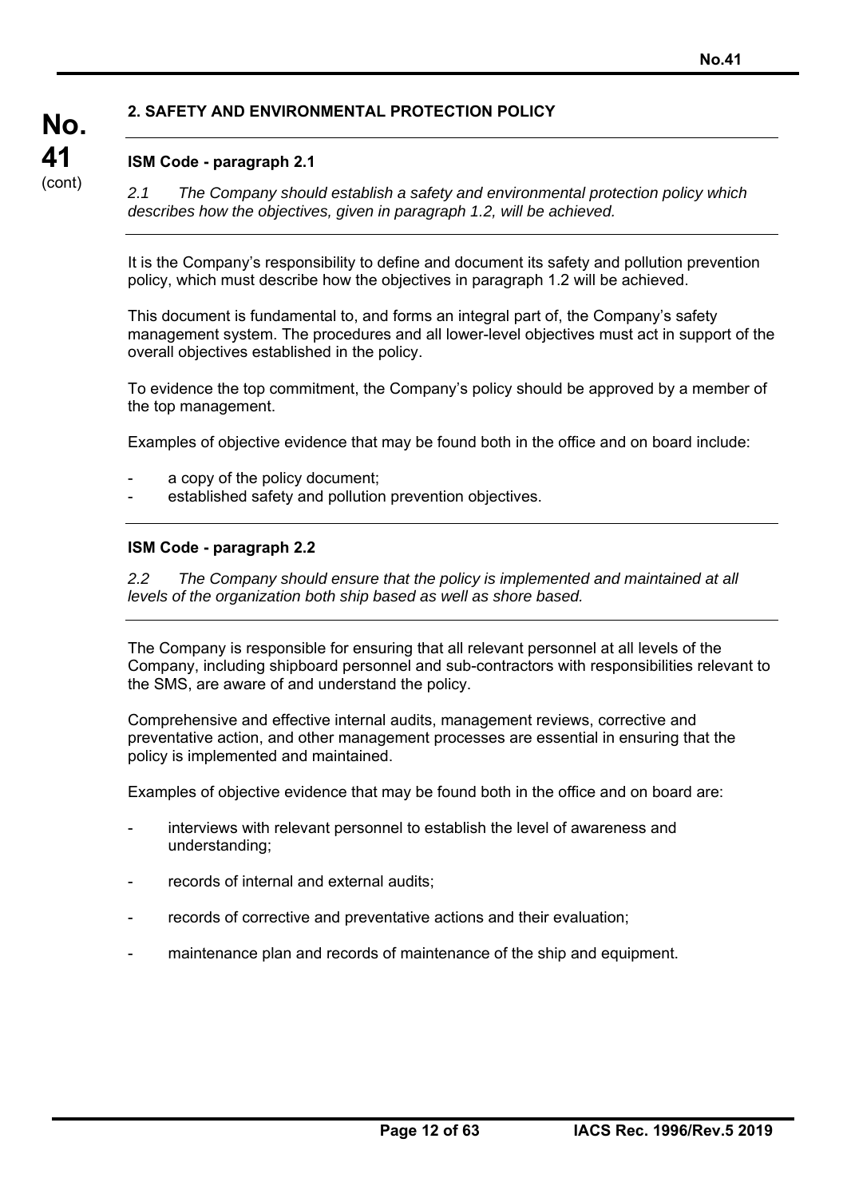## 2. SAFETY AND ENVIRONMENTAL PROTECTION POLICY

### ISM Code - paragraph 2.1

*2.1 The Company should establish a safety and environmental protection policy which describes how the objectives, given in paragraph 1.2, will be achieved.*

It is the Company's responsibility to define and document its safety and pollution prevention policy, which must describe how the objectives in paragraph 1.2 will be achieved.

This document is fundamental to, and forms an integral part of, the Company's safety management system. The procedures and all lower-level objectives must act in support of the overall objectives established in the policy.

To evidence the top commitment, the Company's policy should be approved by a member of the top management.

Examples of objective evidence that may be found both in the office and on board include:

- a copy of the policy document;
- established safety and pollution prevention objectives.

### ISM Code - paragraph 2.2

*2.2 The Company should ensure that the policy is implemented and maintained at all levels of the organization both ship based as well as shore based.*

The Company is responsible for ensuring that all relevant personnel at all levels of the Company, including shipboard personnel and sub-contractors with responsibilities relevant to the SMS, are aware of and understand the policy.

Comprehensive and effective internal audits, management reviews, corrective and preventative action, and other management processes are essential in ensuring that the policy is implemented and maintained.

Examples of objective evidence that may be found both in the office and on board are:

- interviews with relevant personnel to establish the level of awareness and understanding;
- records of internal and external audits;
- records of corrective and preventative actions and their evaluation;
- maintenance plan and records of maintenance of the ship and equipment.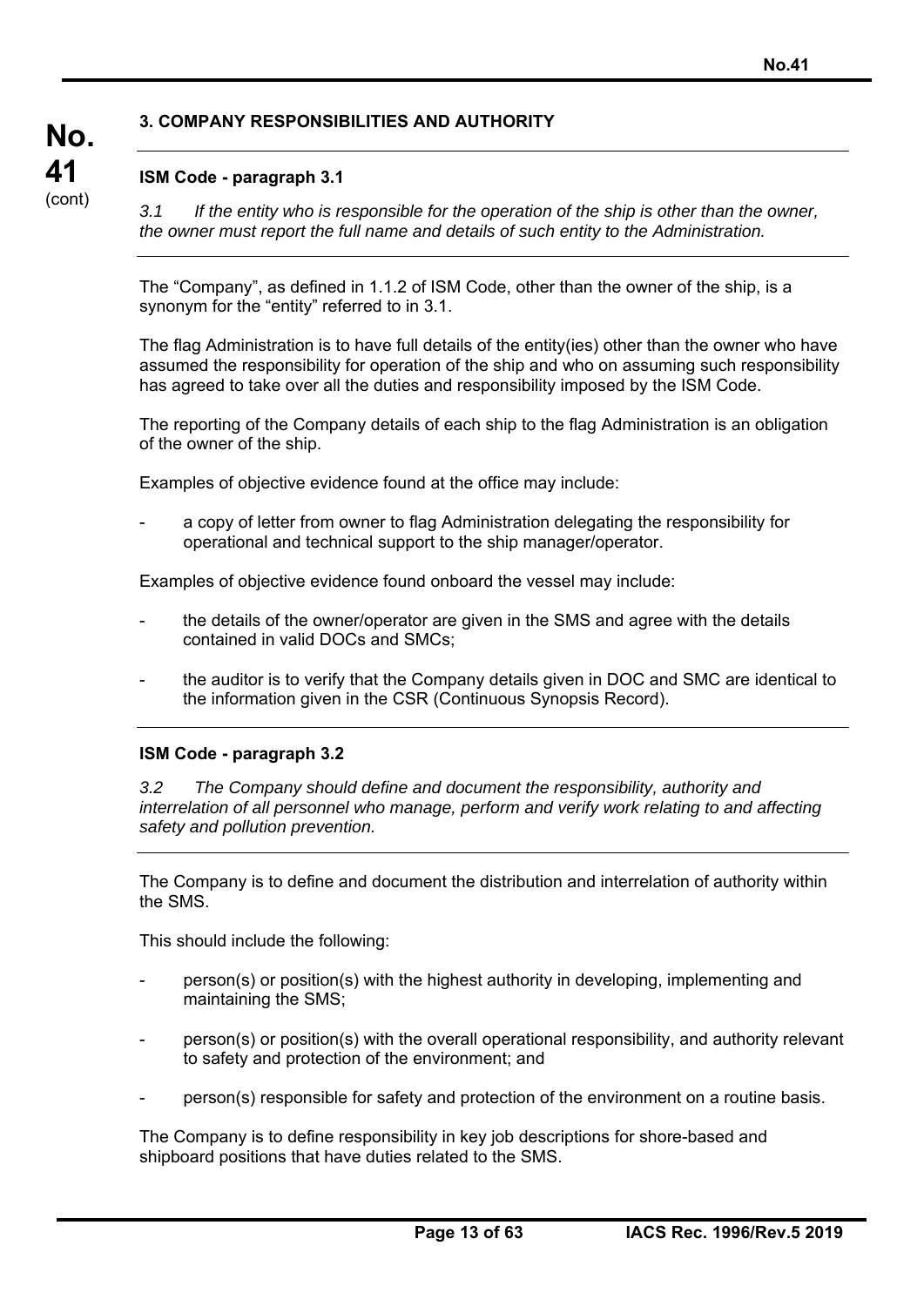### 3. COMPANY RESPONSIBILITIES AND AUTHORITY

**ISM Code - paragraph 3.1**

*3.1 If the entity who is responsible for the operation of the ship is other than the owner, the owner must report the full name and details of such entity to the Administration.*

The "Company", as defined in 1.1.2 of ISM Code, other than the owner of the ship, is a synonym for the "entity" referred to in 3.1.

The flag Administration is to have full details of the entity(ies) other than the owner who have assumed the responsibility for operation of the ship and who on assuming such responsibility has agreed to take over all the duties and responsibility imposed by the ISM Code.

The reporting of the Company details of each ship to the flag Administration is an obligation of the owner of the ship.

Examples of objective evidence found at the office may include:

- a copy of letter from owner to flag Administration delegating the responsibility for operational and technical support to the ship manager/operator.

Examples of objective evidence found onboard the vessel may include:

- the details of the owner/operator are given in the SMS and agree with the details contained in valid DOCs and SMCs;
- the auditor is to verify that the Company details given in DOC and SMC are identical to the information given in the CSR (Continuous Synopsis Record).

**ISM Code - paragraph 3.2**

*3.2 The Company should define and document the responsibility, authority and interrelation of all personnel who manage, perform and verify work relating to and affecting safety and pollution prevention.*

The Company is to define and document the distribution and interrelation of authority within the SMS.

This should include the following:

- person(s) or position(s) with the highest authority in developing, implementing and maintaining the SMS;
- person(s) or position(s) with the overall operational responsibility, and authority relevant to safety and protection of the environment; and
- person(s) responsible for safety and protection of the environment on a routine basis.

The Company is to define responsibility in key job descriptions for shore-based and shipboard positions that have duties related to the SMS.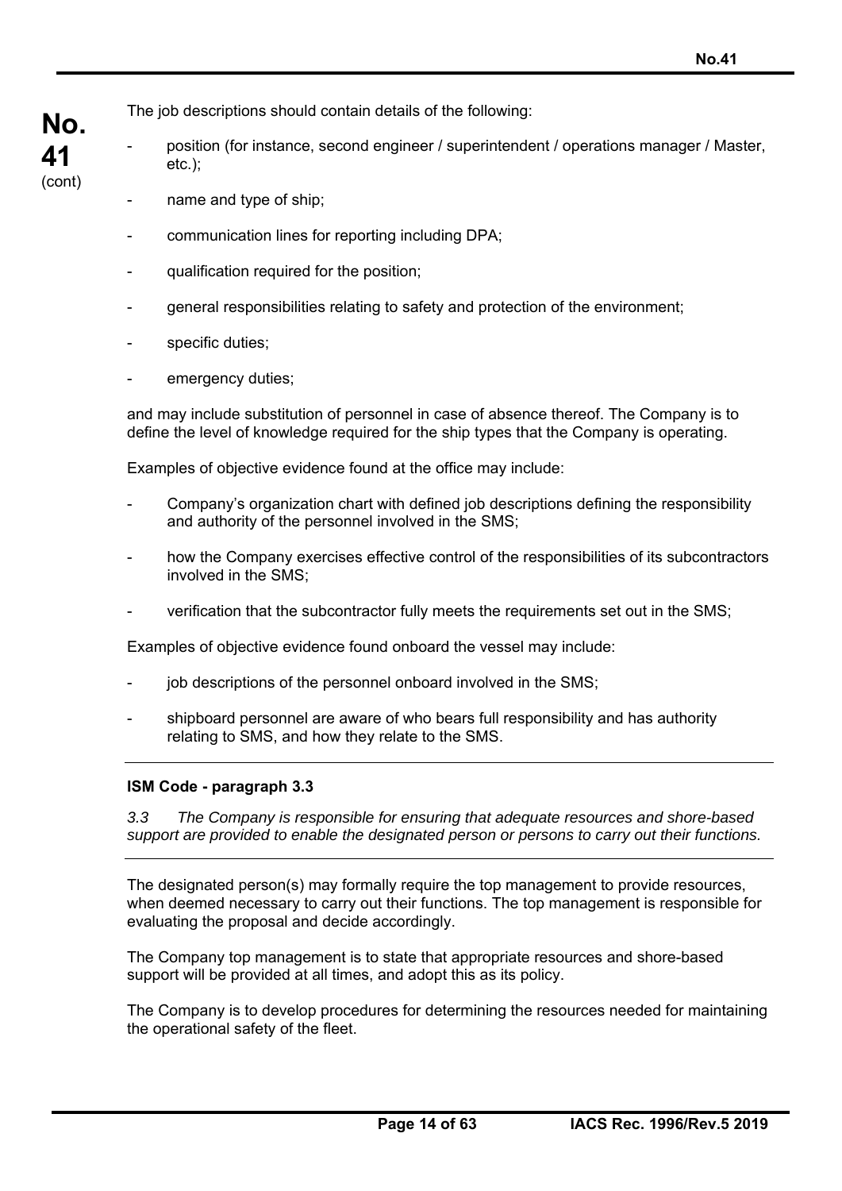The job descriptions should contain details of the following:

- position (for instance, second engineer / superintendent / operations manager / Master, etc.);
- name and type of ship;
- communication lines for reporting including DPA;
- qualification required for the position;
- general responsibilities relating to safety and protection of the environment;
- specific duties;
- emergency duties;

and may include substitution of personnel in case of absence thereof. The Company is to define the level of knowledge required for the ship types that the Company is operating.

Examples of objective evidence found at the office may include:

- Company's organization chart with defined job descriptions defining the responsibility and authority of the personnel involved in the SMS;
- how the Company exercises effective control of the responsibilities of its subcontractors involved in the SMS;
- verification that the subcontractor fully meets the requirements set out in the SMS;

Examples of objective evidence found onboard the vessel may include:

- job descriptions of the personnel onboard involved in the SMS;
- shipboard personnel are aware of who bears full responsibility and has authority relating to SMS, and how they relate to the SMS.

---

**ISM Code - paragraph 3.3**

*3.3 The Company is responsible for ensuring that adequate resources and shore-based support are provided to enable the designated person or persons to carry out their functions.*

---

The designated person(s) may formally require the top management to provide resources, when deemed necessary to carry out their functions. The top management is responsible for evaluating the proposal and decide accordingly.

The Company top management is to state that appropriate resources and shore-based support will be provided at all times, and adopt this as its policy.

The Company is to develop procedures for determining the resources needed for maintaining the operational safety of the fleet.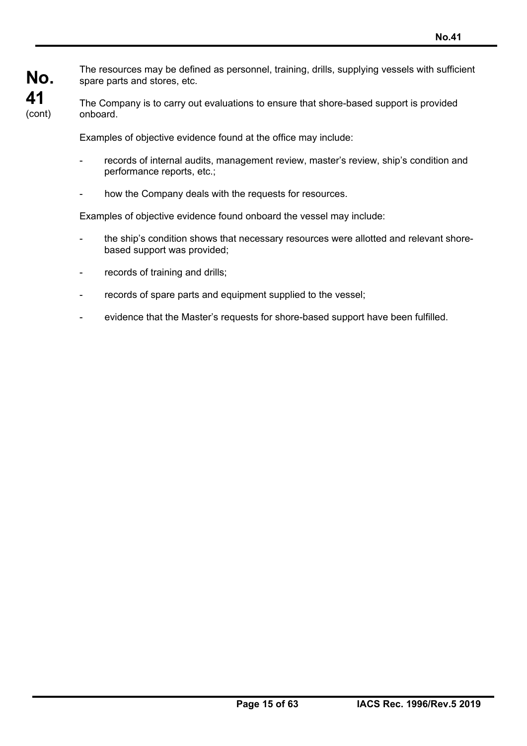The resources may be defined as personnel, training, drills, supplying vessels with sufficient spare parts and stores, etc.

The Company is to carry out evaluations to ensure that shore-based support is provided onboard.

Examples of objective evidence found at the office may include:

- records of internal audits, management review, master's review, ship's condition and performance reports, etc.;
- how the Company deals with the requests for resources.

Examples of objective evidence found onboard the vessel may include:

- the ship's condition shows that necessary resources were allotted and relevant shore-based support was provided;
- records of training and drills;
- records of spare parts and equipment supplied to the vessel;
- evidence that the Master's requests for shore-based support have been fulfilled.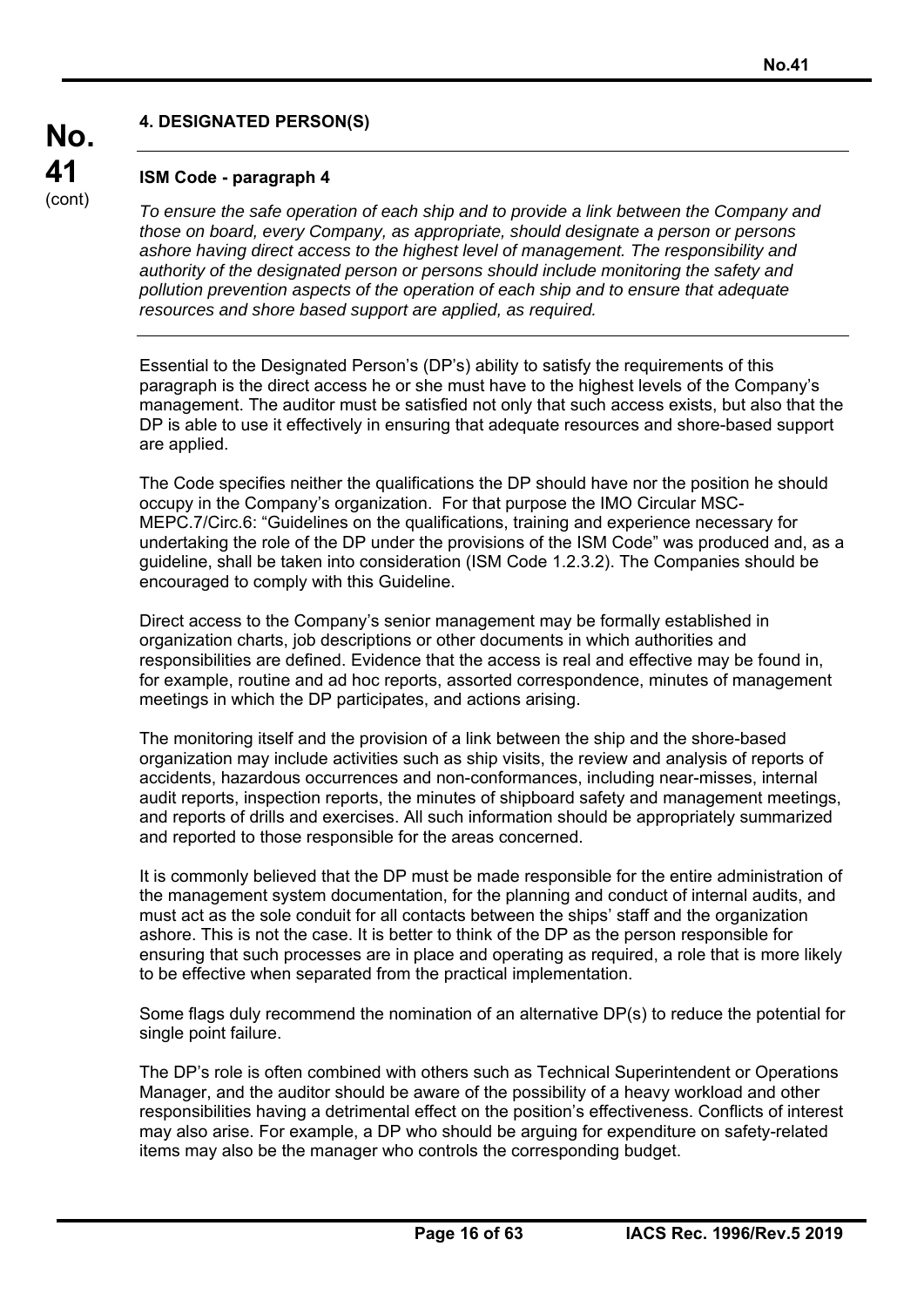## 4. DESIGNATED PERSON(S)

**ISM Code - paragraph 4**

*To ensure the safe operation of each ship and to provide a link between the Company and those on board, every Company, as appropriate, should designate a person or persons ashore having direct access to the highest level of management. The responsibility and authority of the designated person or persons should include monitoring the safety and pollution prevention aspects of the operation of each ship and to ensure that adequate resources and shore based support are applied, as required.*

Essential to the Designated Person's (DP's) ability to satisfy the requirements of this paragraph is the direct access he or she must have to the highest levels of the Company's management. The auditor must be satisfied not only that such access exists, but also that the DP is able to use it effectively in ensuring that adequate resources and shore-based support are applied.

The Code specifies neither the qualifications the DP should have nor the position he should occupy in the Company's organization. For that purpose the IMO Circular MSC-MEPC.7/Circ.6: "Guidelines on the qualifications, training and experience necessary for undertaking the role of the DP under the provisions of the ISM Code" was produced and, as a guideline, shall be taken into consideration (ISM Code 1.2.3.2). The Companies should be encouraged to comply with this Guideline.

Direct access to the Company's senior management may be formally established in organization charts, job descriptions or other documents in which authorities and responsibilities are defined. Evidence that the access is real and effective may be found in, for example, routine and ad hoc reports, assorted correspondence, minutes of management meetings in which the DP participates, and actions arising.

The monitoring itself and the provision of a link between the ship and the shore-based organization may include activities such as ship visits, the review and analysis of reports of accidents, hazardous occurrences and non-conformances, including near-misses, internal audit reports, inspection reports, the minutes of shipboard safety and management meetings, and reports of drills and exercises. All such information should be appropriately summarized and reported to those responsible for the areas concerned.

It is commonly believed that the DP must be made responsible for the entire administration of the management system documentation, for the planning and conduct of internal audits, and must act as the sole conduit for all contacts between the ships' staff and the organization ashore. This is not the case. It is better to think of the DP as the person responsible for ensuring that such processes are in place and operating as required, a role that is more likely to be effective when separated from the practical implementation.

Some flags duly recommend the nomination of an alternative DP(s) to reduce the potential for single point failure.

The DP's role is often combined with others such as Technical Superintendent or Operations Manager, and the auditor should be aware of the possibility of a heavy workload and other responsibilities having a detrimental effect on the position's effectiveness. Conflicts of interest may also arise. For example, a DP who should be arguing for expenditure on safety-related items may also be the manager who controls the corresponding budget.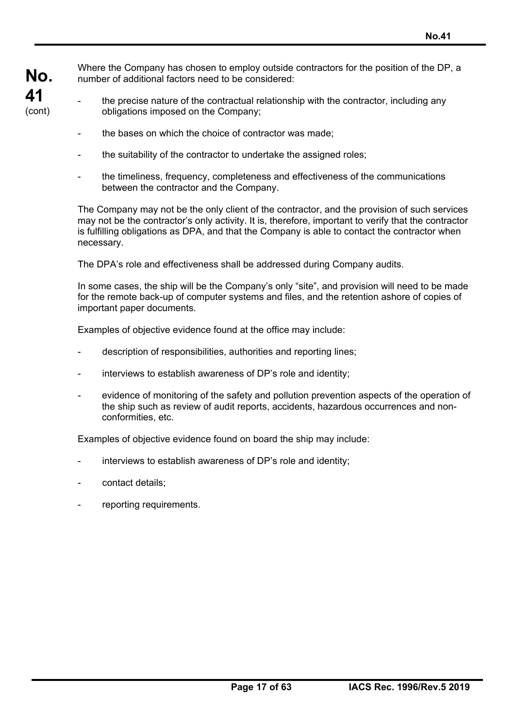Where the Company has chosen to employ outside contractors for the position of the DP, a number of additional factors need to be considered:

- the precise nature of the contractual relationship with the contractor, including any obligations imposed on the Company;
- the bases on which the choice of contractor was made;
- the suitability of the contractor to undertake the assigned roles;
- the timeliness, frequency, completeness and effectiveness of the communications between the contractor and the Company.

The Company may not be the only client of the contractor, and the provision of such services may not be the contractor's only activity. It is, therefore, important to verify that the contractor is fulfilling obligations as DPA, and that the Company is able to contact the contractor when necessary.

The DPA's role and effectiveness shall be addressed during Company audits.

In some cases, the ship will be the Company's only "site", and provision will need to be made for the remote back-up of computer systems and files, and the retention ashore of copies of important paper documents.

Examples of objective evidence found at the office may include:

- description of responsibilities, authorities and reporting lines;
- interviews to establish awareness of DP's role and identity;
- evidence of monitoring of the safety and pollution prevention aspects of the operation of the ship such as review of audit reports, accidents, hazardous occurrences and non-conformities, etc.

Examples of objective evidence found on board the ship may include:

- interviews to establish awareness of DP's role and identity;
- contact details;
- reporting requirements.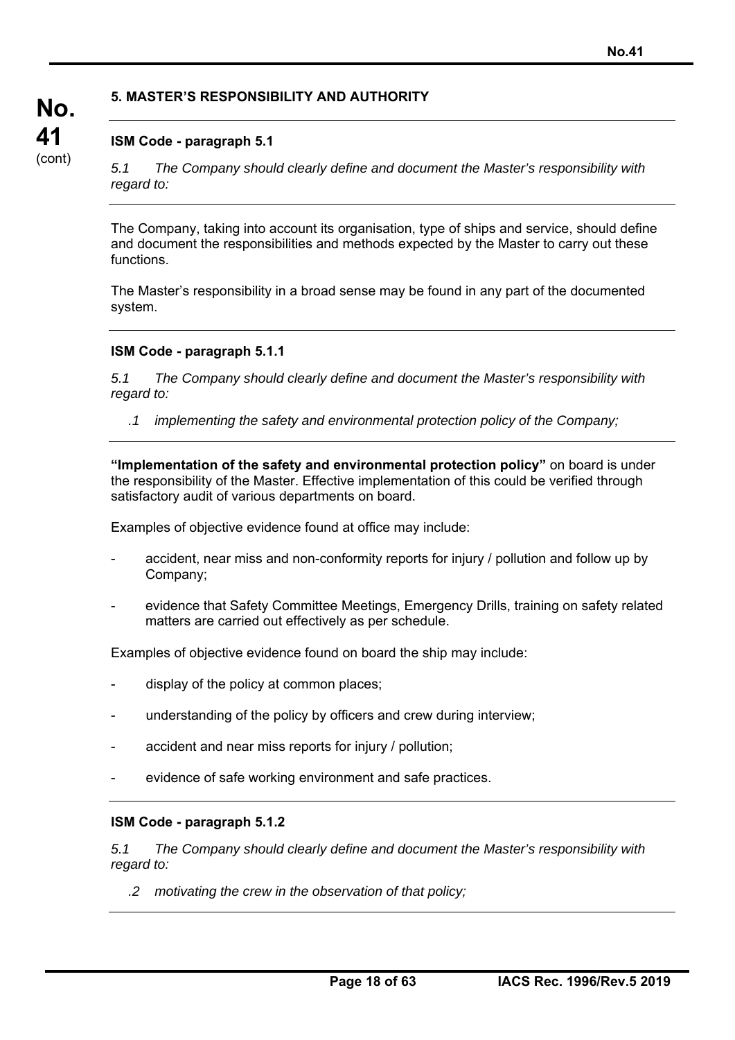## 5. MASTER'S RESPONSIBILITY AND AUTHORITY

---

### ISM Code - paragraph 5.1

*5.1 The Company should clearly define and document the Master's responsibility with regard to:*

---

The Company, taking into account its organisation, type of ships and service, should define and document the responsibilities and methods expected by the Master to carry out these functions.

The Master's responsibility in a broad sense may be found in any part of the documented system.

---

### ISM Code - paragraph 5.1.1

*5.1 The Company should clearly define and document the Master's responsibility with regard to:*

*.1 implementing the safety and environmental protection policy of the Company;*

---

**"Implementation of the safety and environmental protection policy"** on board is under the responsibility of the Master. Effective implementation of this could be verified through satisfactory audit of various departments on board.

Examples of objective evidence found at office may include:

- accident, near miss and non-conformity reports for injury / pollution and follow up by Company;
- evidence that Safety Committee Meetings, Emergency Drills, training on safety related matters are carried out effectively as per schedule.

Examples of objective evidence found on board the ship may include:

- display of the policy at common places;
- understanding of the policy by officers and crew during interview;
- accident and near miss reports for injury / pollution;
- evidence of safe working environment and safe practices.

---

### ISM Code - paragraph 5.1.2

*5.1 The Company should clearly define and document the Master's responsibility with regard to:*

*.2 motivating the crew in the observation of that policy;*

---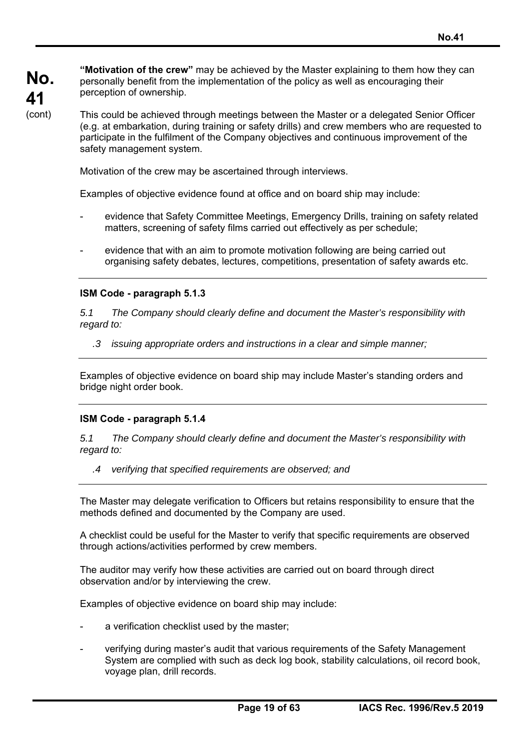**"Motivation of the crew"** may be achieved by the Master explaining to them how they can personally benefit from the implementation of the policy as well as encouraging their perception of ownership.

This could be achieved through meetings between the Master or a delegated Senior Officer (e.g. at embarkation, during training or safety drills) and crew members who are requested to participate in the fulfilment of the Company objectives and continuous improvement of the safety management system.

Motivation of the crew may be ascertained through interviews.

Examples of objective evidence found at office and on board ship may include:

- evidence that Safety Committee Meetings, Emergency Drills, training on safety related matters, screening of safety films carried out effectively as per schedule;
- evidence that with an aim to promote motivation following are being carried out organising safety debates, lectures, competitions, presentation of safety awards etc.

---

**ISM Code - paragraph 5.1.3**

*5.1 The Company should clearly define and document the Master's responsibility with regard to:*

*.3 issuing appropriate orders and instructions in a clear and simple manner;*

---

Examples of objective evidence on board ship may include Master's standing orders and bridge night order book.

---

**ISM Code - paragraph 5.1.4**

*5.1 The Company should clearly define and document the Master's responsibility with regard to:*

*.4 verifying that specified requirements are observed; and*

---

The Master may delegate verification to Officers but retains responsibility to ensure that the methods defined and documented by the Company are used.

A checklist could be useful for the Master to verify that specific requirements are observed through actions/activities performed by crew members.

The auditor may verify how these activities are carried out on board through direct observation and/or by interviewing the crew.

Examples of objective evidence on board ship may include:

- a verification checklist used by the master;
- verifying during master's audit that various requirements of the Safety Management System are complied with such as deck log book, stability calculations, oil record book, voyage plan, drill records.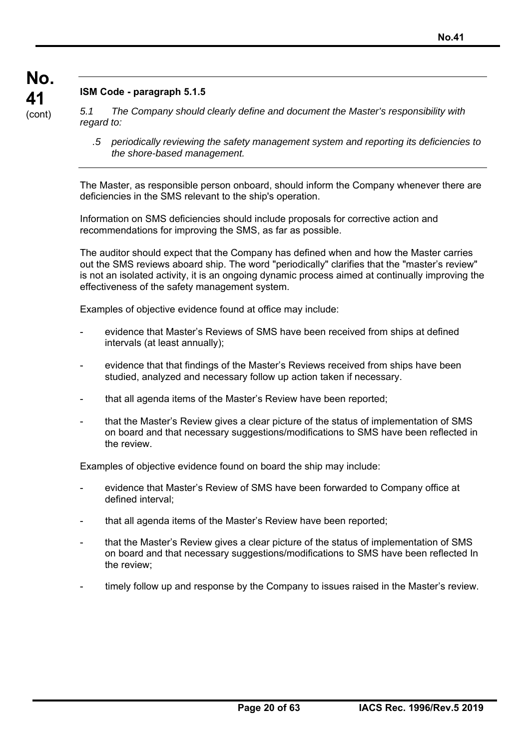**ISM Code - paragraph 5.1.5**

*5.1 The Company should clearly define and document the Master's responsibility with regard to:*

*.5 periodically reviewing the safety management system and reporting its deficiencies to the shore-based management.*

The Master, as responsible person onboard, should inform the Company whenever there are deficiencies in the SMS relevant to the ship's operation.

Information on SMS deficiencies should include proposals for corrective action and recommendations for improving the SMS, as far as possible.

The auditor should expect that the Company has defined when and how the Master carries out the SMS reviews aboard ship. The word "periodically" clarifies that the "master's review" is not an isolated activity, it is an ongoing dynamic process aimed at continually improving the effectiveness of the safety management system.

Examples of objective evidence found at office may include:

- evidence that Master's Reviews of SMS have been received from ships at defined intervals (at least annually);
- evidence that that findings of the Master's Reviews received from ships have been studied, analyzed and necessary follow up action taken if necessary.
- that all agenda items of the Master's Review have been reported;
- that the Master's Review gives a clear picture of the status of implementation of SMS on board and that necessary suggestions/modifications to SMS have been reflected in the review.

Examples of objective evidence found on board the ship may include:

- evidence that Master's Review of SMS have been forwarded to Company office at defined interval;
- that all agenda items of the Master's Review have been reported;
- that the Master's Review gives a clear picture of the status of implementation of SMS on board and that necessary suggestions/modifications to SMS have been reflected In the review;
- timely follow up and response by the Company to issues raised in the Master's review.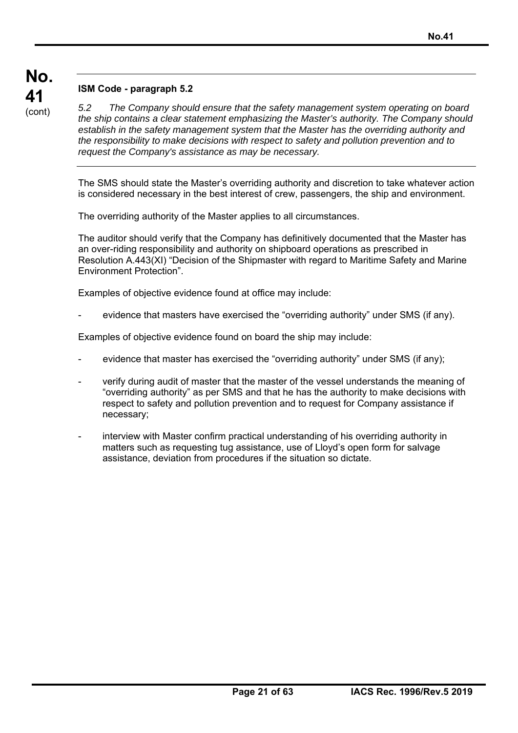**ISM Code - paragraph 5.2**

*5.2 The Company should ensure that the safety management system operating on board the ship contains a clear statement emphasizing the Master's authority. The Company should establish in the safety management system that the Master has the overriding authority and the responsibility to make decisions with respect to safety and pollution prevention and to request the Company's assistance as may be necessary.*

The SMS should state the Master's overriding authority and discretion to take whatever action is considered necessary in the best interest of crew, passengers, the ship and environment.

The overriding authority of the Master applies to all circumstances.

The auditor should verify that the Company has definitively documented that the Master has an over-riding responsibility and authority on shipboard operations as prescribed in Resolution A.443(XI) "Decision of the Shipmaster with regard to Maritime Safety and Marine Environment Protection".

Examples of objective evidence found at office may include:

- evidence that masters have exercised the "overriding authority" under SMS (if any).

Examples of objective evidence found on board the ship may include:

- evidence that master has exercised the "overriding authority" under SMS (if any);
- verify during audit of master that the master of the vessel understands the meaning of "overriding authority" as per SMS and that he has the authority to make decisions with respect to safety and pollution prevention and to request for Company assistance if necessary;
- interview with Master confirm practical understanding of his overriding authority in matters such as requesting tug assistance, use of Lloyd's open form for salvage assistance, deviation from procedures if the situation so dictate.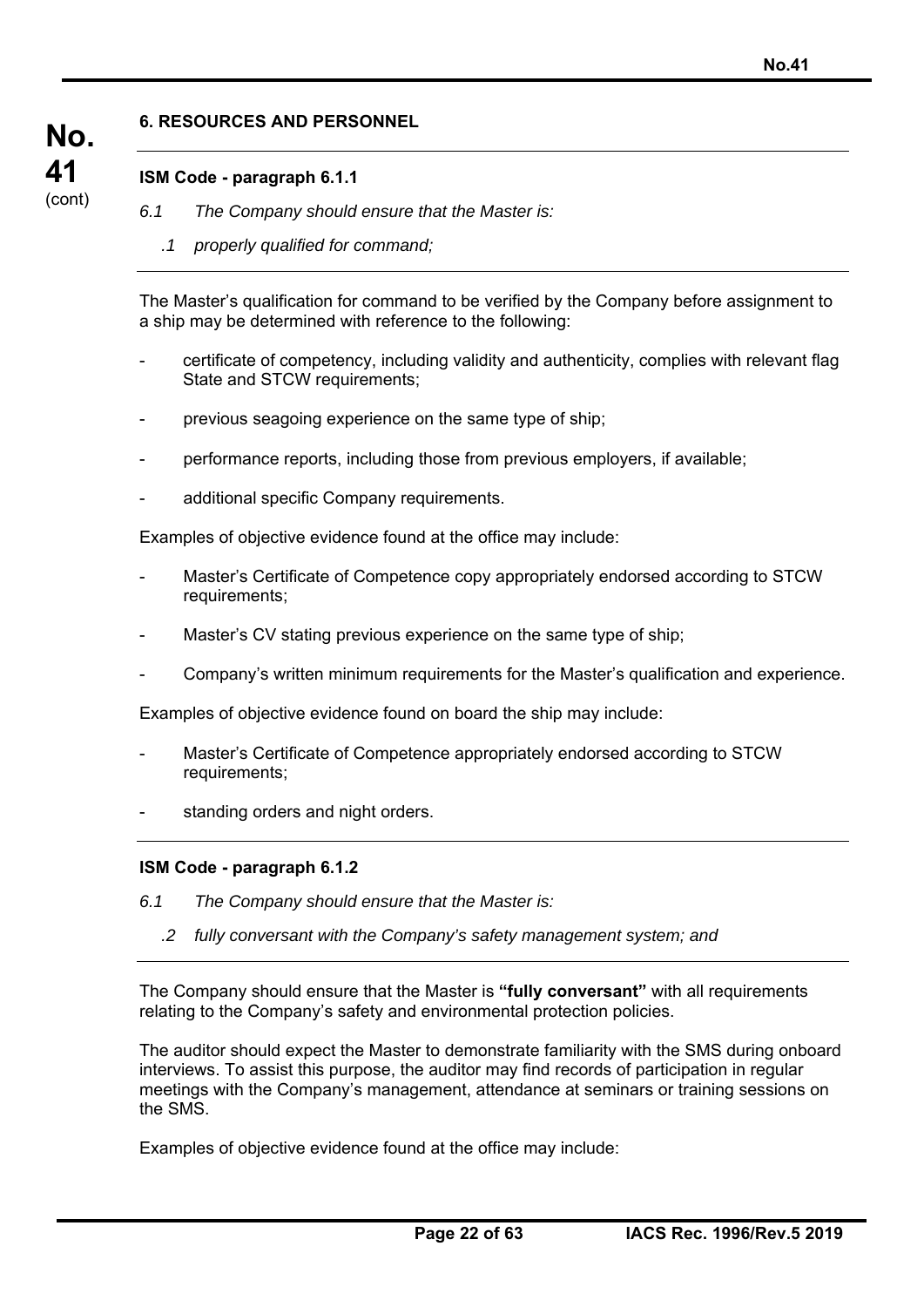## 6. RESOURCES AND PERSONNEL

### ISM Code - paragraph 6.1.1

*6.1 The Company should ensure that the Master is:*

*.1 properly qualified for command;*

The Master's qualification for command to be verified by the Company before assignment to a ship may be determined with reference to the following:

- certificate of competency, including validity and authenticity, complies with relevant flag State and STCW requirements;
- previous seagoing experience on the same type of ship;
- performance reports, including those from previous employers, if available;
- additional specific Company requirements.

Examples of objective evidence found at the office may include:

- Master's Certificate of Competence copy appropriately endorsed according to STCW requirements;
- Master's CV stating previous experience on the same type of ship;
- Company's written minimum requirements for the Master's qualification and experience.

Examples of objective evidence found on board the ship may include:

- Master's Certificate of Competence appropriately endorsed according to STCW requirements;
- standing orders and night orders.

### ISM Code - paragraph 6.1.2

*6.1 The Company should ensure that the Master is:*

*.2 fully conversant with the Company's safety management system; and*

The Company should ensure that the Master is **"fully conversant"** with all requirements relating to the Company's safety and environmental protection policies.

The auditor should expect the Master to demonstrate familiarity with the SMS during onboard interviews. To assist this purpose, the auditor may find records of participation in regular meetings with the Company's management, attendance at seminars or training sessions on the SMS.

Examples of objective evidence found at the office may include: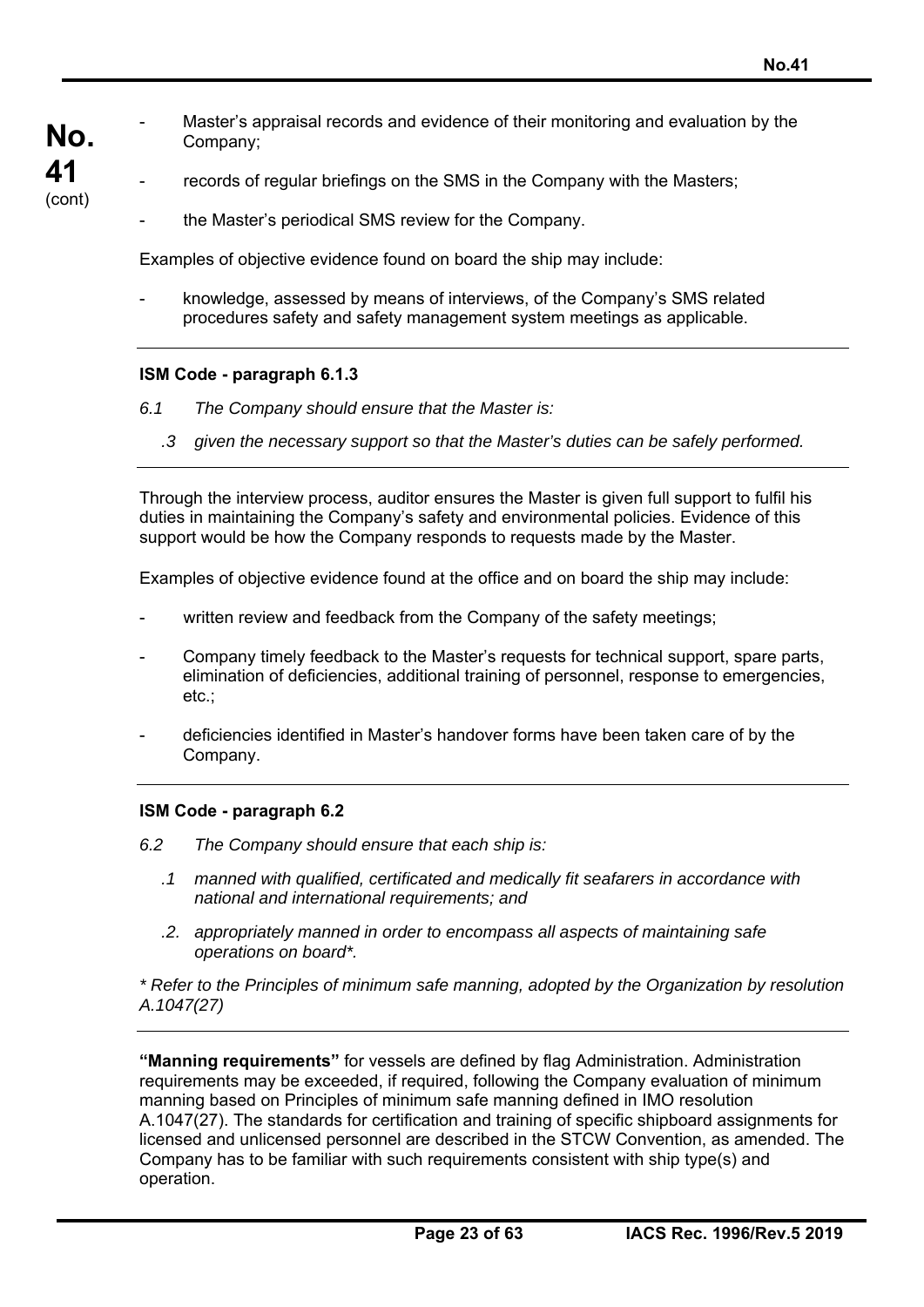- Master's appraisal records and evidence of their monitoring and evaluation by the Company;
- records of regular briefings on the SMS in the Company with the Masters;
- the Master's periodical SMS review for the Company.

Examples of objective evidence found on board the ship may include:

- knowledge, assessed by means of interviews, of the Company's SMS related procedures safety and safety management system meetings as applicable.

---

**ISM Code - paragraph 6.1.3**

*6.1 The Company should ensure that the Master is:*

*.3 given the necessary support so that the Master's duties can be safely performed.*

---

Through the interview process, auditor ensures the Master is given full support to fulfil his duties in maintaining the Company's safety and environmental policies. Evidence of this support would be how the Company responds to requests made by the Master.

Examples of objective evidence found at the office and on board the ship may include:

- written review and feedback from the Company of the safety meetings;
- Company timely feedback to the Master's requests for technical support, spare parts, elimination of deficiencies, additional training of personnel, response to emergencies, etc.;
- deficiencies identified in Master's handover forms have been taken care of by the Company.

---

**ISM Code - paragraph 6.2**

*6.2 The Company should ensure that each ship is:*

*.1 manned with qualified, certificated and medically fit seafarers in accordance with national and international requirements; and*

*.2. appropriately manned in order to encompass all aspects of maintaining safe operations on board\*.*

*\* Refer to the Principles of minimum safe manning, adopted by the Organization by resolution A.1047(27)*

---

**"Manning requirements"** for vessels are defined by flag Administration. Administration requirements may be exceeded, if required, following the Company evaluation of minimum manning based on Principles of minimum safe manning defined in IMO resolution A.1047(27). The standards for certification and training of specific shipboard assignments for licensed and unlicensed personnel are described in the STCW Convention, as amended. The Company has to be familiar with such requirements consistent with ship type(s) and operation.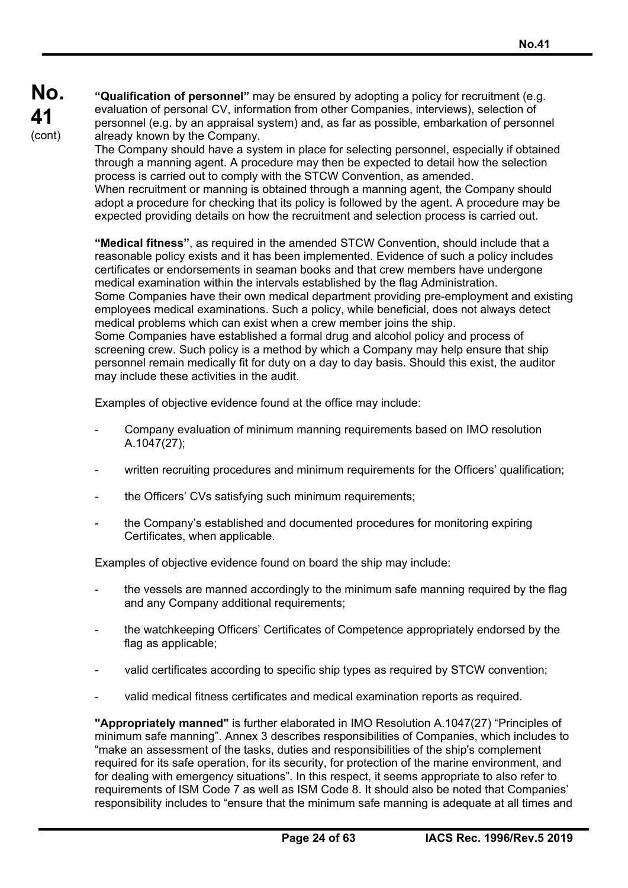**"Qualification of personnel"** may be ensured by adopting a policy for recruitment (e.g. evaluation of personal CV, information from other Companies, interviews), selection of personnel (e.g. by an appraisal system) and, as far as possible, embarkation of personnel already known by the Company.
The Company should have a system in place for selecting personnel, especially if obtained through a manning agent. A procedure may then be expected to detail how the selection process is carried out to comply with the STCW Convention, as amended.
When recruitment or manning is obtained through a manning agent, the Company should adopt a procedure for checking that its policy is followed by the agent. A procedure may be expected providing details on how the recruitment and selection process is carried out.

**"Medical fitness"**, as required in the amended STCW Convention, should include that a reasonable policy exists and it has been implemented. Evidence of such a policy includes certificates or endorsements in seaman books and that crew members have undergone medical examination within the intervals established by the flag Administration.
Some Companies have their own medical department providing pre-employment and existing employees medical examinations. Such a policy, while beneficial, does not always detect medical problems which can exist when a crew member joins the ship.
Some Companies have established a formal drug and alcohol policy and process of screening crew. Such policy is a method by which a Company may help ensure that ship personnel remain medically fit for duty on a day to day basis. Should this exist, the auditor may include these activities in the audit.

Examples of objective evidence found at the office may include:

- Company evaluation of minimum manning requirements based on IMO resolution A.1047(27);
- written recruiting procedures and minimum requirements for the Officers' qualification;
- the Officers' CVs satisfying such minimum requirements;
- the Company's established and documented procedures for monitoring expiring Certificates, when applicable.

Examples of objective evidence found on board the ship may include:

- the vessels are manned accordingly to the minimum safe manning required by the flag and any Company additional requirements;
- the watchkeeping Officers' Certificates of Competence appropriately endorsed by the flag as applicable;
- valid certificates according to specific ship types as required by STCW convention;
- valid medical fitness certificates and medical examination reports as required.

**"Appropriately manned"** is further elaborated in IMO Resolution A.1047(27) "Principles of minimum safe manning". Annex 3 describes responsibilities of Companies, which includes to "make an assessment of the tasks, duties and responsibilities of the ship's complement required for its safe operation, for its security, for protection of the marine environment, and for dealing with emergency situations". In this respect, it seems appropriate to also refer to requirements of ISM Code 7 as well as ISM Code 8. It should also be noted that Companies' responsibility includes to "ensure that the minimum safe manning is adequate at all times and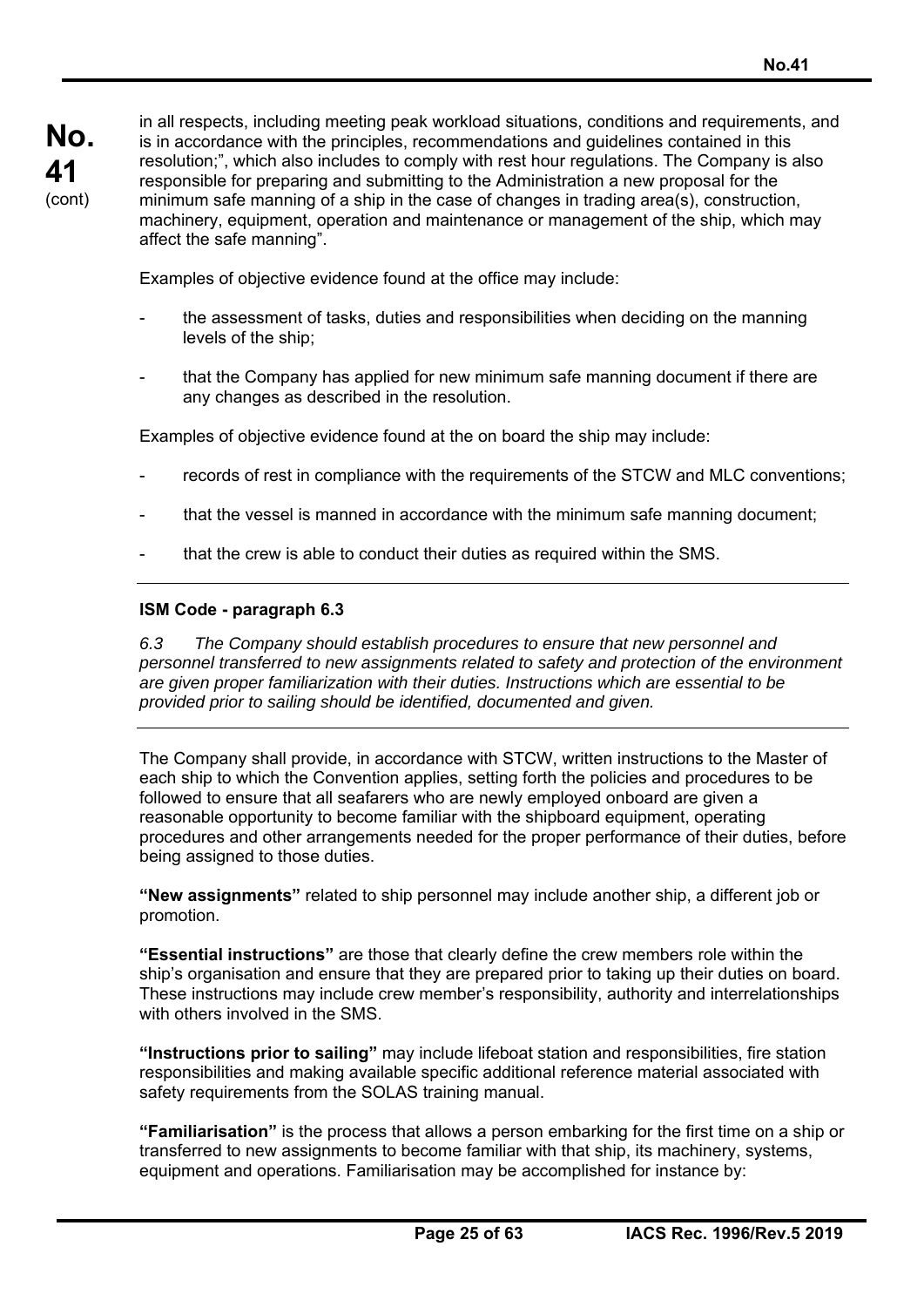in all respects, including meeting peak workload situations, conditions and requirements, and is in accordance with the principles, recommendations and guidelines contained in this resolution;", which also includes to comply with rest hour regulations. The Company is also responsible for preparing and submitting to the Administration a new proposal for the minimum safe manning of a ship in the case of changes in trading area(s), construction, machinery, equipment, operation and maintenance or management of the ship, which may affect the safe manning".

Examples of objective evidence found at the office may include:

- the assessment of tasks, duties and responsibilities when deciding on the manning levels of the ship;
- that the Company has applied for new minimum safe manning document if there are any changes as described in the resolution.

Examples of objective evidence found at the on board the ship may include:

- records of rest in compliance with the requirements of the STCW and MLC conventions;
- that the vessel is manned in accordance with the minimum safe manning document;
- that the crew is able to conduct their duties as required within the SMS.

---

**ISM Code - paragraph 6.3**

*6.3 The Company should establish procedures to ensure that new personnel and personnel transferred to new assignments related to safety and protection of the environment are given proper familiarization with their duties. Instructions which are essential to be provided prior to sailing should be identified, documented and given.*

---

The Company shall provide, in accordance with STCW, written instructions to the Master of each ship to which the Convention applies, setting forth the policies and procedures to be followed to ensure that all seafarers who are newly employed onboard are given a reasonable opportunity to become familiar with the shipboard equipment, operating procedures and other arrangements needed for the proper performance of their duties, before being assigned to those duties.

**"New assignments"** related to ship personnel may include another ship, a different job or promotion.

**"Essential instructions"** are those that clearly define the crew members role within the ship's organisation and ensure that they are prepared prior to taking up their duties on board. These instructions may include crew member's responsibility, authority and interrelationships with others involved in the SMS.

**"Instructions prior to sailing"** may include lifeboat station and responsibilities, fire station responsibilities and making available specific additional reference material associated with safety requirements from the SOLAS training manual.

**"Familiarisation"** is the process that allows a person embarking for the first time on a ship or transferred to new assignments to become familiar with that ship, its machinery, systems, equipment and operations. Familiarisation may be accomplished for instance by: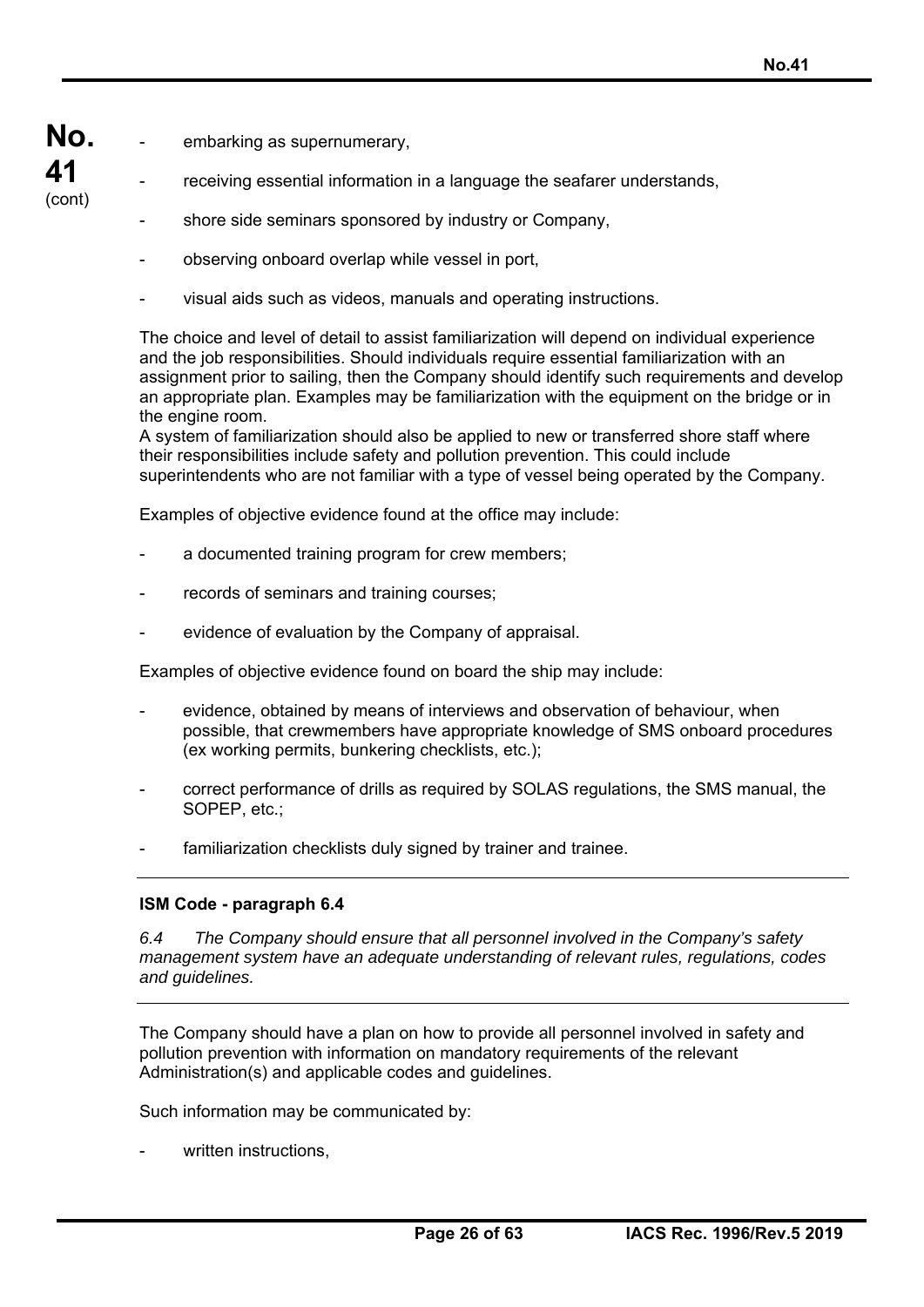- embarking as supernumerary,
- receiving essential information in a language the seafarer understands,
- shore side seminars sponsored by industry or Company,
- observing onboard overlap while vessel in port,
- visual aids such as videos, manuals and operating instructions.

The choice and level of detail to assist familiarization will depend on individual experience and the job responsibilities. Should individuals require essential familiarization with an assignment prior to sailing, then the Company should identify such requirements and develop an appropriate plan. Examples may be familiarization with the equipment on the bridge or in the engine room.
A system of familiarization should also be applied to new or transferred shore staff where their responsibilities include safety and pollution prevention. This could include superintendents who are not familiar with a type of vessel being operated by the Company.

Examples of objective evidence found at the office may include:

- a documented training program for crew members;
- records of seminars and training courses;
- evidence of evaluation by the Company of appraisal.

Examples of objective evidence found on board the ship may include:

- evidence, obtained by means of interviews and observation of behaviour, when possible, that crewmembers have appropriate knowledge of SMS onboard procedures (ex working permits, bunkering checklists, etc.);
- correct performance of drills as required by SOLAS regulations, the SMS manual, the SOPEP, etc.;
- familiarization checklists duly signed by trainer and trainee.

---

**ISM Code - paragraph 6.4**

*6.4 The Company should ensure that all personnel involved in the Company's safety management system have an adequate understanding of relevant rules, regulations, codes and guidelines.*

---

The Company should have a plan on how to provide all personnel involved in safety and pollution prevention with information on mandatory requirements of the relevant Administration(s) and applicable codes and guidelines.

Such information may be communicated by:

- written instructions,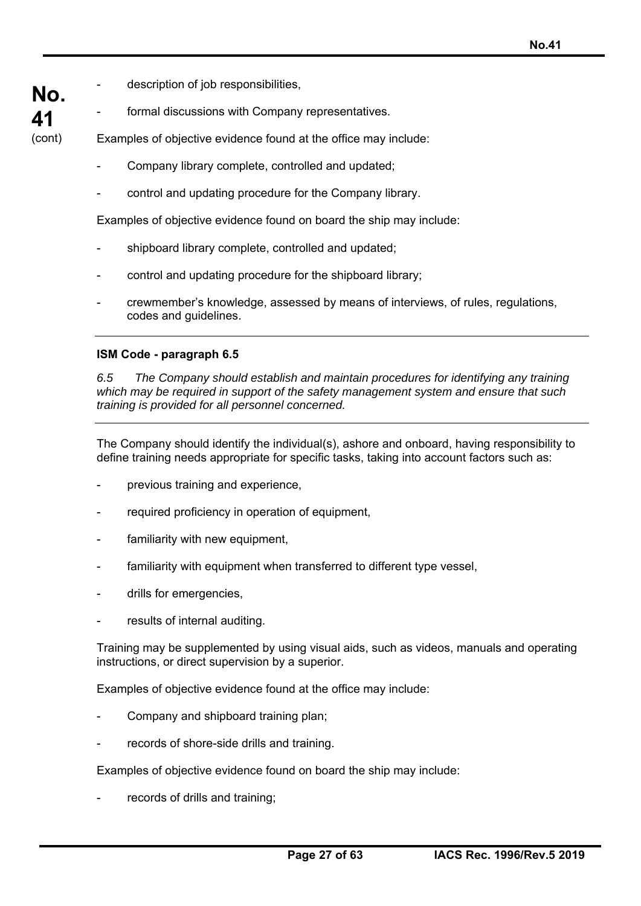- description of job responsibilities,
- formal discussions with Company representatives.

Examples of objective evidence found at the office may include:

- Company library complete, controlled and updated;
- control and updating procedure for the Company library.

Examples of objective evidence found on board the ship may include:

- shipboard library complete, controlled and updated;
- control and updating procedure for the shipboard library;
- crewmember's knowledge, assessed by means of interviews, of rules, regulations, codes and guidelines.

---

**ISM Code - paragraph 6.5**

*6.5 The Company should establish and maintain procedures for identifying any training which may be required in support of the safety management system and ensure that such training is provided for all personnel concerned.*

---

The Company should identify the individual(s), ashore and onboard, having responsibility to define training needs appropriate for specific tasks, taking into account factors such as:

- previous training and experience,
- required proficiency in operation of equipment,
- familiarity with new equipment,
- familiarity with equipment when transferred to different type vessel,
- drills for emergencies,
- results of internal auditing.

Training may be supplemented by using visual aids, such as videos, manuals and operating instructions, or direct supervision by a superior.

Examples of objective evidence found at the office may include:

- Company and shipboard training plan;
- records of shore-side drills and training.

Examples of objective evidence found on board the ship may include:

- records of drills and training;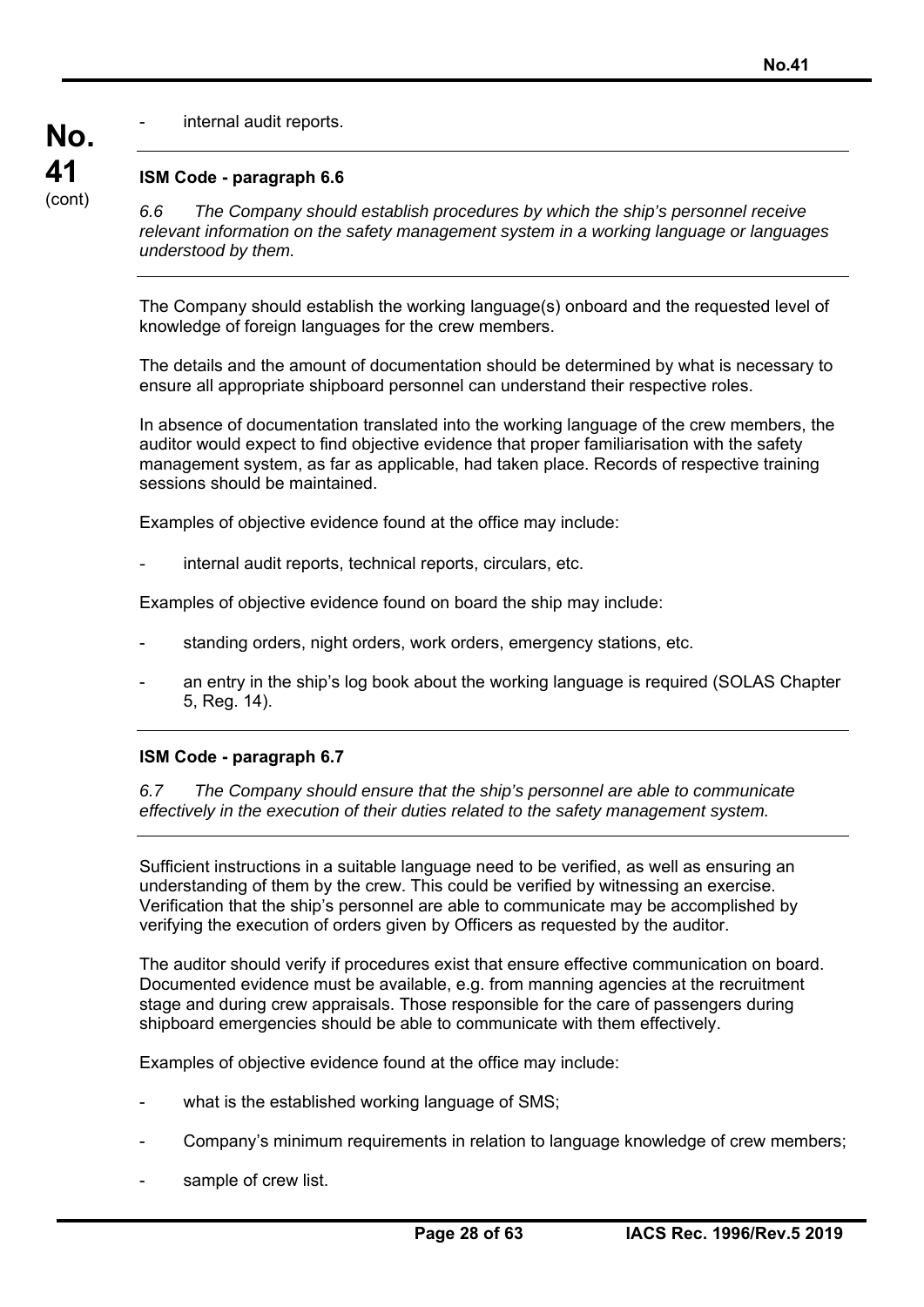- internal audit reports.

**ISM Code - paragraph 6.6**

*6.6 The Company should establish procedures by which the ship's personnel receive relevant information on the safety management system in a working language or languages understood by them.*

The Company should establish the working language(s) onboard and the requested level of knowledge of foreign languages for the crew members.

The details and the amount of documentation should be determined by what is necessary to ensure all appropriate shipboard personnel can understand their respective roles.

In absence of documentation translated into the working language of the crew members, the auditor would expect to find objective evidence that proper familiarisation with the safety management system, as far as applicable, had taken place. Records of respective training sessions should be maintained.

Examples of objective evidence found at the office may include:

- internal audit reports, technical reports, circulars, etc.

Examples of objective evidence found on board the ship may include:

- standing orders, night orders, work orders, emergency stations, etc.
- an entry in the ship's log book about the working language is required (SOLAS Chapter 5, Reg. 14).

**ISM Code - paragraph 6.7**

*6.7 The Company should ensure that the ship's personnel are able to communicate effectively in the execution of their duties related to the safety management system.*

Sufficient instructions in a suitable language need to be verified, as well as ensuring an understanding of them by the crew. This could be verified by witnessing an exercise. Verification that the ship's personnel are able to communicate may be accomplished by verifying the execution of orders given by Officers as requested by the auditor.

The auditor should verify if procedures exist that ensure effective communication on board. Documented evidence must be available, e.g. from manning agencies at the recruitment stage and during crew appraisals. Those responsible for the care of passengers during shipboard emergencies should be able to communicate with them effectively.

Examples of objective evidence found at the office may include:

- what is the established working language of SMS;
- Company's minimum requirements in relation to language knowledge of crew members;
- sample of crew list.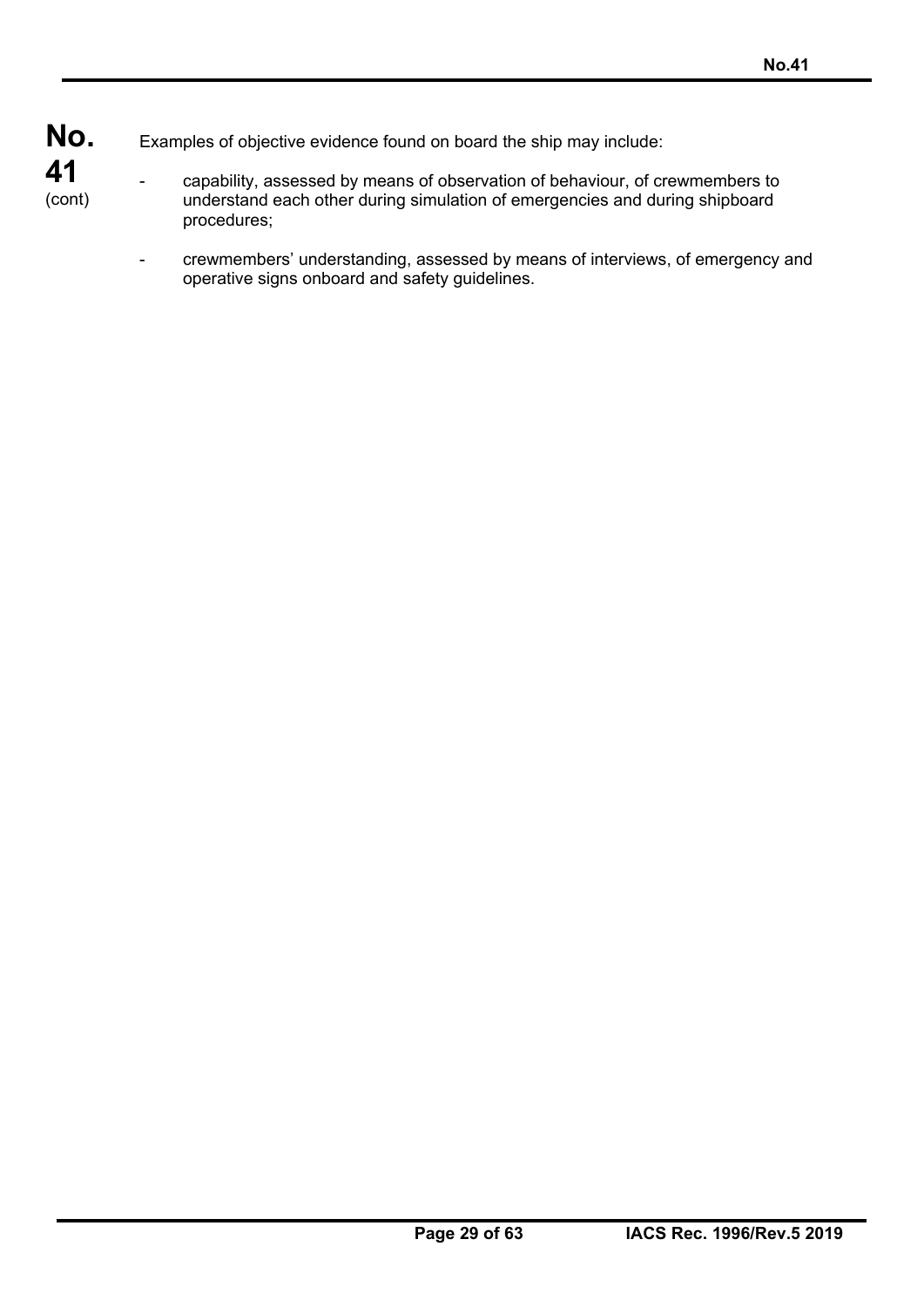Examples of objective evidence found on board the ship may include:

- capability, assessed by means of observation of behaviour, of crewmembers to understand each other during simulation of emergencies and during shipboard procedures;

- crewmembers' understanding, assessed by means of interviews, of emergency and operative signs onboard and safety guidelines.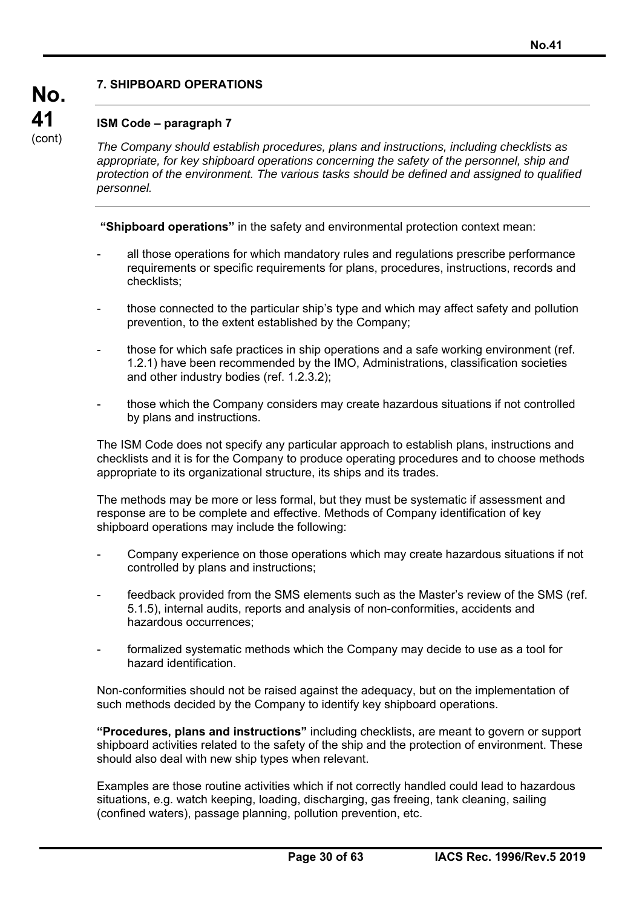## 7. SHIPBOARD OPERATIONS

### ISM Code – paragraph 7

*The Company should establish procedures, plans and instructions, including checklists as appropriate, for key shipboard operations concerning the safety of the personnel, ship and protection of the environment. The various tasks should be defined and assigned to qualified personnel.*

**"Shipboard operations"** in the safety and environmental protection context mean:

- all those operations for which mandatory rules and regulations prescribe performance requirements or specific requirements for plans, procedures, instructions, records and checklists;
- those connected to the particular ship's type and which may affect safety and pollution prevention, to the extent established by the Company;
- those for which safe practices in ship operations and a safe working environment (ref. 1.2.1) have been recommended by the IMO, Administrations, classification societies and other industry bodies (ref. 1.2.3.2);
- those which the Company considers may create hazardous situations if not controlled by plans and instructions.

The ISM Code does not specify any particular approach to establish plans, instructions and checklists and it is for the Company to produce operating procedures and to choose methods appropriate to its organizational structure, its ships and its trades.

The methods may be more or less formal, but they must be systematic if assessment and response are to be complete and effective. Methods of Company identification of key shipboard operations may include the following:

- Company experience on those operations which may create hazardous situations if not controlled by plans and instructions;
- feedback provided from the SMS elements such as the Master's review of the SMS (ref. 5.1.5), internal audits, reports and analysis of non-conformities, accidents and hazardous occurrences;
- formalized systematic methods which the Company may decide to use as a tool for hazard identification.

Non-conformities should not be raised against the adequacy, but on the implementation of such methods decided by the Company to identify key shipboard operations.

**"Procedures, plans and instructions"** including checklists, are meant to govern or support shipboard activities related to the safety of the ship and the protection of environment. These should also deal with new ship types when relevant.

Examples are those routine activities which if not correctly handled could lead to hazardous situations, e.g. watch keeping, loading, discharging, gas freeing, tank cleaning, sailing (confined waters), passage planning, pollution prevention, etc.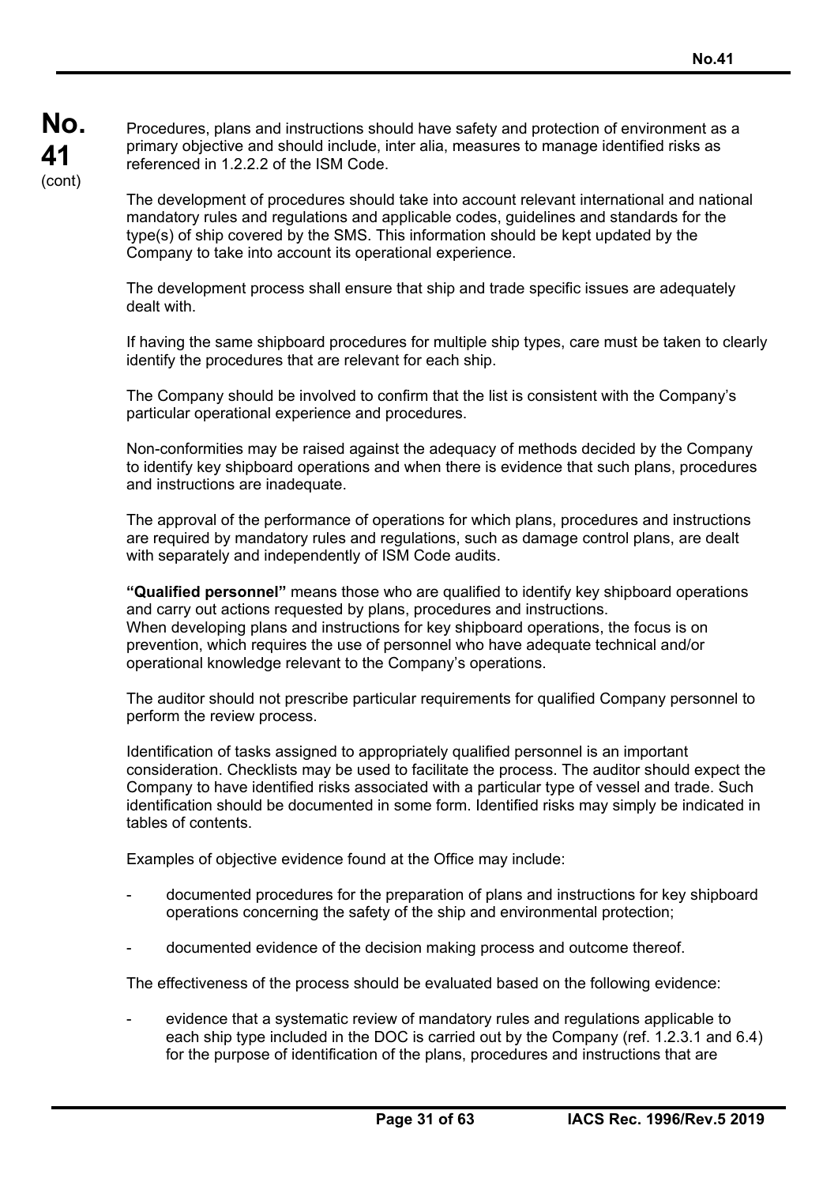Procedures, plans and instructions should have safety and protection of environment as a primary objective and should include, inter alia, measures to manage identified risks as referenced in 1.2.2.2 of the ISM Code.

The development of procedures should take into account relevant international and national mandatory rules and regulations and applicable codes, guidelines and standards for the type(s) of ship covered by the SMS. This information should be kept updated by the Company to take into account its operational experience.

The development process shall ensure that ship and trade specific issues are adequately dealt with.

If having the same shipboard procedures for multiple ship types, care must be taken to clearly identify the procedures that are relevant for each ship.

The Company should be involved to confirm that the list is consistent with the Company's particular operational experience and procedures.

Non-conformities may be raised against the adequacy of methods decided by the Company to identify key shipboard operations and when there is evidence that such plans, procedures and instructions are inadequate.

The approval of the performance of operations for which plans, procedures and instructions are required by mandatory rules and regulations, such as damage control plans, are dealt with separately and independently of ISM Code audits.

**"Qualified personnel"** means those who are qualified to identify key shipboard operations and carry out actions requested by plans, procedures and instructions.
When developing plans and instructions for key shipboard operations, the focus is on prevention, which requires the use of personnel who have adequate technical and/or operational knowledge relevant to the Company's operations.

The auditor should not prescribe particular requirements for qualified Company personnel to perform the review process.

Identification of tasks assigned to appropriately qualified personnel is an important consideration. Checklists may be used to facilitate the process. The auditor should expect the Company to have identified risks associated with a particular type of vessel and trade. Such identification should be documented in some form. Identified risks may simply be indicated in tables of contents.

Examples of objective evidence found at the Office may include:

- documented procedures for the preparation of plans and instructions for key shipboard operations concerning the safety of the ship and environmental protection;
- documented evidence of the decision making process and outcome thereof.

The effectiveness of the process should be evaluated based on the following evidence:

- evidence that a systematic review of mandatory rules and regulations applicable to each ship type included in the DOC is carried out by the Company (ref. 1.2.3.1 and 6.4) for the purpose of identification of the plans, procedures and instructions that are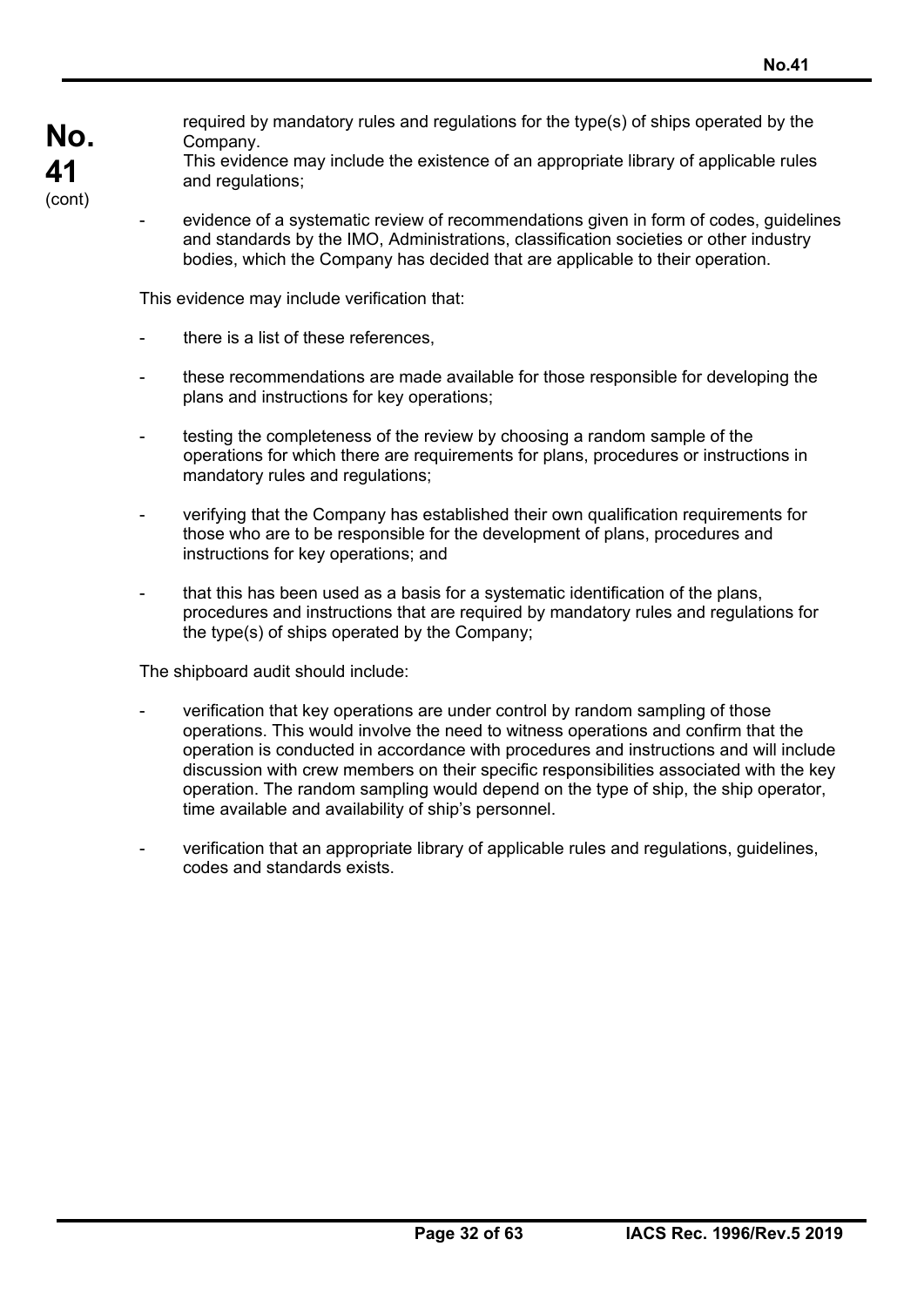required by mandatory rules and regulations for the type(s) of ships operated by the Company.
This evidence may include the existence of an appropriate library of applicable rules and regulations;

- evidence of a systematic review of recommendations given in form of codes, guidelines and standards by the IMO, Administrations, classification societies or other industry bodies, which the Company has decided that are applicable to their operation.

This evidence may include verification that:

- there is a list of these references,
- these recommendations are made available for those responsible for developing the plans and instructions for key operations;
- testing the completeness of the review by choosing a random sample of the operations for which there are requirements for plans, procedures or instructions in mandatory rules and regulations;
- verifying that the Company has established their own qualification requirements for those who are to be responsible for the development of plans, procedures and instructions for key operations; and
- that this has been used as a basis for a systematic identification of the plans, procedures and instructions that are required by mandatory rules and regulations for the type(s) of ships operated by the Company;

The shipboard audit should include:

- verification that key operations are under control by random sampling of those operations. This would involve the need to witness operations and confirm that the operation is conducted in accordance with procedures and instructions and will include discussion with crew members on their specific responsibilities associated with the key operation. The random sampling would depend on the type of ship, the ship operator, time available and availability of ship's personnel.
- verification that an appropriate library of applicable rules and regulations, guidelines, codes and standards exists.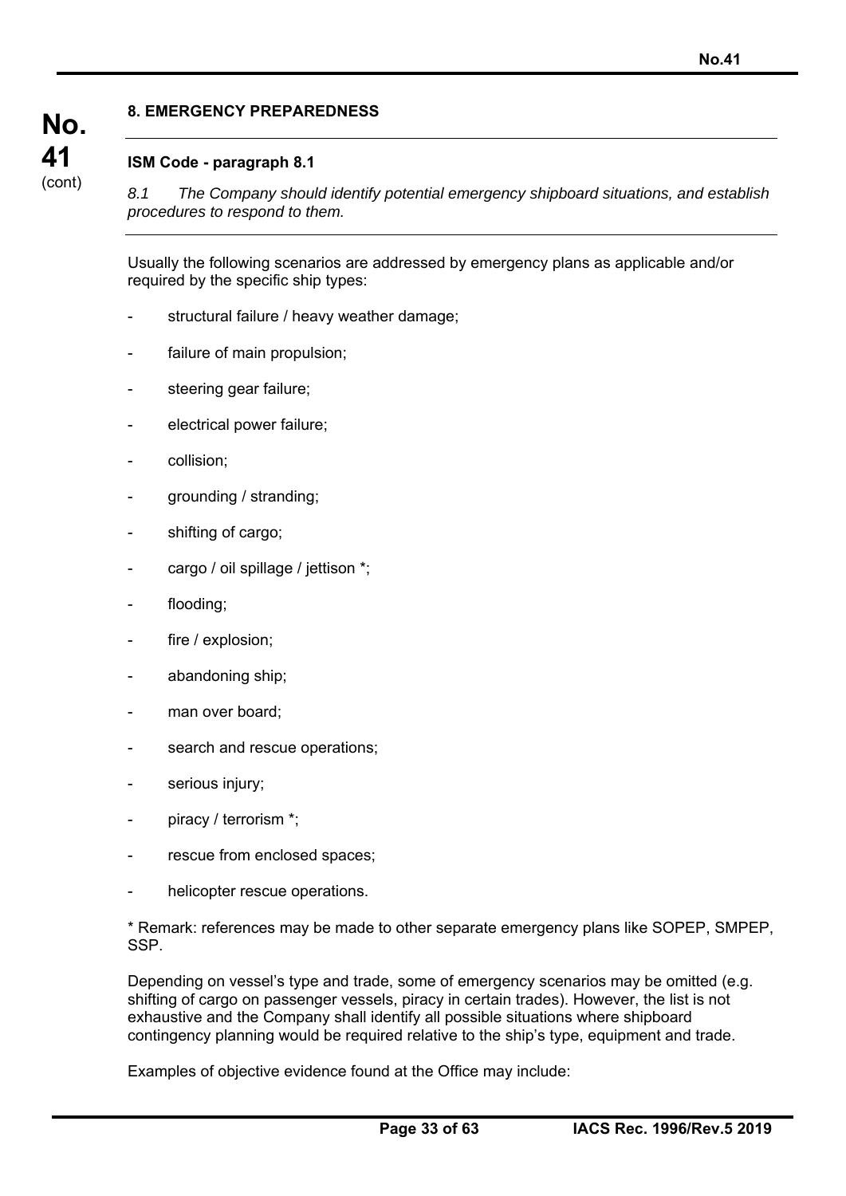## 8. EMERGENCY PREPAREDNESS

**ISM Code - paragraph 8.1**

*8.1 The Company should identify potential emergency shipboard situations, and establish procedures to respond to them.*

Usually the following scenarios are addressed by emergency plans as applicable and/or required by the specific ship types:

- structural failure / heavy weather damage;
- failure of main propulsion;
- steering gear failure;
- electrical power failure;
- collision;
- grounding / stranding;
- shifting of cargo;
- cargo / oil spillage / jettison *;
- flooding;
- fire / explosion;
- abandoning ship;
- man over board;
- search and rescue operations;
- serious injury;
- piracy / terrorism *;
- rescue from enclosed spaces;
- helicopter rescue operations.

* Remark: references may be made to other separate emergency plans like SOPEP, SMPEP, SSP.

Depending on vessel's type and trade, some of emergency scenarios may be omitted (e.g. shifting of cargo on passenger vessels, piracy in certain trades). However, the list is not exhaustive and the Company shall identify all possible situations where shipboard contingency planning would be required relative to the ship's type, equipment and trade.

Examples of objective evidence found at the Office may include: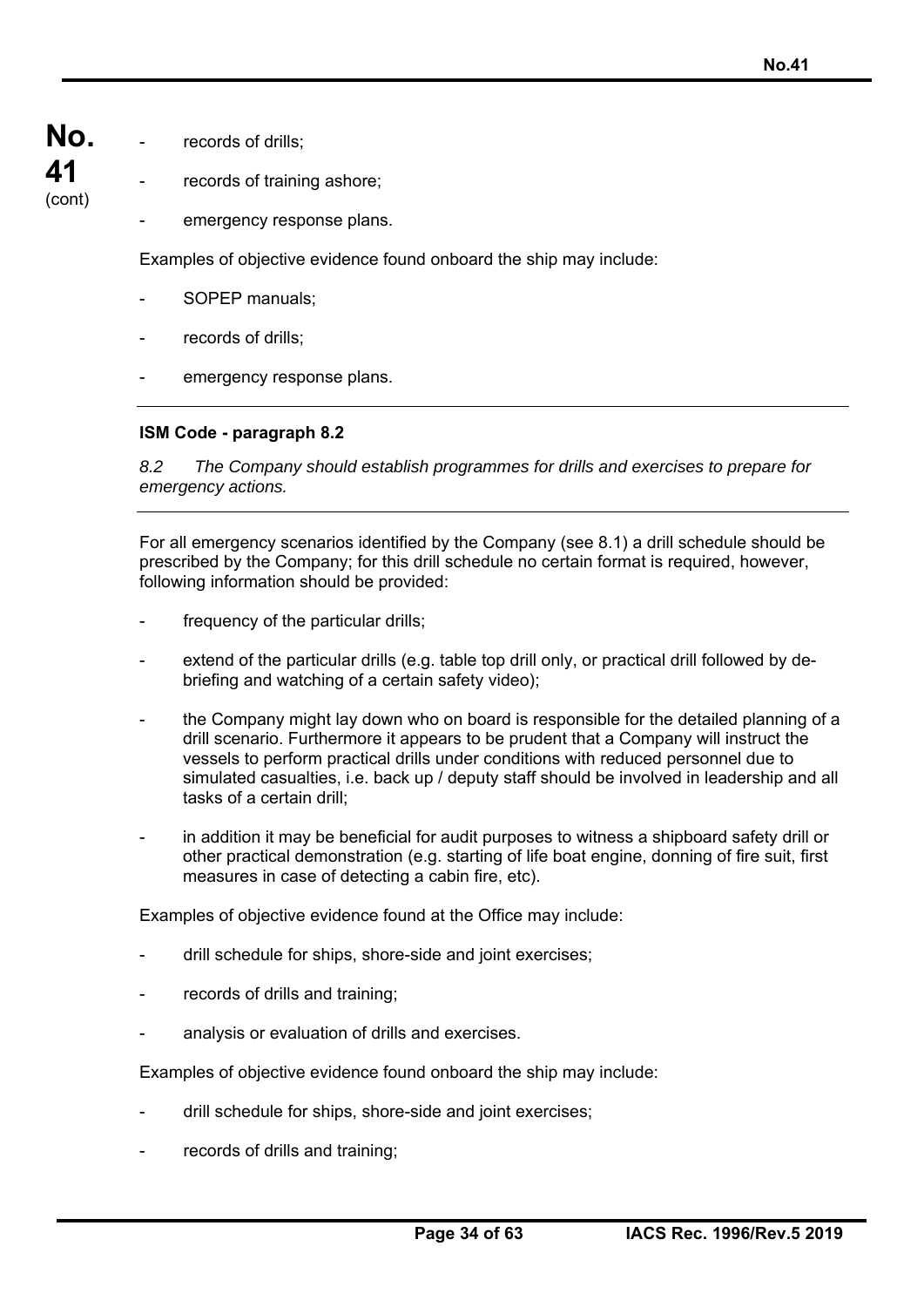- records of drills;
- records of training ashore;
- emergency response plans.

Examples of objective evidence found onboard the ship may include:

- SOPEP manuals;
- records of drills;
- emergency response plans.

---

**ISM Code - paragraph 8.2**

*8.2 The Company should establish programmes for drills and exercises to prepare for emergency actions.*

---

For all emergency scenarios identified by the Company (see 8.1) a drill schedule should be prescribed by the Company; for this drill schedule no certain format is required, however, following information should be provided:

- frequency of the particular drills;
- extend of the particular drills (e.g. table top drill only, or practical drill followed by de-briefing and watching of a certain safety video);
- the Company might lay down who on board is responsible for the detailed planning of a drill scenario. Furthermore it appears to be prudent that a Company will instruct the vessels to perform practical drills under conditions with reduced personnel due to simulated casualties, i.e. back up / deputy staff should be involved in leadership and all tasks of a certain drill;
- in addition it may be beneficial for audit purposes to witness a shipboard safety drill or other practical demonstration (e.g. starting of life boat engine, donning of fire suit, first measures in case of detecting a cabin fire, etc).

Examples of objective evidence found at the Office may include:

- drill schedule for ships, shore-side and joint exercises;
- records of drills and training;
- analysis or evaluation of drills and exercises.

Examples of objective evidence found onboard the ship may include:

- drill schedule for ships, shore-side and joint exercises;
- records of drills and training;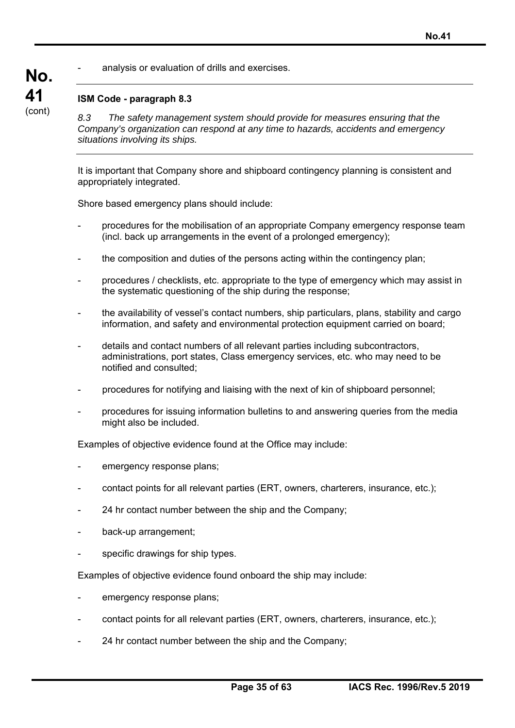- analysis or evaluation of drills and exercises.

---

**ISM Code - paragraph 8.3**

*8.3 The safety management system should provide for measures ensuring that the Company's organization can respond at any time to hazards, accidents and emergency situations involving its ships.*

---

It is important that Company shore and shipboard contingency planning is consistent and appropriately integrated.

Shore based emergency plans should include:

- procedures for the mobilisation of an appropriate Company emergency response team (incl. back up arrangements in the event of a prolonged emergency);
- the composition and duties of the persons acting within the contingency plan;
- procedures / checklists, etc. appropriate to the type of emergency which may assist in the systematic questioning of the ship during the response;
- the availability of vessel's contact numbers, ship particulars, plans, stability and cargo information, and safety and environmental protection equipment carried on board;
- details and contact numbers of all relevant parties including subcontractors, administrations, port states, Class emergency services, etc. who may need to be notified and consulted;
- procedures for notifying and liaising with the next of kin of shipboard personnel;
- procedures for issuing information bulletins to and answering queries from the media might also be included.

Examples of objective evidence found at the Office may include:

- emergency response plans;
- contact points for all relevant parties (ERT, owners, charterers, insurance, etc.);
- 24 hr contact number between the ship and the Company;
- back-up arrangement;
- specific drawings for ship types.

Examples of objective evidence found onboard the ship may include:

- emergency response plans;
- contact points for all relevant parties (ERT, owners, charterers, insurance, etc.);
- 24 hr contact number between the ship and the Company;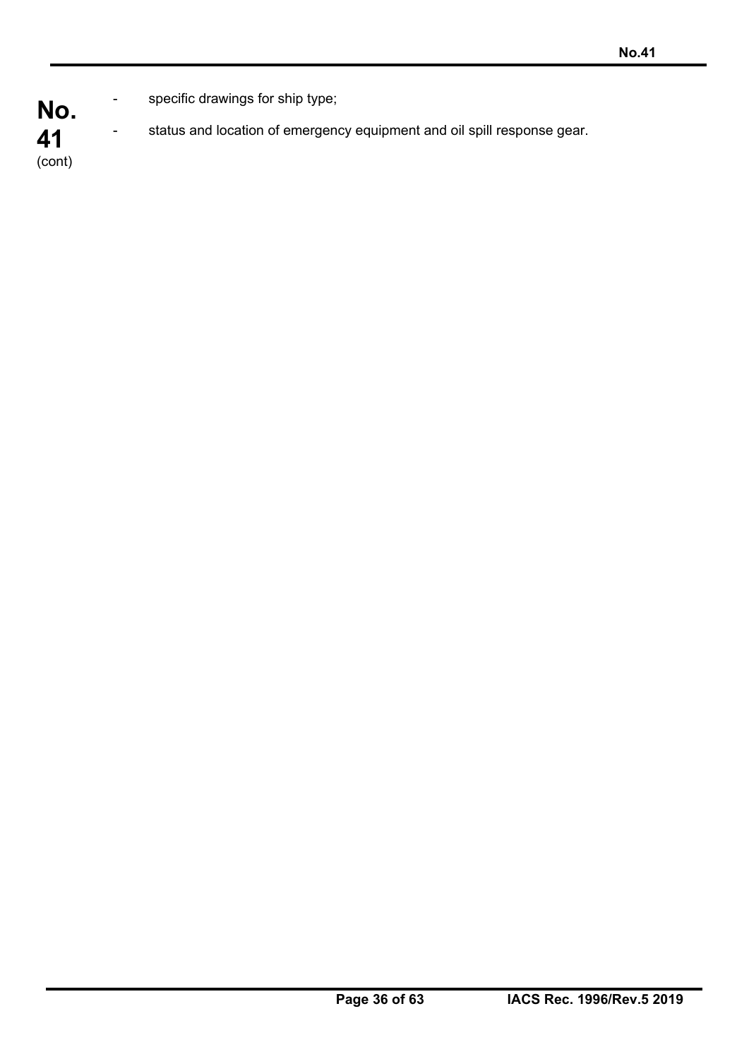- specific drawings for ship type;
- status and location of emergency equipment and oil spill response gear.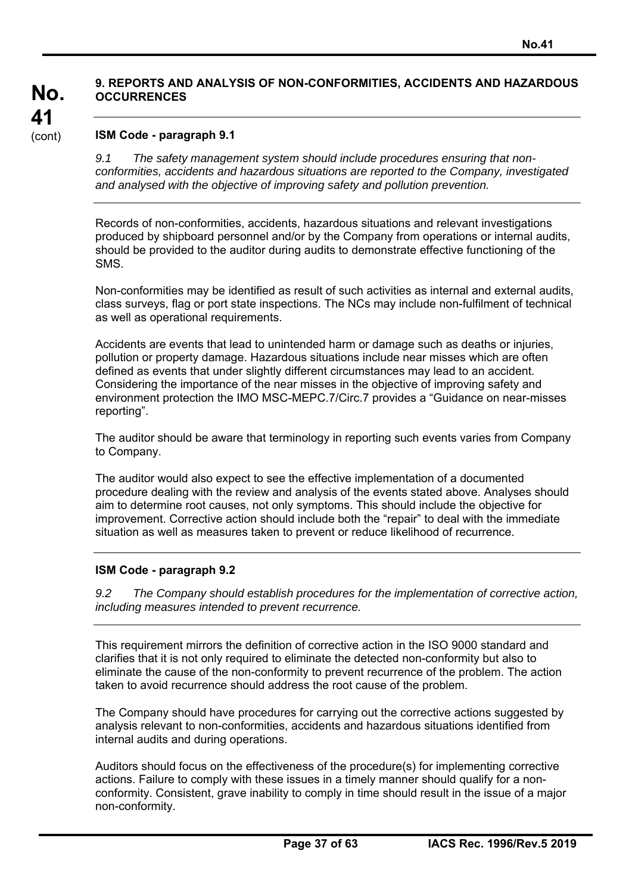## 9. REPORTS AND ANALYSIS OF NON-CONFORMITIES, ACCIDENTS AND HAZARDOUS OCCURRENCES

### ISM Code - paragraph 9.1

*9.1 The safety management system should include procedures ensuring that non-conformities, accidents and hazardous situations are reported to the Company, investigated and analysed with the objective of improving safety and pollution prevention.*

Records of non-conformities, accidents, hazardous situations and relevant investigations produced by shipboard personnel and/or by the Company from operations or internal audits, should be provided to the auditor during audits to demonstrate effective functioning of the SMS.

Non-conformities may be identified as result of such activities as internal and external audits, class surveys, flag or port state inspections. The NCs may include non-fulfilment of technical as well as operational requirements.

Accidents are events that lead to unintended harm or damage such as deaths or injuries, pollution or property damage. Hazardous situations include near misses which are often defined as events that under slightly different circumstances may lead to an accident. Considering the importance of the near misses in the objective of improving safety and environment protection the IMO MSC-MEPC.7/Circ.7 provides a "Guidance on near-misses reporting".

The auditor should be aware that terminology in reporting such events varies from Company to Company.

The auditor would also expect to see the effective implementation of a documented procedure dealing with the review and analysis of the events stated above. Analyses should aim to determine root causes, not only symptoms. This should include the objective for improvement. Corrective action should include both the "repair" to deal with the immediate situation as well as measures taken to prevent or reduce likelihood of recurrence.

### ISM Code - paragraph 9.2

*9.2 The Company should establish procedures for the implementation of corrective action, including measures intended to prevent recurrence.*

This requirement mirrors the definition of corrective action in the ISO 9000 standard and clarifies that it is not only required to eliminate the detected non-conformity but also to eliminate the cause of the non-conformity to prevent recurrence of the problem. The action taken to avoid recurrence should address the root cause of the problem.

The Company should have procedures for carrying out the corrective actions suggested by analysis relevant to non-conformities, accidents and hazardous situations identified from internal audits and during operations.

Auditors should focus on the effectiveness of the procedure(s) for implementing corrective actions. Failure to comply with these issues in a timely manner should qualify for a non-conformity. Consistent, grave inability to comply in time should result in the issue of a major non-conformity.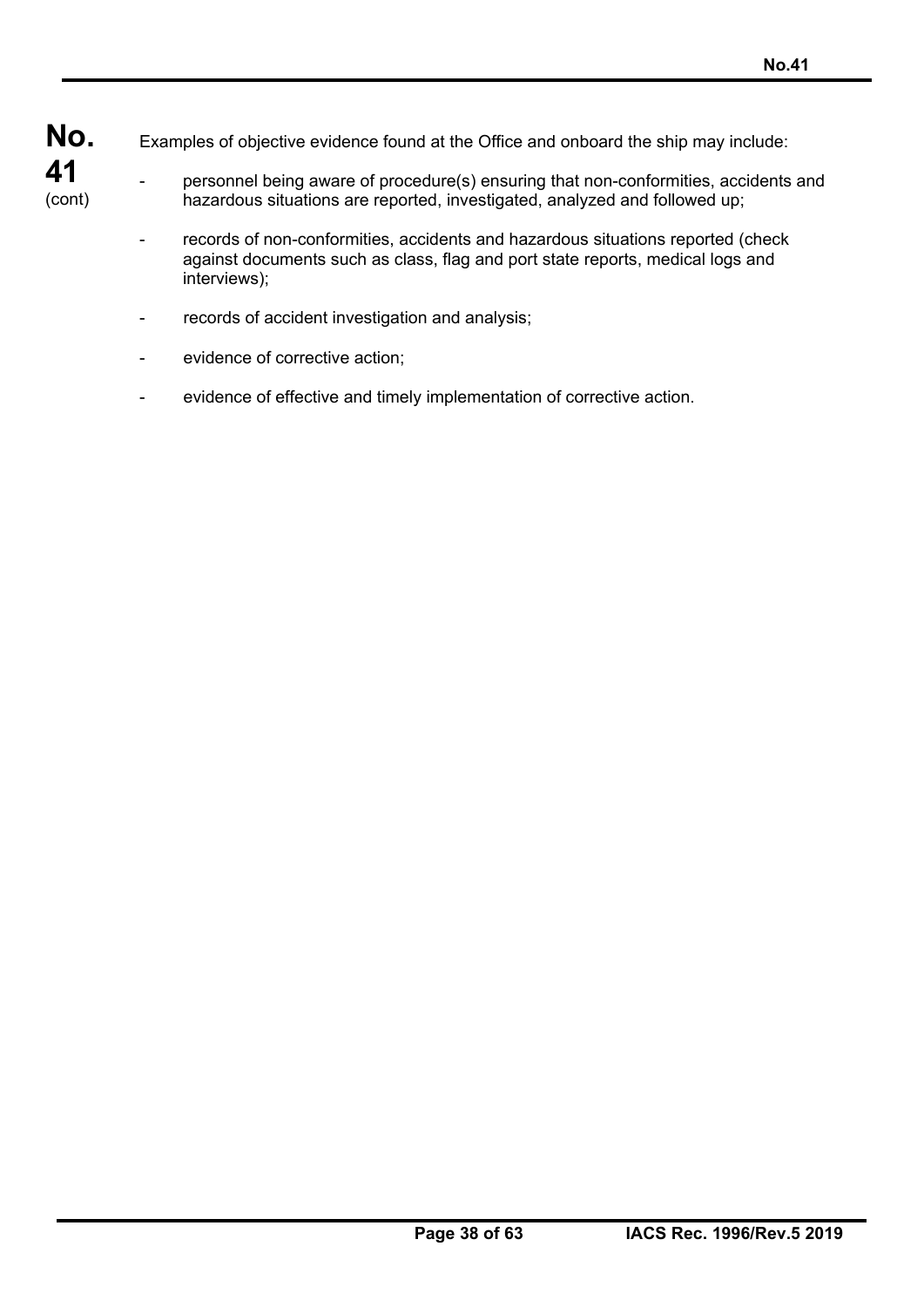Examples of objective evidence found at the Office and onboard the ship may include:

- personnel being aware of procedure(s) ensuring that non-conformities, accidents and hazardous situations are reported, investigated, analyzed and followed up;
- records of non-conformities, accidents and hazardous situations reported (check against documents such as class, flag and port state reports, medical logs and interviews);
- records of accident investigation and analysis;
- evidence of corrective action;
- evidence of effective and timely implementation of corrective action.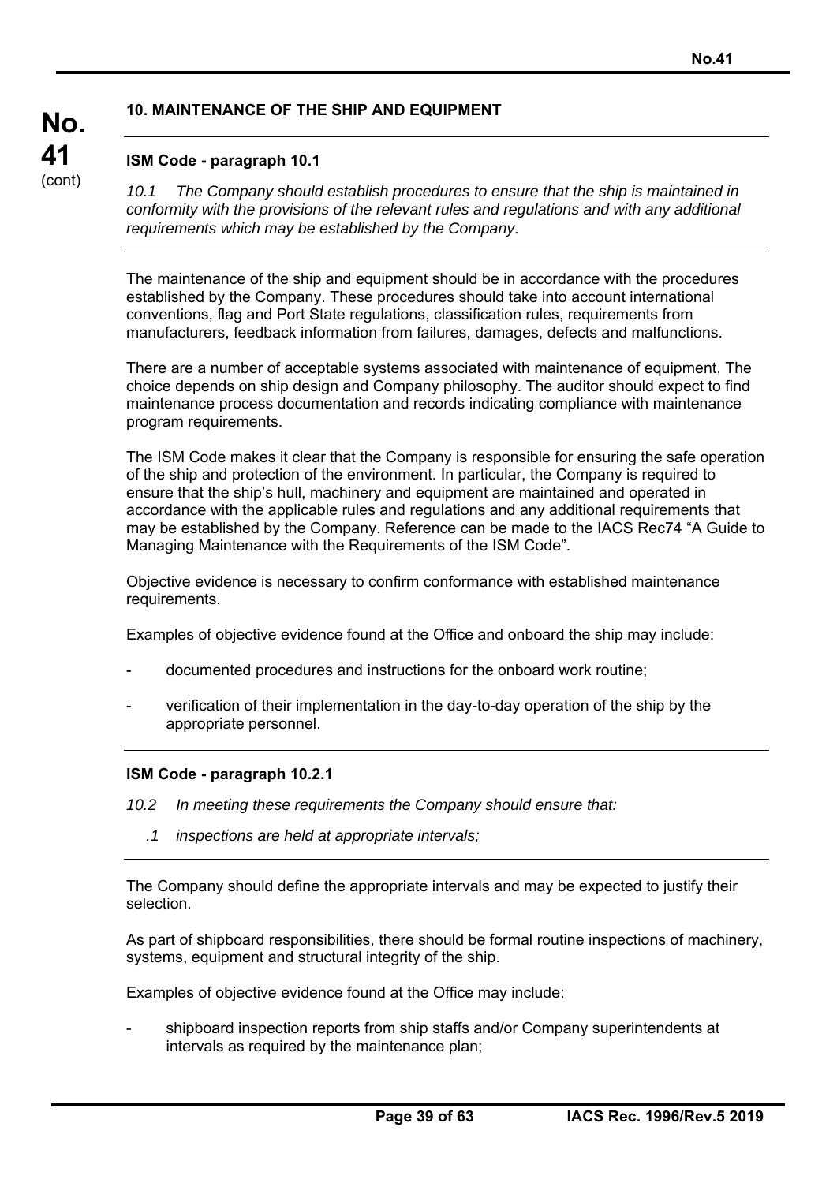## 10. MAINTENANCE OF THE SHIP AND EQUIPMENT

### ISM Code - paragraph 10.1

*10.1 The Company should establish procedures to ensure that the ship is maintained in conformity with the provisions of the relevant rules and regulations and with any additional requirements which may be established by the Company*.

The maintenance of the ship and equipment should be in accordance with the procedures established by the Company. These procedures should take into account international conventions, flag and Port State regulations, classification rules, requirements from manufacturers, feedback information from failures, damages, defects and malfunctions.

There are a number of acceptable systems associated with maintenance of equipment. The choice depends on ship design and Company philosophy. The auditor should expect to find maintenance process documentation and records indicating compliance with maintenance program requirements.

The ISM Code makes it clear that the Company is responsible for ensuring the safe operation of the ship and protection of the environment. In particular, the Company is required to ensure that the ship's hull, machinery and equipment are maintained and operated in accordance with the applicable rules and regulations and any additional requirements that may be established by the Company. Reference can be made to the IACS Rec74 "A Guide to Managing Maintenance with the Requirements of the ISM Code".

Objective evidence is necessary to confirm conformance with established maintenance requirements.

Examples of objective evidence found at the Office and onboard the ship may include:

- documented procedures and instructions for the onboard work routine;
- verification of their implementation in the day-to-day operation of the ship by the appropriate personnel.

### ISM Code - paragraph 10.2.1

*10.2 In meeting these requirements the Company should ensure that:*

*.1 inspections are held at appropriate intervals;*

The Company should define the appropriate intervals and may be expected to justify their selection.

As part of shipboard responsibilities, there should be formal routine inspections of machinery, systems, equipment and structural integrity of the ship.

Examples of objective evidence found at the Office may include:

- shipboard inspection reports from ship staffs and/or Company superintendents at intervals as required by the maintenance plan;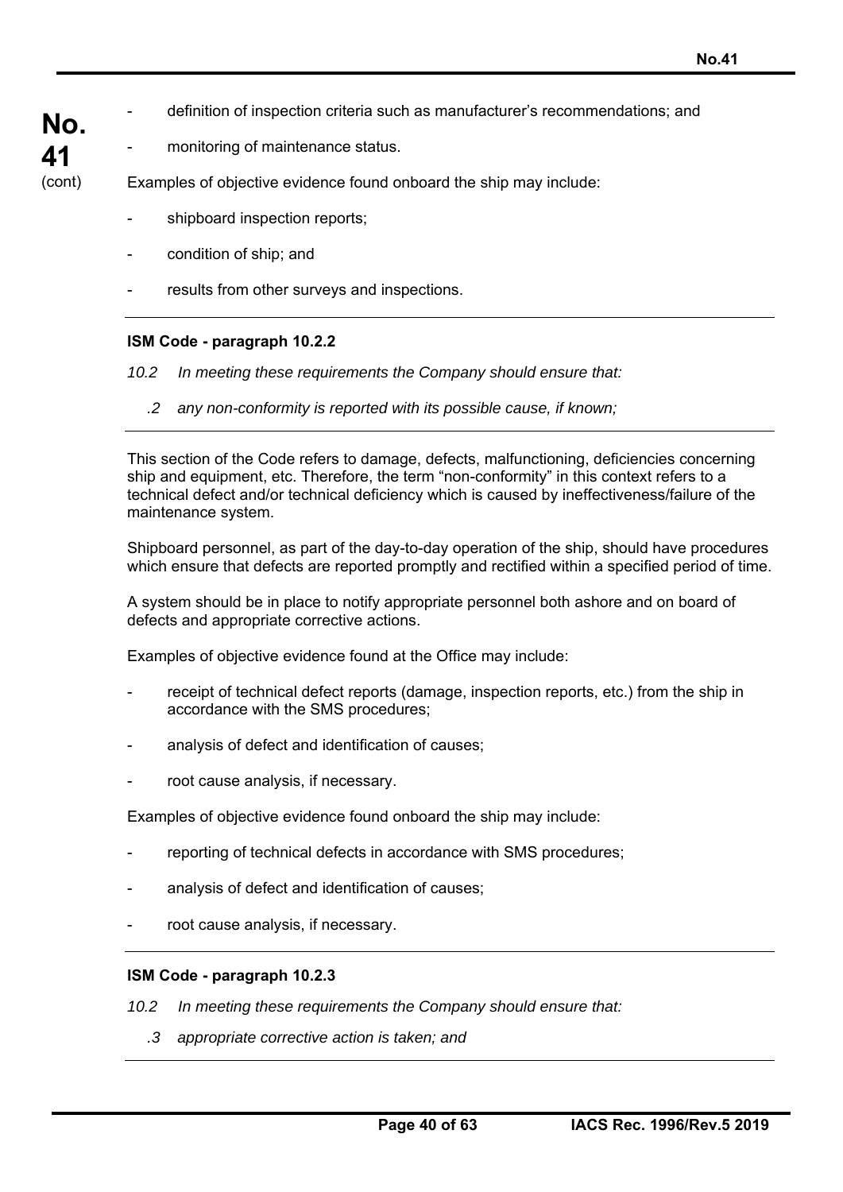- definition of inspection criteria such as manufacturer's recommendations; and
- monitoring of maintenance status.

Examples of objective evidence found onboard the ship may include:

- shipboard inspection reports;
- condition of ship; and
- results from other surveys and inspections.

---

**ISM Code - paragraph 10.2.2**

*10.2 In meeting these requirements the Company should ensure that:*

*.2 any non-conformity is reported with its possible cause, if known;*

---

This section of the Code refers to damage, defects, malfunctioning, deficiencies concerning ship and equipment, etc. Therefore, the term "non-conformity" in this context refers to a technical defect and/or technical deficiency which is caused by ineffectiveness/failure of the maintenance system.

Shipboard personnel, as part of the day-to-day operation of the ship, should have procedures which ensure that defects are reported promptly and rectified within a specified period of time.

A system should be in place to notify appropriate personnel both ashore and on board of defects and appropriate corrective actions.

Examples of objective evidence found at the Office may include:

- receipt of technical defect reports (damage, inspection reports, etc.) from the ship in accordance with the SMS procedures;
- analysis of defect and identification of causes;
- root cause analysis, if necessary.

Examples of objective evidence found onboard the ship may include:

- reporting of technical defects in accordance with SMS procedures;
- analysis of defect and identification of causes;
- root cause analysis, if necessary.

---

**ISM Code - paragraph 10.2.3**

*10.2 In meeting these requirements the Company should ensure that:*

*.3 appropriate corrective action is taken; and*

---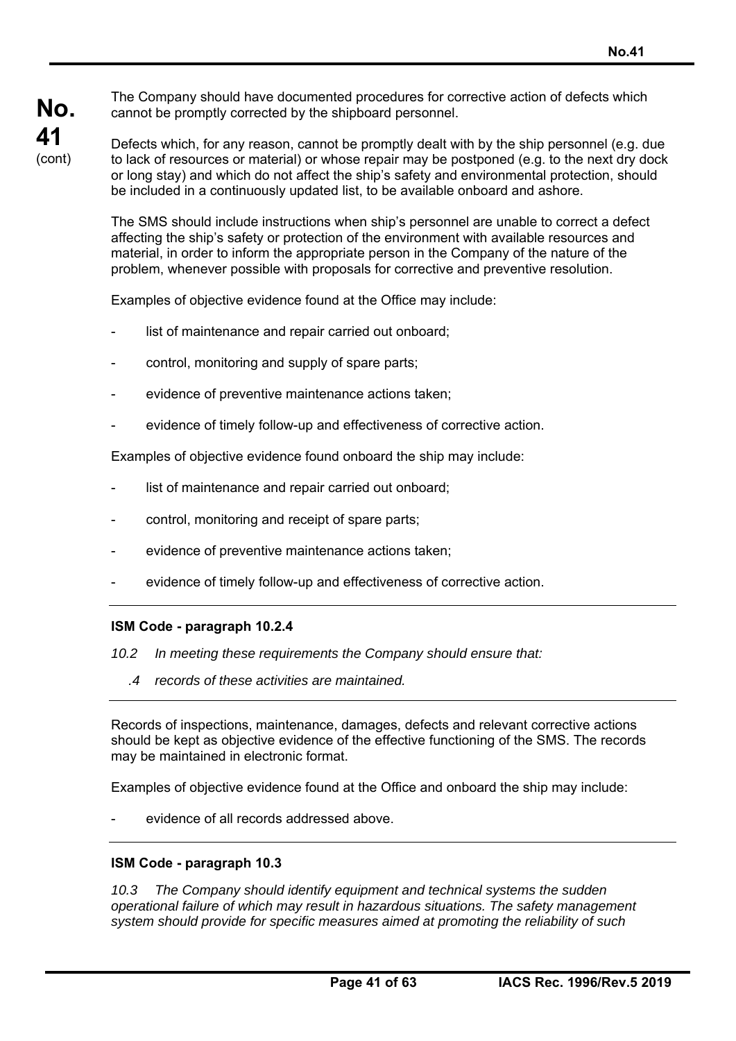The Company should have documented procedures for corrective action of defects which cannot be promptly corrected by the shipboard personnel.

Defects which, for any reason, cannot be promptly dealt with by the ship personnel (e.g. due to lack of resources or material) or whose repair may be postponed (e.g. to the next dry dock or long stay) and which do not affect the ship's safety and environmental protection, should be included in a continuously updated list, to be available onboard and ashore.

The SMS should include instructions when ship's personnel are unable to correct a defect affecting the ship's safety or protection of the environment with available resources and material, in order to inform the appropriate person in the Company of the nature of the problem, whenever possible with proposals for corrective and preventive resolution.

Examples of objective evidence found at the Office may include:

- list of maintenance and repair carried out onboard;
- control, monitoring and supply of spare parts;
- evidence of preventive maintenance actions taken;
- evidence of timely follow-up and effectiveness of corrective action.

Examples of objective evidence found onboard the ship may include:

- list of maintenance and repair carried out onboard;
- control, monitoring and receipt of spare parts;
- evidence of preventive maintenance actions taken;
- evidence of timely follow-up and effectiveness of corrective action.

---

**ISM Code - paragraph 10.2.4**

*10.2 In meeting these requirements the Company should ensure that:*

*.4 records of these activities are maintained.*

---

Records of inspections, maintenance, damages, defects and relevant corrective actions should be kept as objective evidence of the effective functioning of the SMS. The records may be maintained in electronic format.

Examples of objective evidence found at the Office and onboard the ship may include:

- evidence of all records addressed above.

---

**ISM Code - paragraph 10.3**

*10.3 The Company should identify equipment and technical systems the sudden operational failure of which may result in hazardous situations. The safety management system should provide for specific measures aimed at promoting the reliability of such*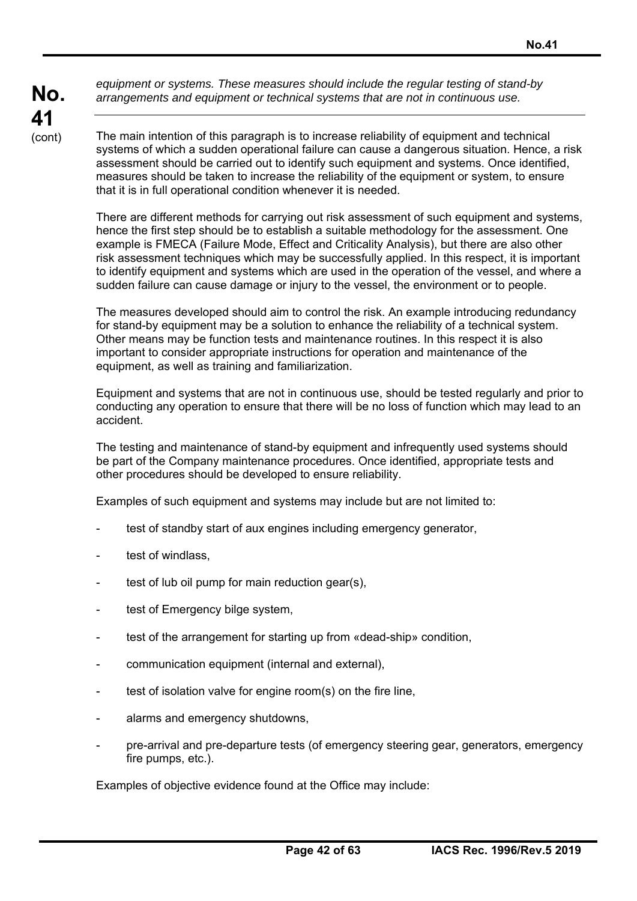*equipment or systems. These measures should include the regular testing of stand-by arrangements and equipment or technical systems that are not in continuous use.*

---

The main intention of this paragraph is to increase reliability of equipment and technical systems of which a sudden operational failure can cause a dangerous situation. Hence, a risk assessment should be carried out to identify such equipment and systems. Once identified, measures should be taken to increase the reliability of the equipment or system, to ensure that it is in full operational condition whenever it is needed.

There are different methods for carrying out risk assessment of such equipment and systems, hence the first step should be to establish a suitable methodology for the assessment. One example is FMECA (Failure Mode, Effect and Criticality Analysis), but there are also other risk assessment techniques which may be successfully applied. In this respect, it is important to identify equipment and systems which are used in the operation of the vessel, and where a sudden failure can cause damage or injury to the vessel, the environment or to people.

The measures developed should aim to control the risk. An example introducing redundancy for stand-by equipment may be a solution to enhance the reliability of a technical system. Other means may be function tests and maintenance routines. In this respect it is also important to consider appropriate instructions for operation and maintenance of the equipment, as well as training and familiarization.

Equipment and systems that are not in continuous use, should be tested regularly and prior to conducting any operation to ensure that there will be no loss of function which may lead to an accident.

The testing and maintenance of stand-by equipment and infrequently used systems should be part of the Company maintenance procedures. Once identified, appropriate tests and other procedures should be developed to ensure reliability.

Examples of such equipment and systems may include but are not limited to:

- test of standby start of aux engines including emergency generator,
- test of windlass,
- test of lub oil pump for main reduction gear(s),
- test of Emergency bilge system,
- test of the arrangement for starting up from «dead-ship» condition,
- communication equipment (internal and external),
- test of isolation valve for engine room(s) on the fire line,
- alarms and emergency shutdowns,
- pre-arrival and pre-departure tests (of emergency steering gear, generators, emergency fire pumps, etc.).

Examples of objective evidence found at the Office may include: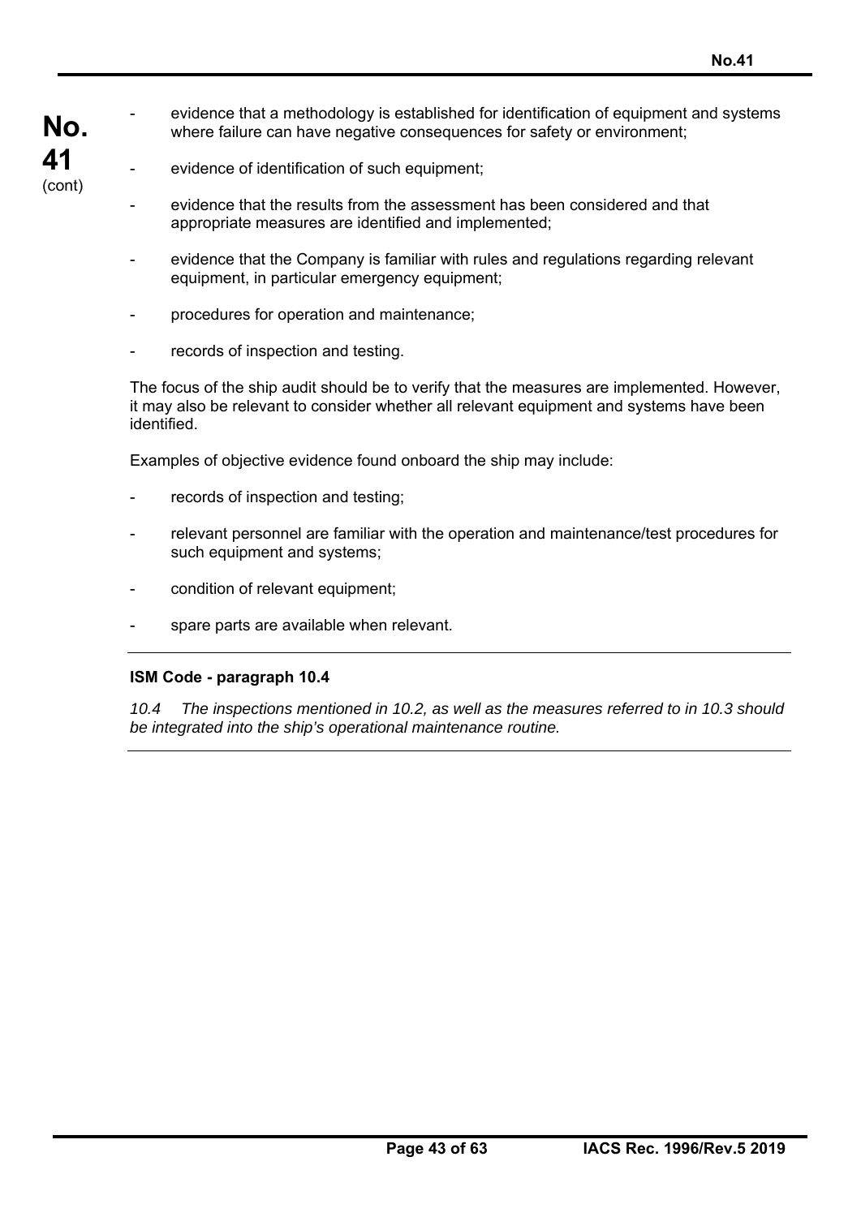- evidence that a methodology is established for identification of equipment and systems where failure can have negative consequences for safety or environment;

- evidence of identification of such equipment;

- evidence that the results from the assessment has been considered and that appropriate measures are identified and implemented;

- evidence that the Company is familiar with rules and regulations regarding relevant equipment, in particular emergency equipment;

- procedures for operation and maintenance;

- records of inspection and testing.

The focus of the ship audit should be to verify that the measures are implemented. However, it may also be relevant to consider whether all relevant equipment and systems have been identified.

Examples of objective evidence found onboard the ship may include:

- records of inspection and testing;

- relevant personnel are familiar with the operation and maintenance/test procedures for such equipment and systems;

- condition of relevant equipment;

- spare parts are available when relevant.

---

**ISM Code - paragraph 10.4**

*10.4 The inspections mentioned in 10.2, as well as the measures referred to in 10.3 should be integrated into the ship's operational maintenance routine.*

---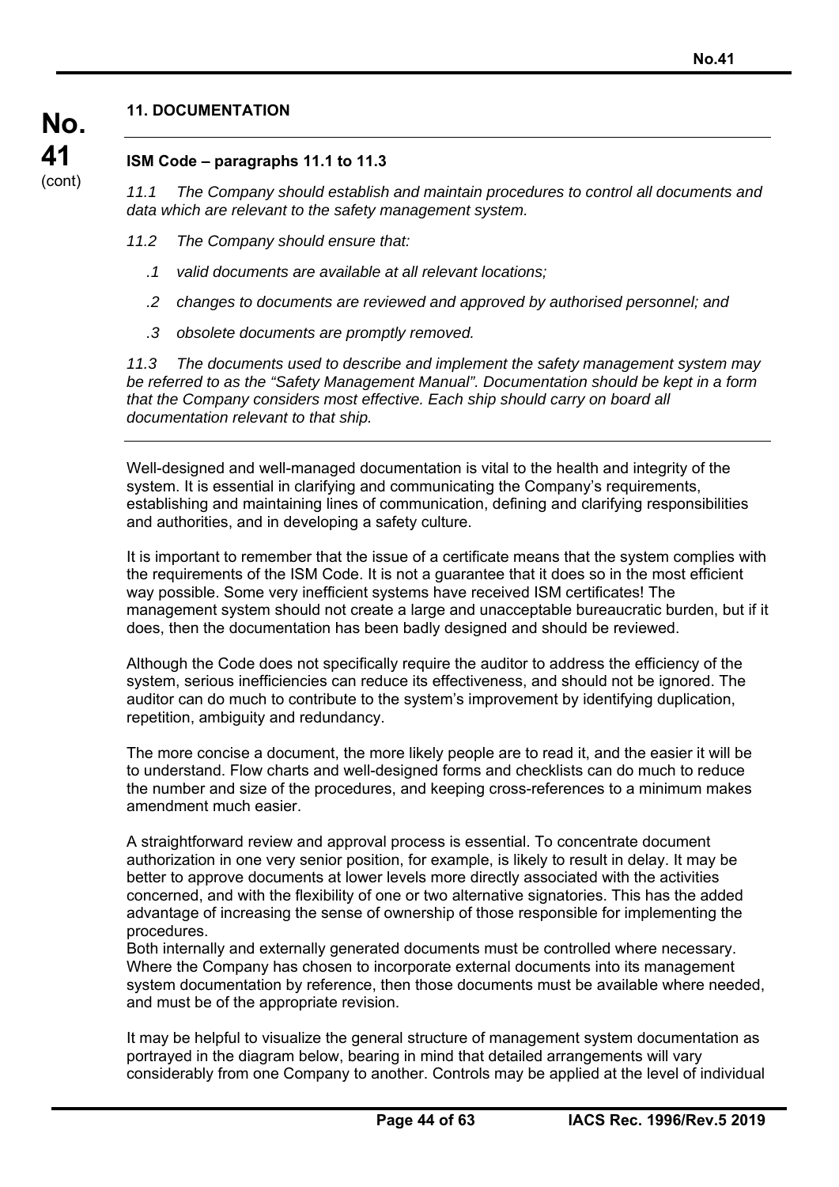## 11. DOCUMENTATION

### ISM Code – paragraphs 11.1 to 11.3

*11.1 The Company should establish and maintain procedures to control all documents and data which are relevant to the safety management system.*

*11.2 The Company should ensure that:*

*.1 valid documents are available at all relevant locations;*

*.2 changes to documents are reviewed and approved by authorised personnel; and*

*.3 obsolete documents are promptly removed.*

*11.3 The documents used to describe and implement the safety management system may be referred to as the "Safety Management Manual". Documentation should be kept in a form that the Company considers most effective. Each ship should carry on board all documentation relevant to that ship.*

---

Well-designed and well-managed documentation is vital to the health and integrity of the system. It is essential in clarifying and communicating the Company's requirements, establishing and maintaining lines of communication, defining and clarifying responsibilities and authorities, and in developing a safety culture.

It is important to remember that the issue of a certificate means that the system complies with the requirements of the ISM Code. It is not a guarantee that it does so in the most efficient way possible. Some very inefficient systems have received ISM certificates! The management system should not create a large and unacceptable bureaucratic burden, but if it does, then the documentation has been badly designed and should be reviewed.

Although the Code does not specifically require the auditor to address the efficiency of the system, serious inefficiencies can reduce its effectiveness, and should not be ignored. The auditor can do much to contribute to the system's improvement by identifying duplication, repetition, ambiguity and redundancy.

The more concise a document, the more likely people are to read it, and the easier it will be to understand. Flow charts and well-designed forms and checklists can do much to reduce the number and size of the procedures, and keeping cross-references to a minimum makes amendment much easier.

A straightforward review and approval process is essential. To concentrate document authorization in one very senior position, for example, is likely to result in delay. It may be better to approve documents at lower levels more directly associated with the activities concerned, and with the flexibility of one or two alternative signatories. This has the added advantage of increasing the sense of ownership of those responsible for implementing the procedures.

Both internally and externally generated documents must be controlled where necessary. Where the Company has chosen to incorporate external documents into its management system documentation by reference, then those documents must be available where needed, and must be of the appropriate revision.

It may be helpful to visualize the general structure of management system documentation as portrayed in the diagram below, bearing in mind that detailed arrangements will vary considerably from one Company to another. Controls may be applied at the level of individual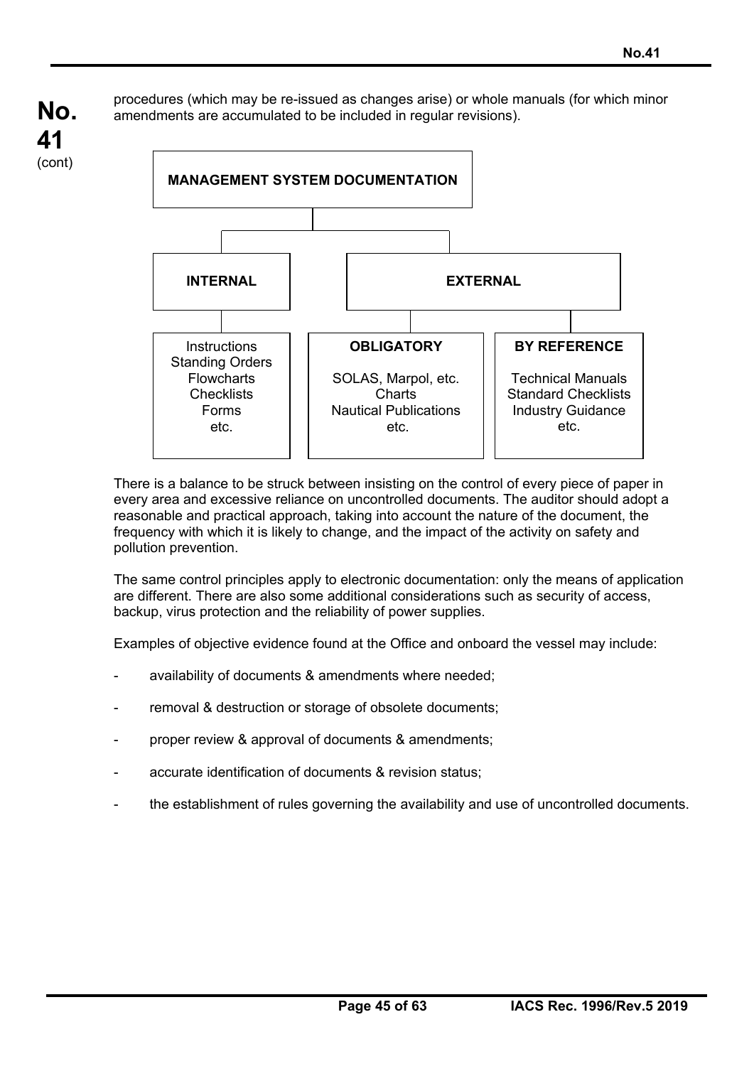procedures (which may be re-issued as changes arise) or whole manuals (for which minor amendments are accumulated to be included in regular revisions).

**MANAGEMENT SYSTEM DOCUMENTATION**

| INTERNAL | EXTERNAL | |
|---|---|---|
| | **OBLIGATORY** | **BY REFERENCE** |
| Instructions<br>Standing Orders<br>Flowcharts<br>Checklists<br>Forms<br>etc. | SOLAS, Marpol, etc.<br>Charts<br>Nautical Publications<br>etc. | Technical Manuals<br>Standard Checklists<br>Industry Guidance<br>etc. |

There is a balance to be struck between insisting on the control of every piece of paper in every area and excessive reliance on uncontrolled documents. The auditor should adopt a reasonable and practical approach, taking into account the nature of the document, the frequency with which it is likely to change, and the impact of the activity on safety and pollution prevention.

The same control principles apply to electronic documentation: only the means of application are different. There are also some additional considerations such as security of access, backup, virus protection and the reliability of power supplies.

Examples of objective evidence found at the Office and onboard the vessel may include:

- availability of documents & amendments where needed;
- removal & destruction or storage of obsolete documents;
- proper review & approval of documents & amendments;
- accurate identification of documents & revision status;
- the establishment of rules governing the availability and use of uncontrolled documents.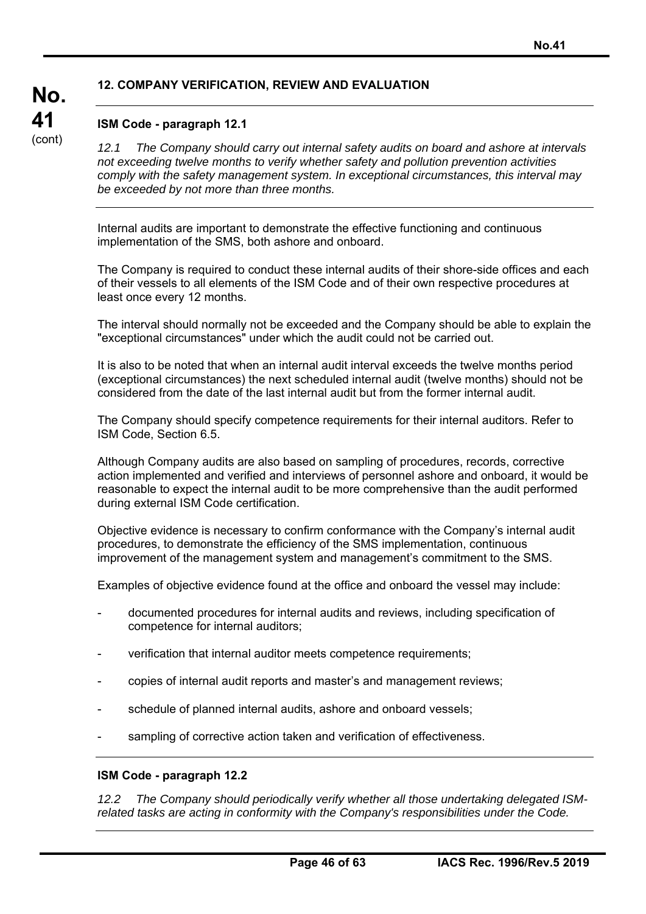## 12. COMPANY VERIFICATION, REVIEW AND EVALUATION

### ISM Code - paragraph 12.1

*12.1 The Company should carry out internal safety audits on board and ashore at intervals not exceeding twelve months to verify whether safety and pollution prevention activities comply with the safety management system. In exceptional circumstances, this interval may be exceeded by not more than three months.*

Internal audits are important to demonstrate the effective functioning and continuous implementation of the SMS, both ashore and onboard.

The Company is required to conduct these internal audits of their shore-side offices and each of their vessels to all elements of the ISM Code and of their own respective procedures at least once every 12 months.

The interval should normally not be exceeded and the Company should be able to explain the "exceptional circumstances" under which the audit could not be carried out.

It is also to be noted that when an internal audit interval exceeds the twelve months period (exceptional circumstances) the next scheduled internal audit (twelve months) should not be considered from the date of the last internal audit but from the former internal audit.

The Company should specify competence requirements for their internal auditors. Refer to ISM Code, Section 6.5.

Although Company audits are also based on sampling of procedures, records, corrective action implemented and verified and interviews of personnel ashore and onboard, it would be reasonable to expect the internal audit to be more comprehensive than the audit performed during external ISM Code certification.

Objective evidence is necessary to confirm conformance with the Company's internal audit procedures, to demonstrate the efficiency of the SMS implementation, continuous improvement of the management system and management's commitment to the SMS.

Examples of objective evidence found at the office and onboard the vessel may include:

- documented procedures for internal audits and reviews, including specification of competence for internal auditors;
- verification that internal auditor meets competence requirements;
- copies of internal audit reports and master's and management reviews;
- schedule of planned internal audits, ashore and onboard vessels;
- sampling of corrective action taken and verification of effectiveness.

### ISM Code - paragraph 12.2

*12.2 The Company should periodically verify whether all those undertaking delegated ISM-related tasks are acting in conformity with the Company's responsibilities under the Code.*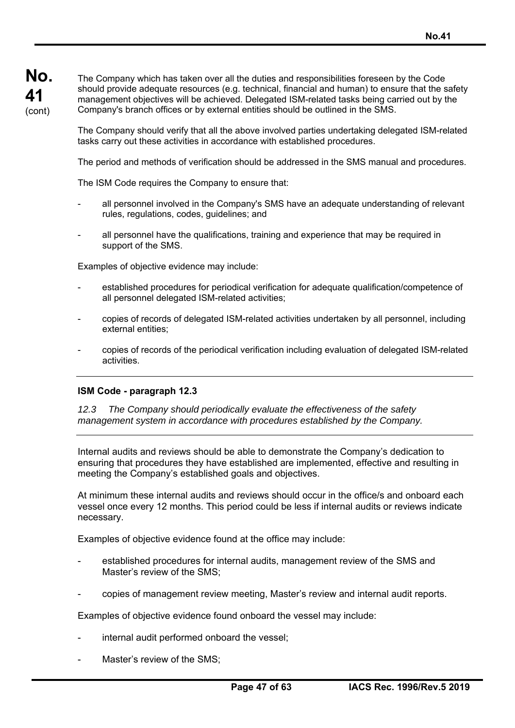The Company which has taken over all the duties and responsibilities foreseen by the Code should provide adequate resources (e.g. technical, financial and human) to ensure that the safety management objectives will be achieved. Delegated ISM-related tasks being carried out by the Company's branch offices or by external entities should be outlined in the SMS.

The Company should verify that all the above involved parties undertaking delegated ISM-related tasks carry out these activities in accordance with established procedures.

The period and methods of verification should be addressed in the SMS manual and procedures.

The ISM Code requires the Company to ensure that:

- all personnel involved in the Company's SMS have an adequate understanding of relevant rules, regulations, codes, guidelines; and
- all personnel have the qualifications, training and experience that may be required in support of the SMS.

Examples of objective evidence may include:

- established procedures for periodical verification for adequate qualification/competence of all personnel delegated ISM-related activities;
- copies of records of delegated ISM-related activities undertaken by all personnel, including external entities;
- copies of records of the periodical verification including evaluation of delegated ISM-related activities.

---

**ISM Code - paragraph 12.3**

*12.3 The Company should periodically evaluate the effectiveness of the safety management system in accordance with procedures established by the Company.*

---

Internal audits and reviews should be able to demonstrate the Company's dedication to ensuring that procedures they have established are implemented, effective and resulting in meeting the Company's established goals and objectives.

At minimum these internal audits and reviews should occur in the office/s and onboard each vessel once every 12 months. This period could be less if internal audits or reviews indicate necessary.

Examples of objective evidence found at the office may include:

- established procedures for internal audits, management review of the SMS and Master's review of the SMS;
- copies of management review meeting, Master's review and internal audit reports.

Examples of objective evidence found onboard the vessel may include:

- internal audit performed onboard the vessel;
- Master's review of the SMS;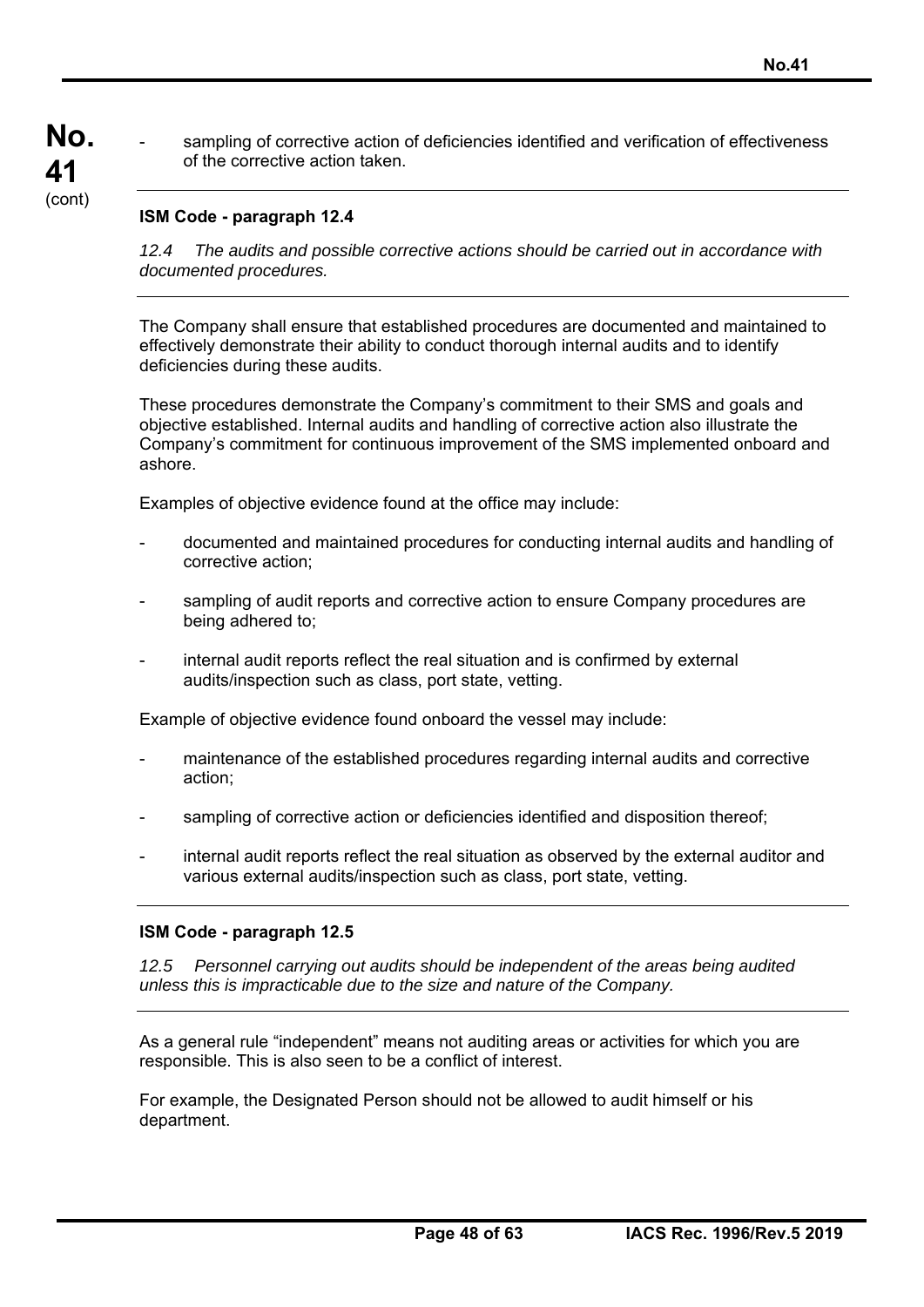- sampling of corrective action of deficiencies identified and verification of effectiveness of the corrective action taken.

**ISM Code - paragraph 12.4**

*12.4 The audits and possible corrective actions should be carried out in accordance with documented procedures.*

The Company shall ensure that established procedures are documented and maintained to effectively demonstrate their ability to conduct thorough internal audits and to identify deficiencies during these audits.

These procedures demonstrate the Company's commitment to their SMS and goals and objective established. Internal audits and handling of corrective action also illustrate the Company's commitment for continuous improvement of the SMS implemented onboard and ashore.

Examples of objective evidence found at the office may include:

- documented and maintained procedures for conducting internal audits and handling of corrective action;
- sampling of audit reports and corrective action to ensure Company procedures are being adhered to;
- internal audit reports reflect the real situation and is confirmed by external audits/inspection such as class, port state, vetting.

Example of objective evidence found onboard the vessel may include:

- maintenance of the established procedures regarding internal audits and corrective action;
- sampling of corrective action or deficiencies identified and disposition thereof;
- internal audit reports reflect the real situation as observed by the external auditor and various external audits/inspection such as class, port state, vetting.

**ISM Code - paragraph 12.5**

*12.5 Personnel carrying out audits should be independent of the areas being audited unless this is impracticable due to the size and nature of the Company.*

As a general rule "independent" means not auditing areas or activities for which you are responsible. This is also seen to be a conflict of interest.

For example, the Designated Person should not be allowed to audit himself or his department.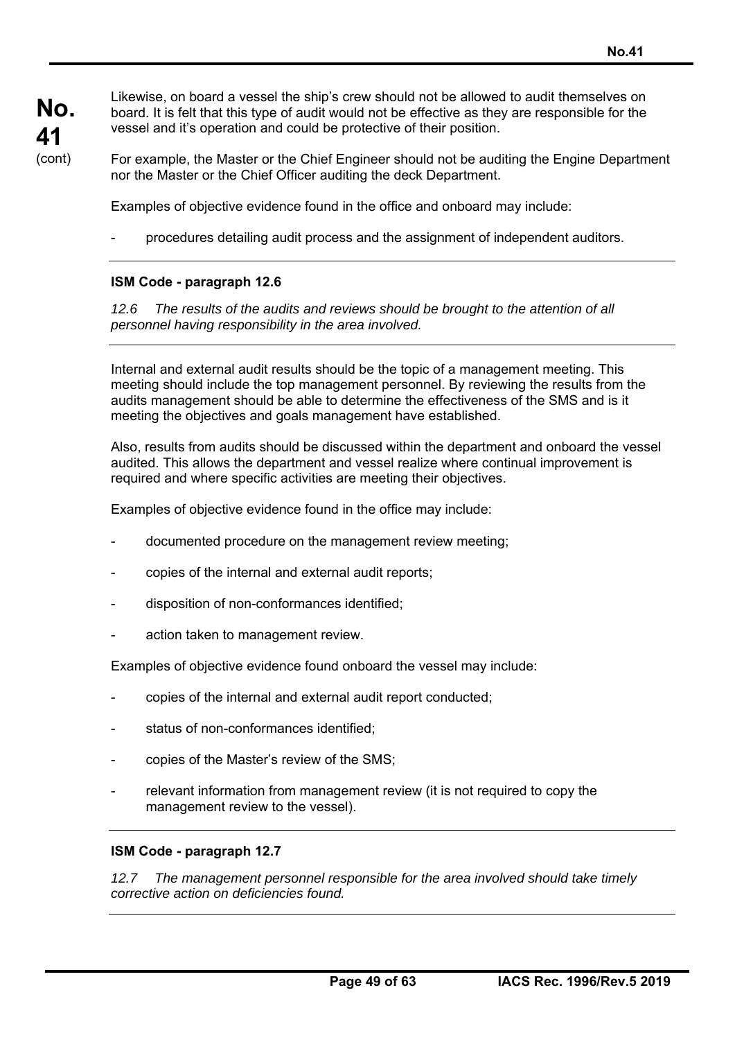Likewise, on board a vessel the ship's crew should not be allowed to audit themselves on board. It is felt that this type of audit would not be effective as they are responsible for the vessel and it's operation and could be protective of their position.

For example, the Master or the Chief Engineer should not be auditing the Engine Department nor the Master or the Chief Officer auditing the deck Department.

Examples of objective evidence found in the office and onboard may include:

- procedures detailing audit process and the assignment of independent auditors.

---

**ISM Code - paragraph 12.6**

*12.6 The results of the audits and reviews should be brought to the attention of all personnel having responsibility in the area involved.*

---

Internal and external audit results should be the topic of a management meeting. This meeting should include the top management personnel. By reviewing the results from the audits management should be able to determine the effectiveness of the SMS and is it meeting the objectives and goals management have established.

Also, results from audits should be discussed within the department and onboard the vessel audited. This allows the department and vessel realize where continual improvement is required and where specific activities are meeting their objectives.

Examples of objective evidence found in the office may include:

- documented procedure on the management review meeting;
- copies of the internal and external audit reports;
- disposition of non-conformances identified;
- action taken to management review.

Examples of objective evidence found onboard the vessel may include:

- copies of the internal and external audit report conducted;
- status of non-conformances identified;
- copies of the Master's review of the SMS;
- relevant information from management review (it is not required to copy the management review to the vessel).

---

**ISM Code - paragraph 12.7**

*12.7 The management personnel responsible for the area involved should take timely corrective action on deficiencies found.*

---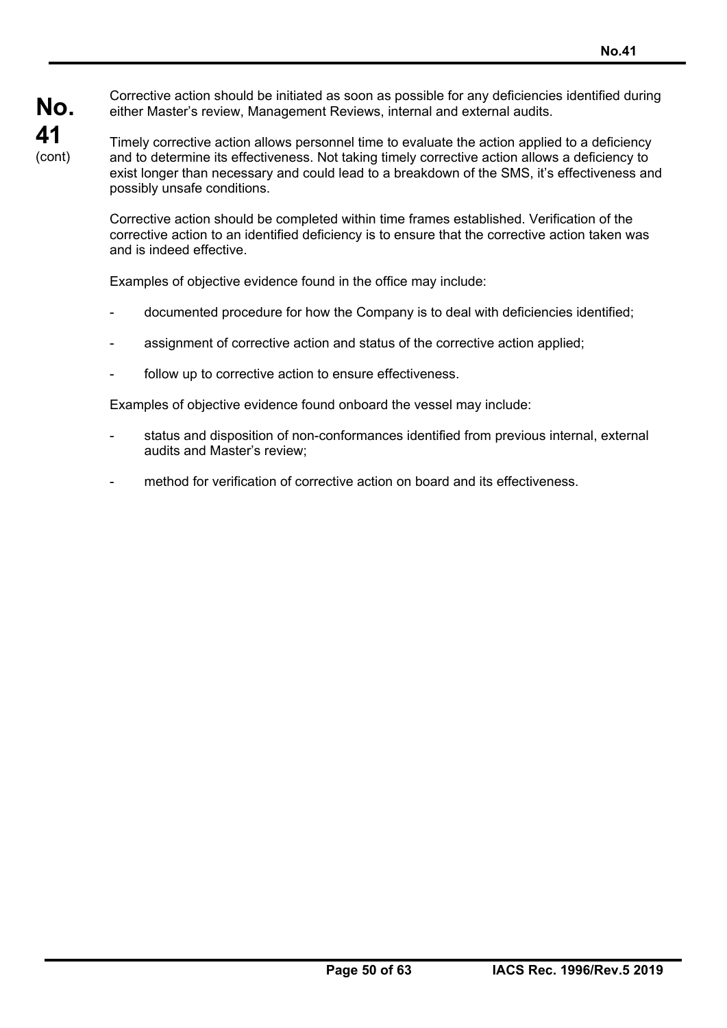Corrective action should be initiated as soon as possible for any deficiencies identified during either Master's review, Management Reviews, internal and external audits.

Timely corrective action allows personnel time to evaluate the action applied to a deficiency and to determine its effectiveness. Not taking timely corrective action allows a deficiency to exist longer than necessary and could lead to a breakdown of the SMS, it's effectiveness and possibly unsafe conditions.

Corrective action should be completed within time frames established. Verification of the corrective action to an identified deficiency is to ensure that the corrective action taken was and is indeed effective.

Examples of objective evidence found in the office may include:

- documented procedure for how the Company is to deal with deficiencies identified;
- assignment of corrective action and status of the corrective action applied;
- follow up to corrective action to ensure effectiveness.

Examples of objective evidence found onboard the vessel may include:

- status and disposition of non-conformances identified from previous internal, external audits and Master's review;
- method for verification of corrective action on board and its effectiveness.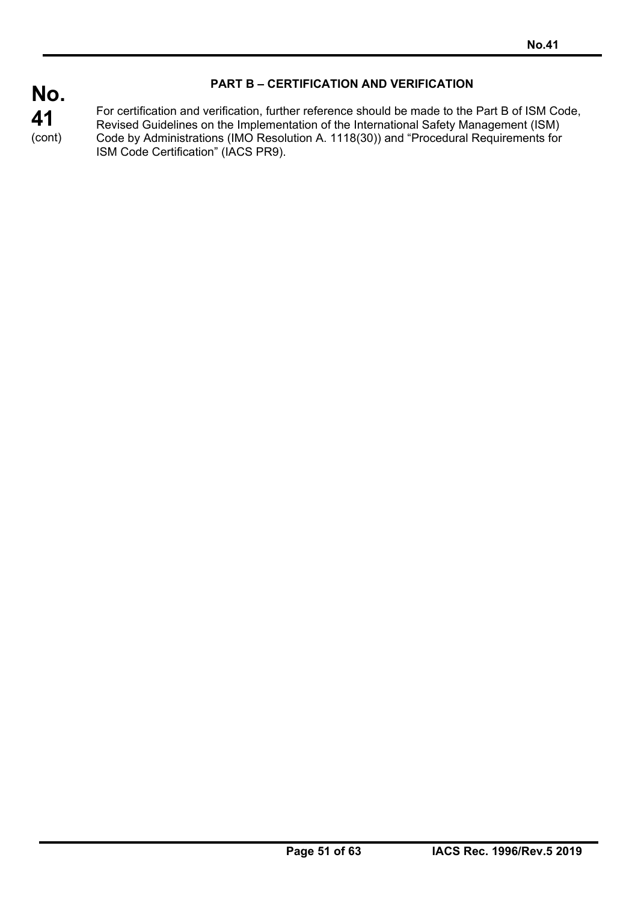## PART B – CERTIFICATION AND VERIFICATION

For certification and verification, further reference should be made to the Part B of ISM Code, Revised Guidelines on the Implementation of the International Safety Management (ISM) Code by Administrations (IMO Resolution A. 1118(30)) and "Procedural Requirements for ISM Code Certification" (IACS PR9).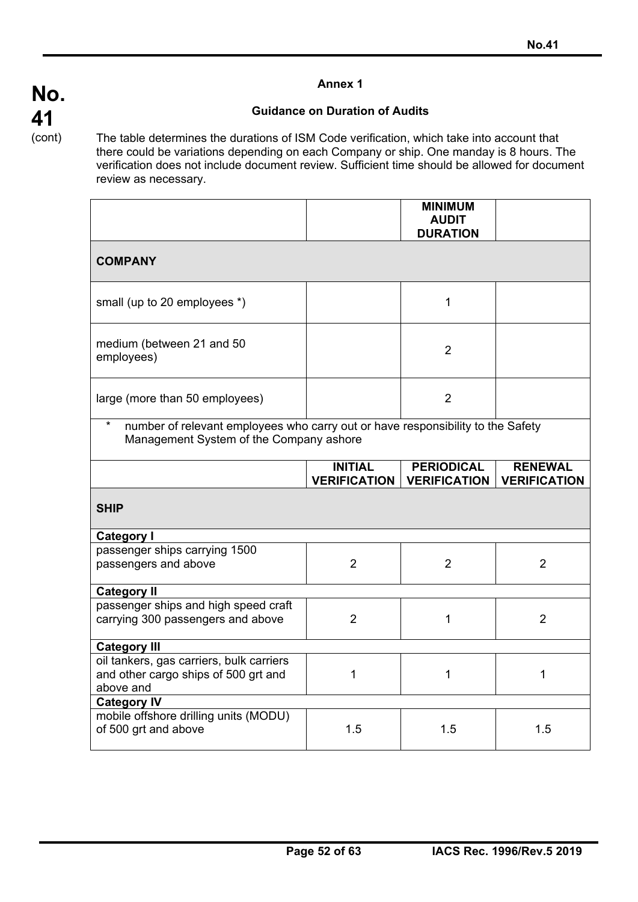## Annex 1

### Guidance on Duration of Audits

The table determines the durations of ISM Code verification, which take into account that there could be variations depending on each Company or ship. One manday is 8 hours. The verification does not include document review. Sufficient time should be allowed for document review as necessary.

| | | **MINIMUM AUDIT DURATION** | |
|---|---|---|---|
| **COMPANY** | | | |
| small (up to 20 employees *) | | 1 | |
| medium (between 21 and 50 employees) | | 2 | |
| large (more than 50 employees) | | 2 | |
| * number of relevant employees who carry out or have responsibility to the Safety Management System of the Company ashore | | | |
| | **INITIAL VERIFICATION** | **PERIODICAL VERIFICATION** | **RENEWAL VERIFICATION** |
| **SHIP** | | | |
| **Category I** | | | |
| passenger ships carrying 1500 passengers and above | 2 | 2 | 2 |
| **Category II** | | | |
| passenger ships and high speed craft carrying 300 passengers and above | 2 | 1 | 2 |
| **Category III** | | | |
| oil tankers, gas carriers, bulk carriers and other cargo ships of 500 grt and above and | 1 | 1 | 1 |
| **Category IV** | | | |
| mobile offshore drilling units (MODU) of 500 grt and above | 1.5 | 1.5 | 1.5 |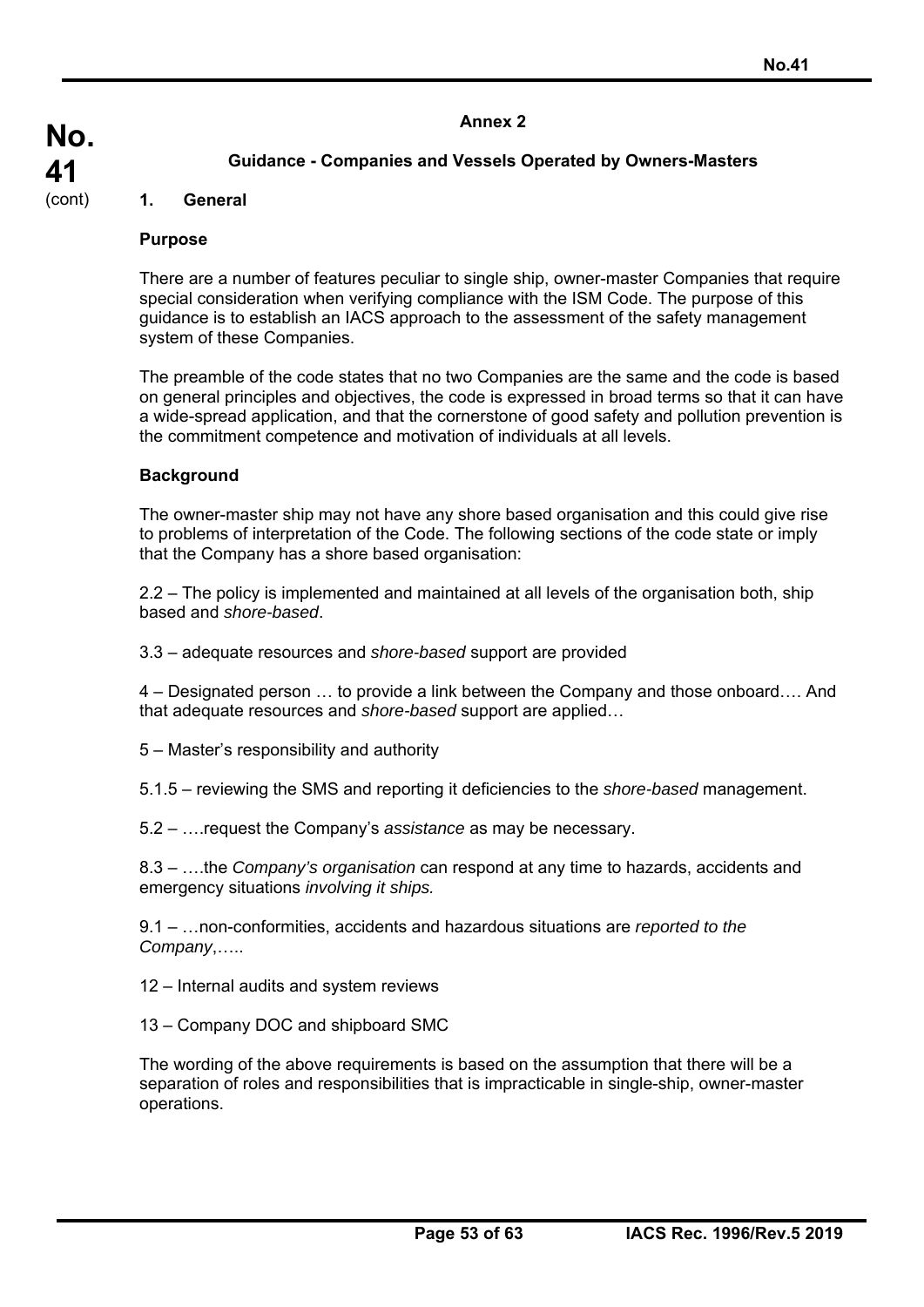## Annex 2

### Guidance - Companies and Vessels Operated by Owners-Masters

### 1. General

**Purpose**

There are a number of features peculiar to single ship, owner-master Companies that require special consideration when verifying compliance with the ISM Code. The purpose of this guidance is to establish an IACS approach to the assessment of the safety management system of these Companies.

The preamble of the code states that no two Companies are the same and the code is based on general principles and objectives, the code is expressed in broad terms so that it can have a wide-spread application, and that the cornerstone of good safety and pollution prevention is the commitment competence and motivation of individuals at all levels.

**Background**

The owner-master ship may not have any shore based organisation and this could give rise to problems of interpretation of the Code. The following sections of the code state or imply that the Company has a shore based organisation:

2.2 – The policy is implemented and maintained at all levels of the organisation both, ship based and *shore-based*.

3.3 – adequate resources and *shore-based* support are provided

4 – Designated person … to provide a link between the Company and those onboard…. And that adequate resources and *shore-based* support are applied…

5 – Master's responsibility and authority

5.1.5 – reviewing the SMS and reporting it deficiencies to the *shore-based* management.

5.2 – ….request the Company's *assistance* as may be necessary.

8.3 – ….the *Company's organisation* can respond at any time to hazards, accidents and emergency situations *involving it ships.*

9.1 – …non-conformities, accidents and hazardous situations are *reported to the Company*,…..

12 – Internal audits and system reviews

13 – Company DOC and shipboard SMC

The wording of the above requirements is based on the assumption that there will be a separation of roles and responsibilities that is impracticable in single-ship, owner-master operations.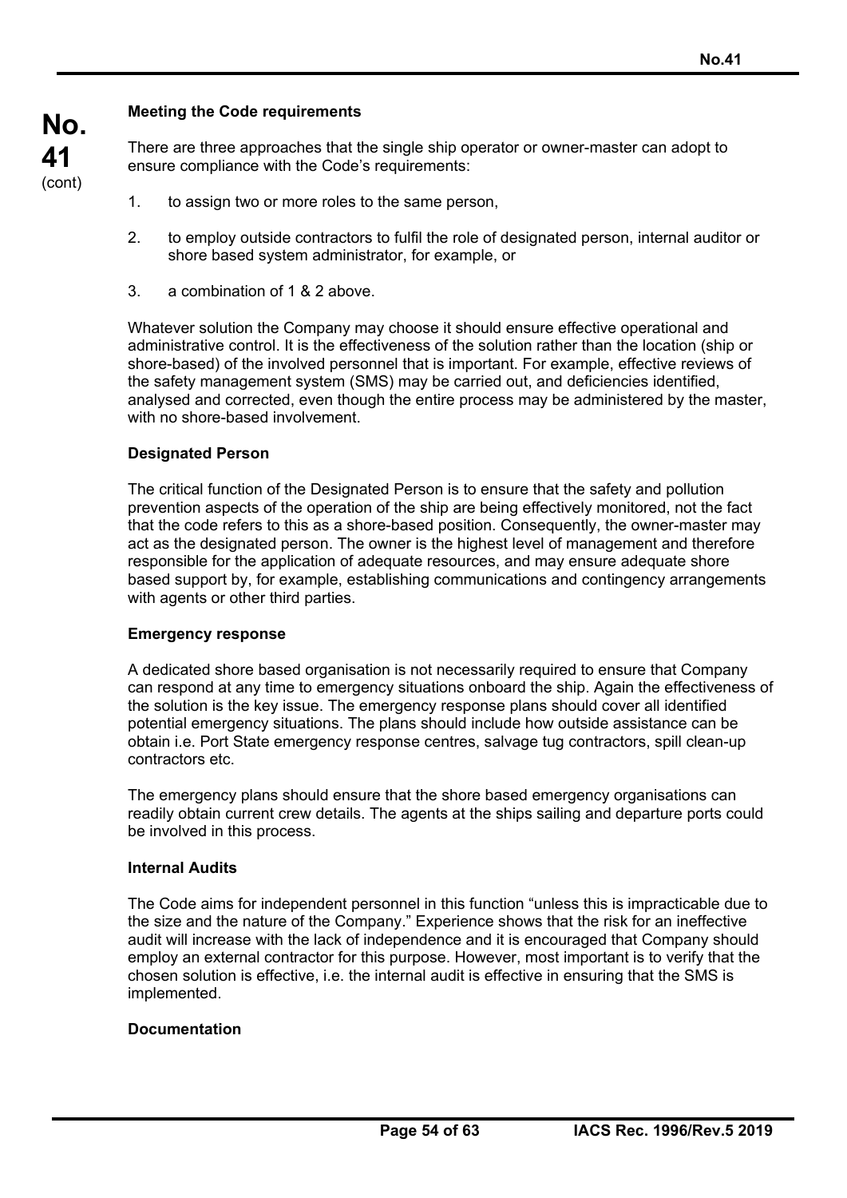### Meeting the Code requirements

There are three approaches that the single ship operator or owner-master can adopt to ensure compliance with the Code's requirements:

1. to assign two or more roles to the same person,
2. to employ outside contractors to fulfil the role of designated person, internal auditor or shore based system administrator, for example, or
3. a combination of 1 & 2 above.

Whatever solution the Company may choose it should ensure effective operational and administrative control. It is the effectiveness of the solution rather than the location (ship or shore-based) of the involved personnel that is important. For example, effective reviews of the safety management system (SMS) may be carried out, and deficiencies identified, analysed and corrected, even though the entire process may be administered by the master, with no shore-based involvement.

### Designated Person

The critical function of the Designated Person is to ensure that the safety and pollution prevention aspects of the operation of the ship are being effectively monitored, not the fact that the code refers to this as a shore-based position. Consequently, the owner-master may act as the designated person. The owner is the highest level of management and therefore responsible for the application of adequate resources, and may ensure adequate shore based support by, for example, establishing communications and contingency arrangements with agents or other third parties.

### Emergency response

A dedicated shore based organisation is not necessarily required to ensure that Company can respond at any time to emergency situations onboard the ship. Again the effectiveness of the solution is the key issue. The emergency response plans should cover all identified potential emergency situations. The plans should include how outside assistance can be obtain i.e. Port State emergency response centres, salvage tug contractors, spill clean-up contractors etc.

The emergency plans should ensure that the shore based emergency organisations can readily obtain current crew details. The agents at the ships sailing and departure ports could be involved in this process.

### Internal Audits

The Code aims for independent personnel in this function "unless this is impracticable due to the size and the nature of the Company." Experience shows that the risk for an ineffective audit will increase with the lack of independence and it is encouraged that Company should employ an external contractor for this purpose. However, most important is to verify that the chosen solution is effective, i.e. the internal audit is effective in ensuring that the SMS is implemented.

### Documentation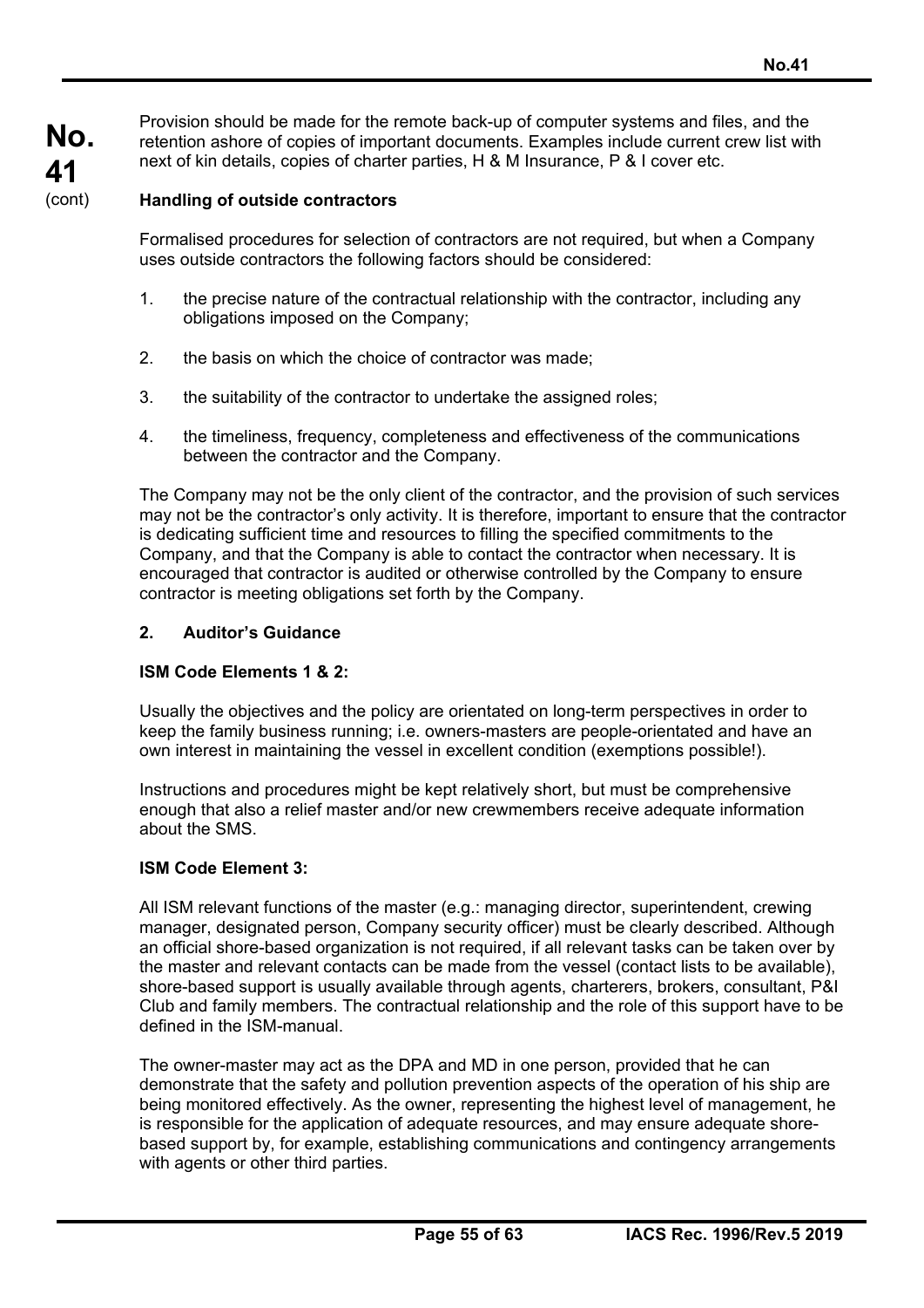Provision should be made for the remote back-up of computer systems and files, and the retention ashore of copies of important documents. Examples include current crew list with next of kin details, copies of charter parties, H & M Insurance, P & I cover etc.

**Handling of outside contractors**

Formalised procedures for selection of contractors are not required, but when a Company uses outside contractors the following factors should be considered:

1. the precise nature of the contractual relationship with the contractor, including any obligations imposed on the Company;

2. the basis on which the choice of contractor was made;

3. the suitability of the contractor to undertake the assigned roles;

4. the timeliness, frequency, completeness and effectiveness of the communications between the contractor and the Company.

The Company may not be the only client of the contractor, and the provision of such services may not be the contractor's only activity. It is therefore, important to ensure that the contractor is dedicating sufficient time and resources to filling the specified commitments to the Company, and that the Company is able to contact the contractor when necessary. It is encouraged that contractor is audited or otherwise controlled by the Company to ensure contractor is meeting obligations set forth by the Company.

## 2. Auditor's Guidance

**ISM Code Elements 1 & 2:**

Usually the objectives and the policy are orientated on long-term perspectives in order to keep the family business running; i.e. owners-masters are people-orientated and have an own interest in maintaining the vessel in excellent condition (exemptions possible!).

Instructions and procedures might be kept relatively short, but must be comprehensive enough that also a relief master and/or new crewmembers receive adequate information about the SMS.

**ISM Code Element 3:**

All ISM relevant functions of the master (e.g.: managing director, superintendent, crewing manager, designated person, Company security officer) must be clearly described. Although an official shore-based organization is not required, if all relevant tasks can be taken over by the master and relevant contacts can be made from the vessel (contact lists to be available), shore-based support is usually available through agents, charterers, brokers, consultant, P&I Club and family members. The contractual relationship and the role of this support have to be defined in the ISM-manual.

The owner-master may act as the DPA and MD in one person, provided that he can demonstrate that the safety and pollution prevention aspects of the operation of his ship are being monitored effectively. As the owner, representing the highest level of management, he is responsible for the application of adequate resources, and may ensure adequate shore-based support by, for example, establishing communications and contingency arrangements with agents or other third parties.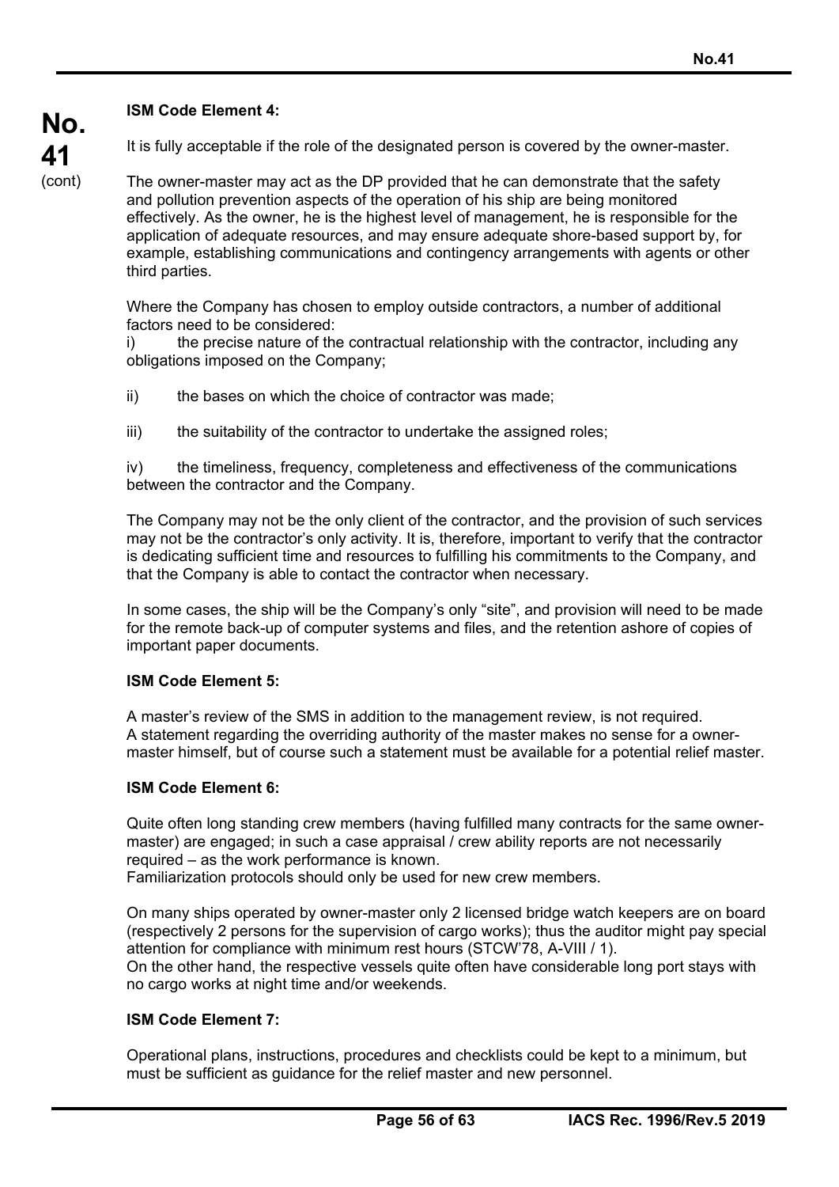**ISM Code Element 4:**

It is fully acceptable if the role of the designated person is covered by the owner-master.

The owner-master may act as the DP provided that he can demonstrate that the safety and pollution prevention aspects of the operation of his ship are being monitored effectively. As the owner, he is the highest level of management, he is responsible for the application of adequate resources, and may ensure adequate shore-based support by, for example, establishing communications and contingency arrangements with agents or other third parties.

Where the Company has chosen to employ outside contractors, a number of additional factors need to be considered:

i) the precise nature of the contractual relationship with the contractor, including any obligations imposed on the Company;

ii) the bases on which the choice of contractor was made;

iii) the suitability of the contractor to undertake the assigned roles;

iv) the timeliness, frequency, completeness and effectiveness of the communications between the contractor and the Company.

The Company may not be the only client of the contractor, and the provision of such services may not be the contractor's only activity. It is, therefore, important to verify that the contractor is dedicating sufficient time and resources to fulfilling his commitments to the Company, and that the Company is able to contact the contractor when necessary.

In some cases, the ship will be the Company's only "site", and provision will need to be made for the remote back-up of computer systems and files, and the retention ashore of copies of important paper documents.

**ISM Code Element 5:**

A master's review of the SMS in addition to the management review, is not required. A statement regarding the overriding authority of the master makes no sense for a owner-master himself, but of course such a statement must be available for a potential relief master.

**ISM Code Element 6:**

Quite often long standing crew members (having fulfilled many contracts for the same owner-master) are engaged; in such a case appraisal / crew ability reports are not necessarily required – as the work performance is known.
Familiarization protocols should only be used for new crew members.

On many ships operated by owner-master only 2 licensed bridge watch keepers are on board (respectively 2 persons for the supervision of cargo works); thus the auditor might pay special attention for compliance with minimum rest hours (STCW'78, A-VIII / 1).
On the other hand, the respective vessels quite often have considerable long port stays with no cargo works at night time and/or weekends.

**ISM Code Element 7:**

Operational plans, instructions, procedures and checklists could be kept to a minimum, but must be sufficient as guidance for the relief master and new personnel.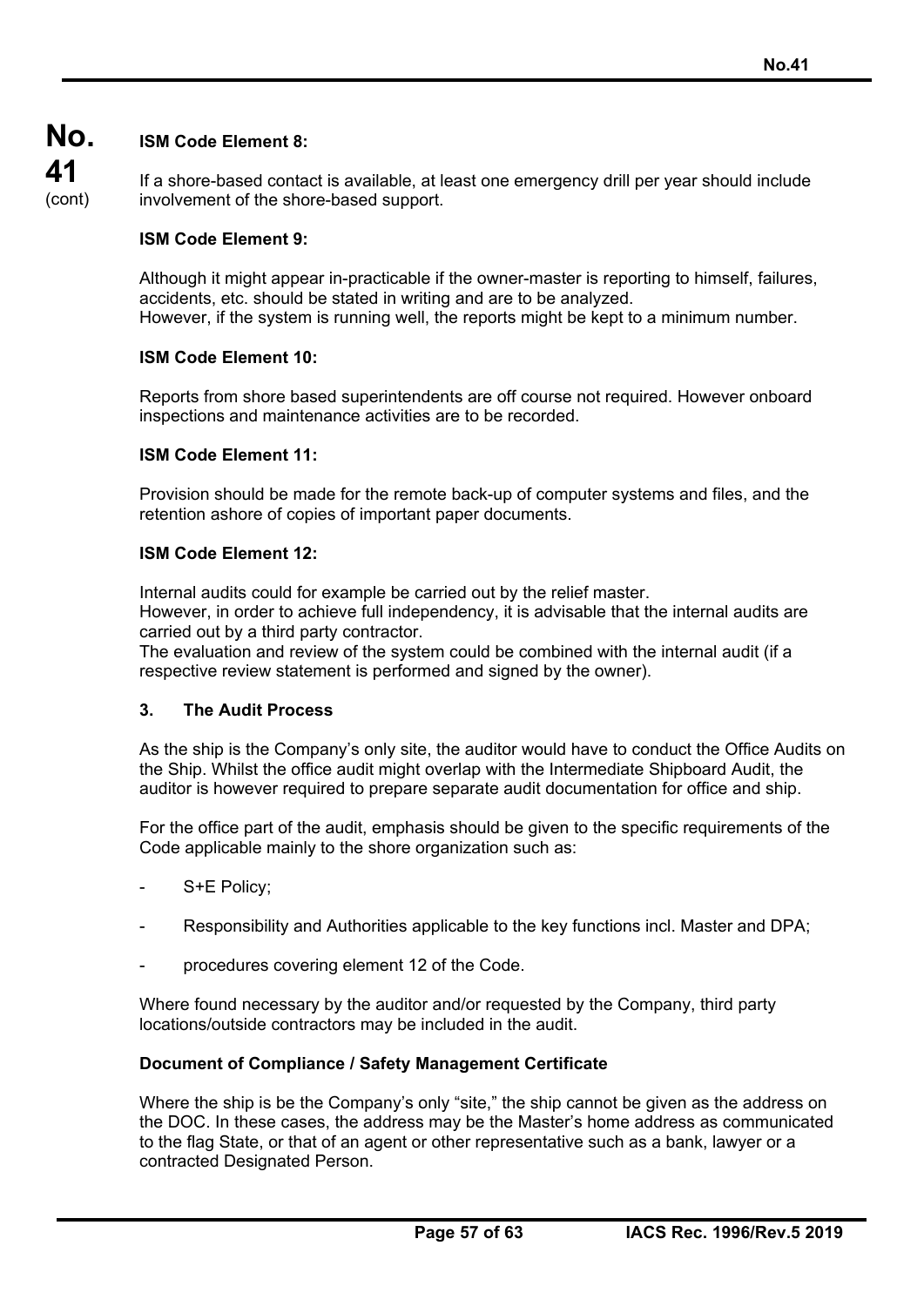**ISM Code Element 8:**

If a shore-based contact is available, at least one emergency drill per year should include involvement of the shore-based support.

**ISM Code Element 9:**

Although it might appear in-practicable if the owner-master is reporting to himself, failures, accidents, etc. should be stated in writing and are to be analyzed.
However, if the system is running well, the reports might be kept to a minimum number.

**ISM Code Element 10:**

Reports from shore based superintendents are off course not required. However onboard inspections and maintenance activities are to be recorded.

**ISM Code Element 11:**

Provision should be made for the remote back-up of computer systems and files, and the retention ashore of copies of important paper documents.

**ISM Code Element 12:**

Internal audits could for example be carried out by the relief master.
However, in order to achieve full independency, it is advisable that the internal audits are carried out by a third party contractor.
The evaluation and review of the system could be combined with the internal audit (if a respective review statement is performed and signed by the owner).

## 3. The Audit Process

As the ship is the Company's only site, the auditor would have to conduct the Office Audits on the Ship. Whilst the office audit might overlap with the Intermediate Shipboard Audit, the auditor is however required to prepare separate audit documentation for office and ship.

For the office part of the audit, emphasis should be given to the specific requirements of the Code applicable mainly to the shore organization such as:

- S+E Policy;
- Responsibility and Authorities applicable to the key functions incl. Master and DPA;
- procedures covering element 12 of the Code.

Where found necessary by the auditor and/or requested by the Company, third party locations/outside contractors may be included in the audit.

**Document of Compliance / Safety Management Certificate**

Where the ship is be the Company's only "site," the ship cannot be given as the address on the DOC. In these cases, the address may be the Master's home address as communicated to the flag State, or that of an agent or other representative such as a bank, lawyer or a contracted Designated Person.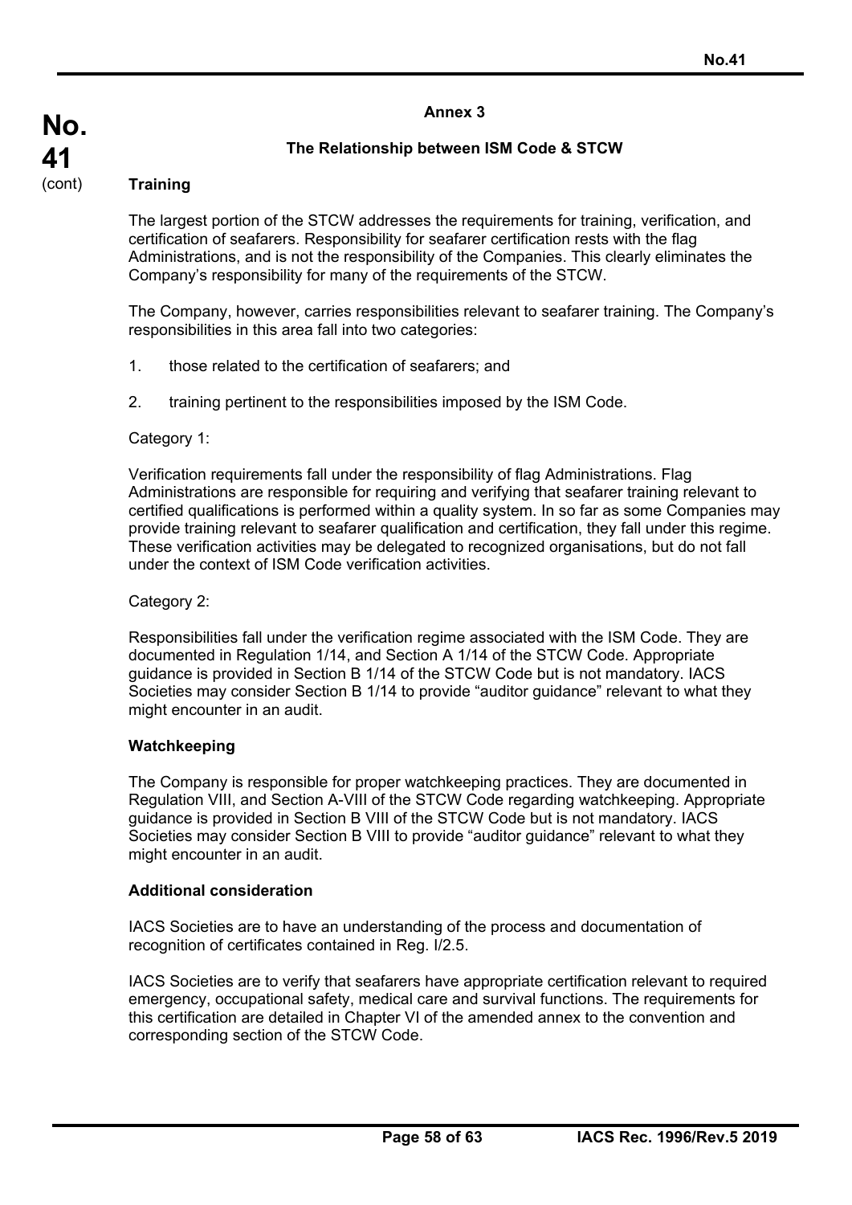## Annex 3

### The Relationship between ISM Code & STCW

**Training**

The largest portion of the STCW addresses the requirements for training, verification, and certification of seafarers. Responsibility for seafarer certification rests with the flag Administrations, and is not the responsibility of the Companies. This clearly eliminates the Company's responsibility for many of the requirements of the STCW.

The Company, however, carries responsibilities relevant to seafarer training. The Company's responsibilities in this area fall into two categories:

1. those related to the certification of seafarers; and
2. training pertinent to the responsibilities imposed by the ISM Code.

Category 1:

Verification requirements fall under the responsibility of flag Administrations. Flag Administrations are responsible for requiring and verifying that seafarer training relevant to certified qualifications is performed within a quality system. In so far as some Companies may provide training relevant to seafarer qualification and certification, they fall under this regime. These verification activities may be delegated to recognized organisations, but do not fall under the context of ISM Code verification activities.

Category 2:

Responsibilities fall under the verification regime associated with the ISM Code. They are documented in Regulation 1/14, and Section A 1/14 of the STCW Code. Appropriate guidance is provided in Section B 1/14 of the STCW Code but is not mandatory. IACS Societies may consider Section B 1/14 to provide "auditor guidance" relevant to what they might encounter in an audit.

**Watchkeeping**

The Company is responsible for proper watchkeeping practices. They are documented in Regulation VIII, and Section A-VIII of the STCW Code regarding watchkeeping. Appropriate guidance is provided in Section B VIII of the STCW Code but is not mandatory. IACS Societies may consider Section B VIII to provide "auditor guidance" relevant to what they might encounter in an audit.

**Additional consideration**

IACS Societies are to have an understanding of the process and documentation of recognition of certificates contained in Reg. I/2.5.

IACS Societies are to verify that seafarers have appropriate certification relevant to required emergency, occupational safety, medical care and survival functions. The requirements for this certification are detailed in Chapter VI of the amended annex to the convention and corresponding section of the STCW Code.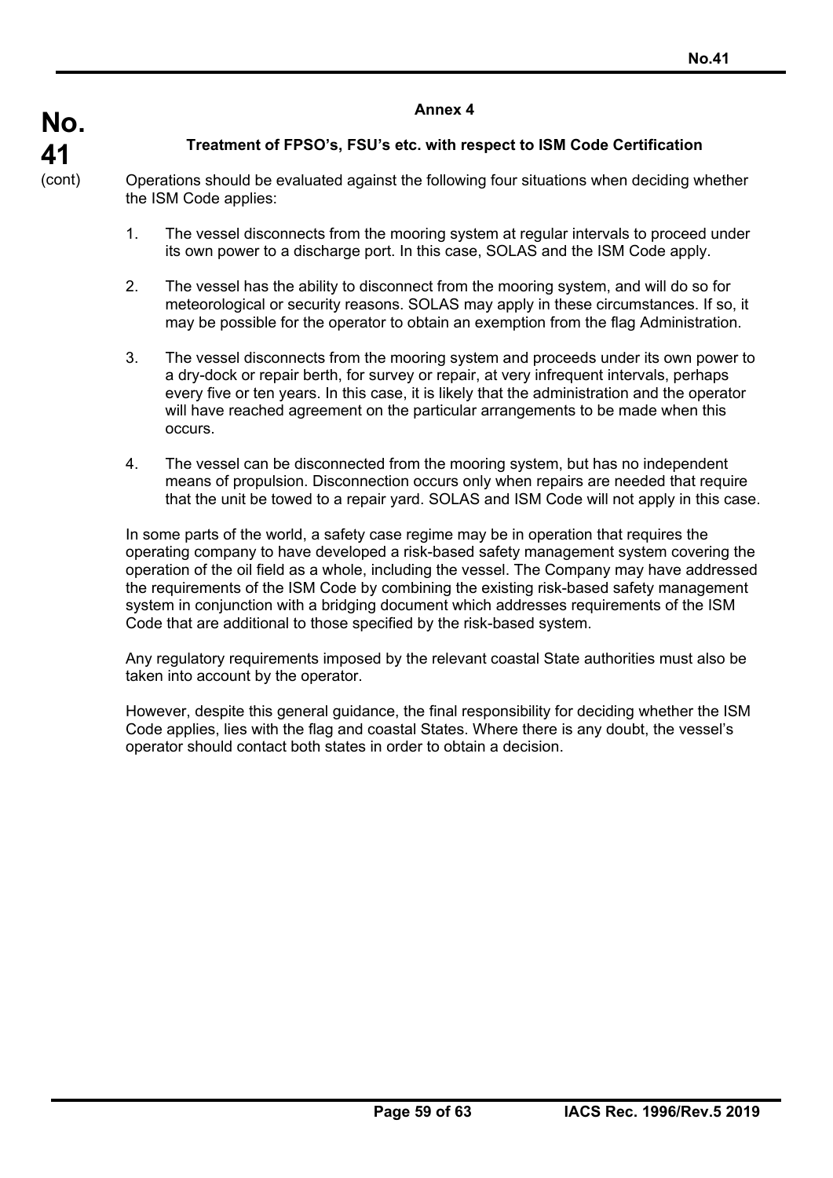## Annex 4

### Treatment of FPSO's, FSU's etc. with respect to ISM Code Certification

Operations should be evaluated against the following four situations when deciding whether the ISM Code applies:

1. The vessel disconnects from the mooring system at regular intervals to proceed under its own power to a discharge port. In this case, SOLAS and the ISM Code apply.

2. The vessel has the ability to disconnect from the mooring system, and will do so for meteorological or security reasons. SOLAS may apply in these circumstances. If so, it may be possible for the operator to obtain an exemption from the flag Administration.

3. The vessel disconnects from the mooring system and proceeds under its own power to a dry-dock or repair berth, for survey or repair, at very infrequent intervals, perhaps every five or ten years. In this case, it is likely that the administration and the operator will have reached agreement on the particular arrangements to be made when this occurs.

4. The vessel can be disconnected from the mooring system, but has no independent means of propulsion. Disconnection occurs only when repairs are needed that require that the unit be towed to a repair yard. SOLAS and ISM Code will not apply in this case.

In some parts of the world, a safety case regime may be in operation that requires the operating company to have developed a risk-based safety management system covering the operation of the oil field as a whole, including the vessel. The Company may have addressed the requirements of the ISM Code by combining the existing risk-based safety management system in conjunction with a bridging document which addresses requirements of the ISM Code that are additional to those specified by the risk-based system.

Any regulatory requirements imposed by the relevant coastal State authorities must also be taken into account by the operator.

However, despite this general guidance, the final responsibility for deciding whether the ISM Code applies, lies with the flag and coastal States. Where there is any doubt, the vessel's operator should contact both states in order to obtain a decision.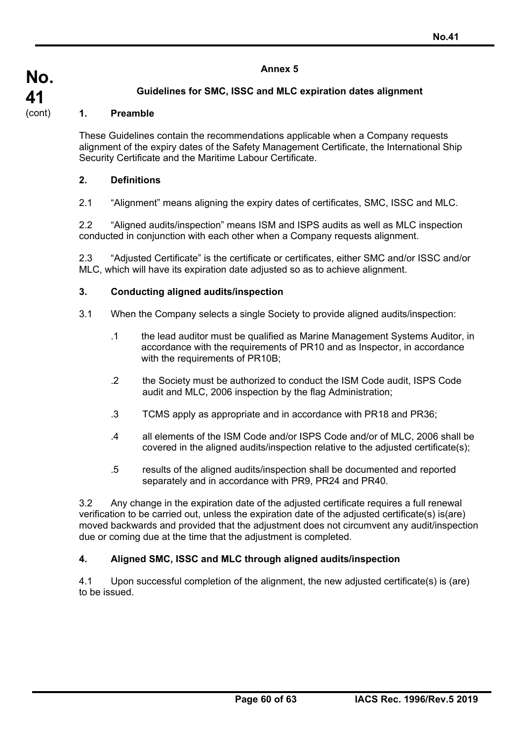## Annex 5

### Guidelines for SMC, ISSC and MLC expiration dates alignment

#### 1. Preamble

These Guidelines contain the recommendations applicable when a Company requests alignment of the expiry dates of the Safety Management Certificate, the International Ship Security Certificate and the Maritime Labour Certificate.

#### 2. Definitions

2.1 "Alignment" means aligning the expiry dates of certificates, SMC, ISSC and MLC.

2.2 "Aligned audits/inspection" means ISM and ISPS audits as well as MLC inspection conducted in conjunction with each other when a Company requests alignment.

2.3 "Adjusted Certificate" is the certificate or certificates, either SMC and/or ISSC and/or MLC, which will have its expiration date adjusted so as to achieve alignment.

#### 3. Conducting aligned audits/inspection

3.1 When the Company selects a single Society to provide aligned audits/inspection:

.1 the lead auditor must be qualified as Marine Management Systems Auditor, in accordance with the requirements of PR10 and as Inspector, in accordance with the requirements of PR10B;

.2 the Society must be authorized to conduct the ISM Code audit, ISPS Code audit and MLC, 2006 inspection by the flag Administration;

.3 TCMS apply as appropriate and in accordance with PR18 and PR36;

.4 all elements of the ISM Code and/or ISPS Code and/or of MLC, 2006 shall be covered in the aligned audits/inspection relative to the adjusted certificate(s);

.5 results of the aligned audits/inspection shall be documented and reported separately and in accordance with PR9, PR24 and PR40.

3.2 Any change in the expiration date of the adjusted certificate requires a full renewal verification to be carried out, unless the expiration date of the adjusted certificate(s) is(are) moved backwards and provided that the adjustment does not circumvent any audit/inspection due or coming due at the time that the adjustment is completed.

#### 4. Aligned SMC, ISSC and MLC through aligned audits/inspection

4.1 Upon successful completion of the alignment, the new adjusted certificate(s) is (are) to be issued.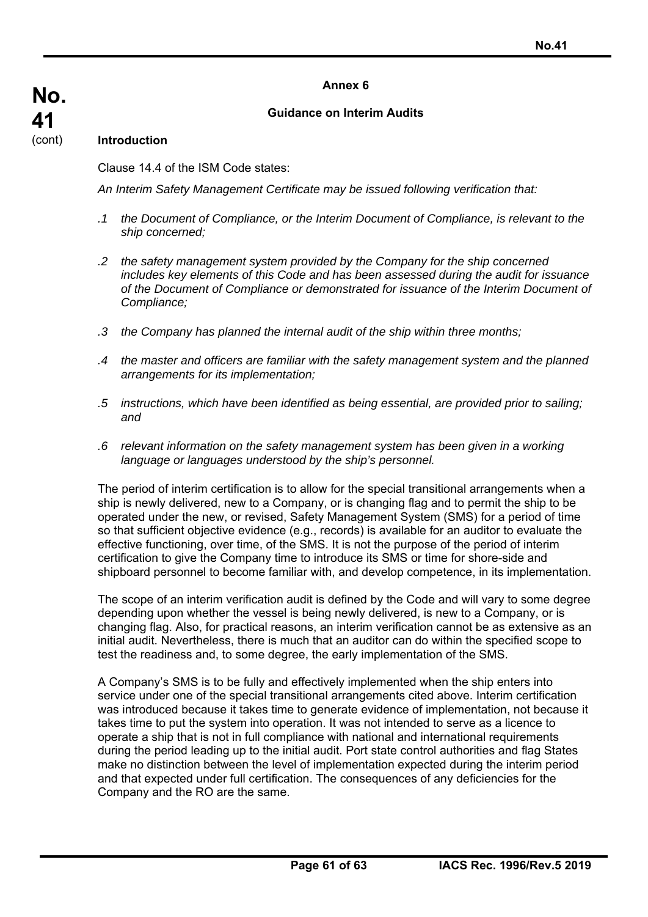## Annex 6

### Guidance on Interim Audits

**Introduction**

Clause 14.4 of the ISM Code states:

*An Interim Safety Management Certificate may be issued following verification that:*

*.1 the Document of Compliance, or the Interim Document of Compliance, is relevant to the ship concerned;*

*.2 the safety management system provided by the Company for the ship concerned includes key elements of this Code and has been assessed during the audit for issuance of the Document of Compliance or demonstrated for issuance of the Interim Document of Compliance;*

*.3 the Company has planned the internal audit of the ship within three months;*

*.4 the master and officers are familiar with the safety management system and the planned arrangements for its implementation;*

*.5 instructions, which have been identified as being essential, are provided prior to sailing; and*

*.6 relevant information on the safety management system has been given in a working language or languages understood by the ship's personnel.*

The period of interim certification is to allow for the special transitional arrangements when a ship is newly delivered, new to a Company, or is changing flag and to permit the ship to be operated under the new, or revised, Safety Management System (SMS) for a period of time so that sufficient objective evidence (e.g., records) is available for an auditor to evaluate the effective functioning, over time, of the SMS. It is not the purpose of the period of interim certification to give the Company time to introduce its SMS or time for shore-side and shipboard personnel to become familiar with, and develop competence, in its implementation.

The scope of an interim verification audit is defined by the Code and will vary to some degree depending upon whether the vessel is being newly delivered, is new to a Company, or is changing flag. Also, for practical reasons, an interim verification cannot be as extensive as an initial audit. Nevertheless, there is much that an auditor can do within the specified scope to test the readiness and, to some degree, the early implementation of the SMS.

A Company's SMS is to be fully and effectively implemented when the ship enters into service under one of the special transitional arrangements cited above. Interim certification was introduced because it takes time to generate evidence of implementation, not because it takes time to put the system into operation. It was not intended to serve as a licence to operate a ship that is not in full compliance with national and international requirements during the period leading up to the initial audit. Port state control authorities and flag States make no distinction between the level of implementation expected during the interim period and that expected under full certification. The consequences of any deficiencies for the Company and the RO are the same.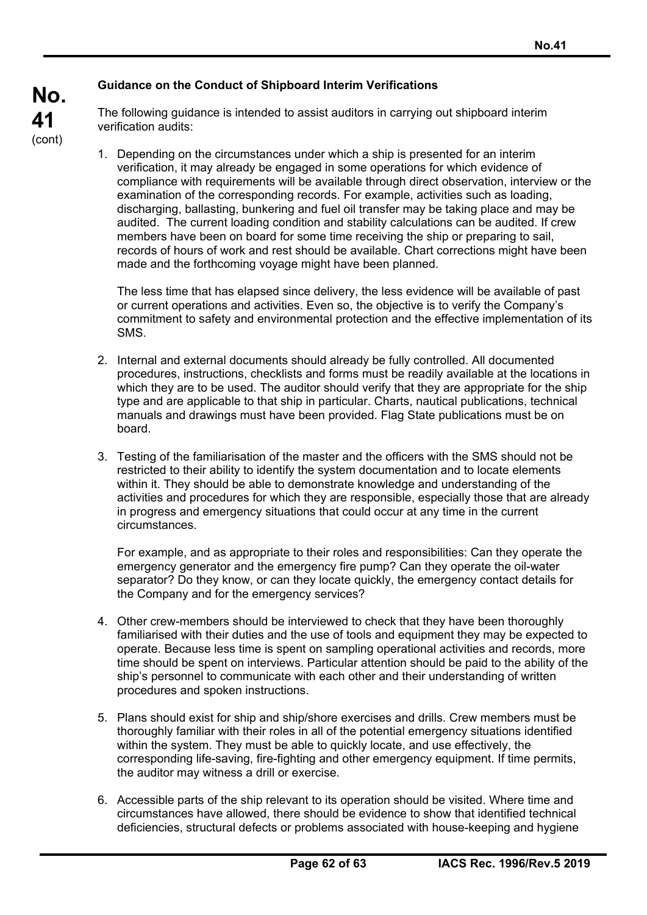**Guidance on the Conduct of Shipboard Interim Verifications**

The following guidance is intended to assist auditors in carrying out shipboard interim verification audits:

1. Depending on the circumstances under which a ship is presented for an interim verification, it may already be engaged in some operations for which evidence of compliance with requirements will be available through direct observation, interview or the examination of the corresponding records. For example, activities such as loading, discharging, ballasting, bunkering and fuel oil transfer may be taking place and may be audited. The current loading condition and stability calculations can be audited. If crew members have been on board for some time receiving the ship or preparing to sail, records of hours of work and rest should be available. Chart corrections might have been made and the forthcoming voyage might have been planned.

   The less time that has elapsed since delivery, the less evidence will be available of past or current operations and activities. Even so, the objective is to verify the Company's commitment to safety and environmental protection and the effective implementation of its SMS.

2. Internal and external documents should already be fully controlled. All documented procedures, instructions, checklists and forms must be readily available at the locations in which they are to be used. The auditor should verify that they are appropriate for the ship type and are applicable to that ship in particular. Charts, nautical publications, technical manuals and drawings must have been provided. Flag State publications must be on board.

3. Testing of the familiarisation of the master and the officers with the SMS should not be restricted to their ability to identify the system documentation and to locate elements within it. They should be able to demonstrate knowledge and understanding of the activities and procedures for which they are responsible, especially those that are already in progress and emergency situations that could occur at any time in the current circumstances.

   For example, and as appropriate to their roles and responsibilities: Can they operate the emergency generator and the emergency fire pump? Can they operate the oil-water separator? Do they know, or can they locate quickly, the emergency contact details for the Company and for the emergency services?

4. Other crew-members should be interviewed to check that they have been thoroughly familiarised with their duties and the use of tools and equipment they may be expected to operate. Because less time is spent on sampling operational activities and records, more time should be spent on interviews. Particular attention should be paid to the ability of the ship's personnel to communicate with each other and their understanding of written procedures and spoken instructions.

5. Plans should exist for ship and ship/shore exercises and drills. Crew members must be thoroughly familiar with their roles in all of the potential emergency situations identified within the system. They must be able to quickly locate, and use effectively, the corresponding life-saving, fire-fighting and other emergency equipment. If time permits, the auditor may witness a drill or exercise.

6. Accessible parts of the ship relevant to its operation should be visited. Where time and circumstances have allowed, there should be evidence to show that identified technical deficiencies, structural defects or problems associated with house-keeping and hygiene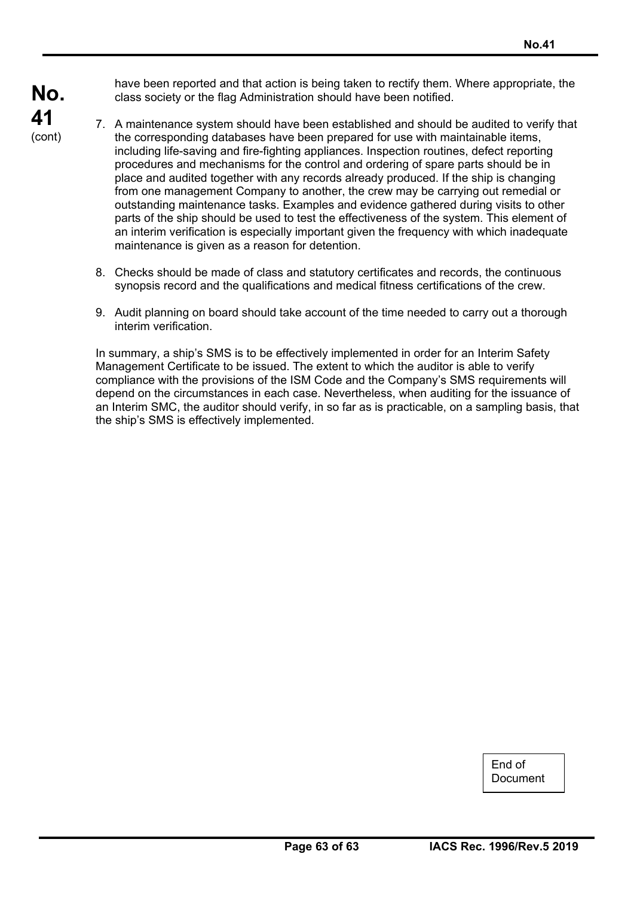have been reported and that action is being taken to rectify them. Where appropriate, the class society or the flag Administration should have been notified.

7. A maintenance system should have been established and should be audited to verify that the corresponding databases have been prepared for use with maintainable items, including life-saving and fire-fighting appliances. Inspection routines, defect reporting procedures and mechanisms for the control and ordering of spare parts should be in place and audited together with any records already produced. If the ship is changing from one management Company to another, the crew may be carrying out remedial or outstanding maintenance tasks. Examples and evidence gathered during visits to other parts of the ship should be used to test the effectiveness of the system. This element of an interim verification is especially important given the frequency with which inadequate maintenance is given as a reason for detention.

8. Checks should be made of class and statutory certificates and records, the continuous synopsis record and the qualifications and medical fitness certifications of the crew.

9. Audit planning on board should take account of the time needed to carry out a thorough interim verification.

In summary, a ship's SMS is to be effectively implemented in order for an Interim Safety Management Certificate to be issued. The extent to which the auditor is able to verify compliance with the provisions of the ISM Code and the Company's SMS requirements will depend on the circumstances in each case. Nevertheless, when auditing for the issuance of an Interim SMC, the auditor should verify, in so far as is practicable, on a sampling basis, that the ship's SMS is effectively implemented.

End of Document